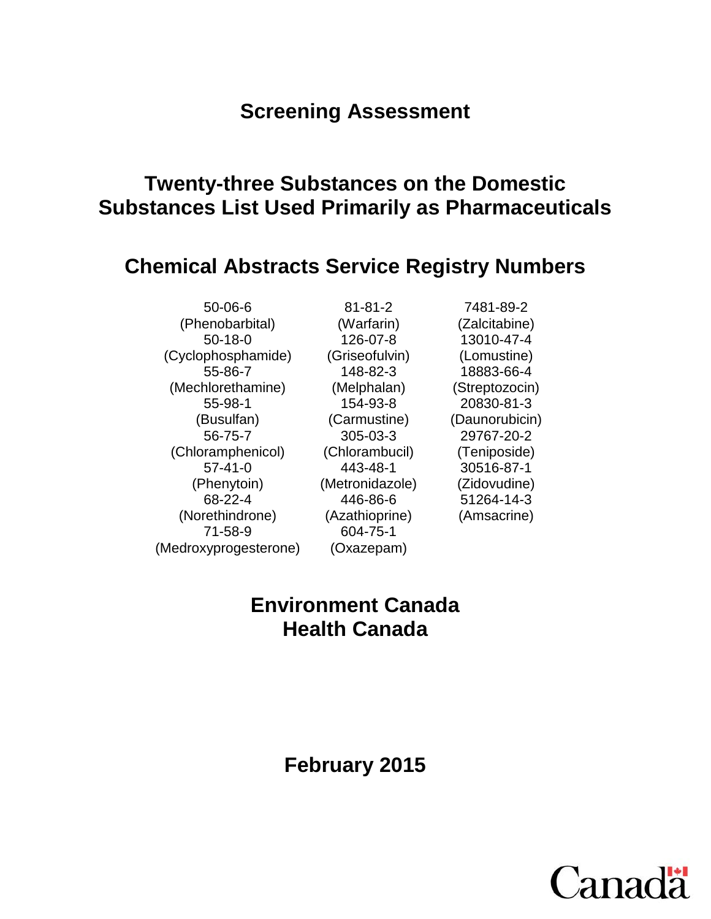# Screening Assessment

## Twenty-three Substances on the Domestic Substances List Used Primarily as Pharmaceuticals

## Chemical Abstracts Service Registry Numbers

50-06-6
(Phenobarbital)
50-18-0
(Cyclophosphamide)
55-86-7
(Mechlorethamine)
55-98-1
(Busulfan)
56-75-7
(Chloramphenicol)
57-41-0
(Phenytoin)
68-22-4
(Norethindrone)
71-58-9
(Medroxyprogesterone)
81-81-2
(Warfarin)
126-07-8
(Griseofulvin)
148-82-3
(Melphalan)
154-93-8
(Carmustine)
305-03-3
(Chlorambucil)
443-48-1
(Metronidazole)
446-86-6
(Azathioprine)
604-75-1
(Oxazepam)
7481-89-2
(Zalcitabine)
13010-47-4
(Lomustine)
18883-66-4
(Streptozocin)
20830-81-3
(Daunorubicin)
29767-20-2
(Teniposide)
30516-87-1
(Zidovudine)
51264-14-3
(Amsacrine)

## Environment Canada
## Health Canada

## February 2015

Canada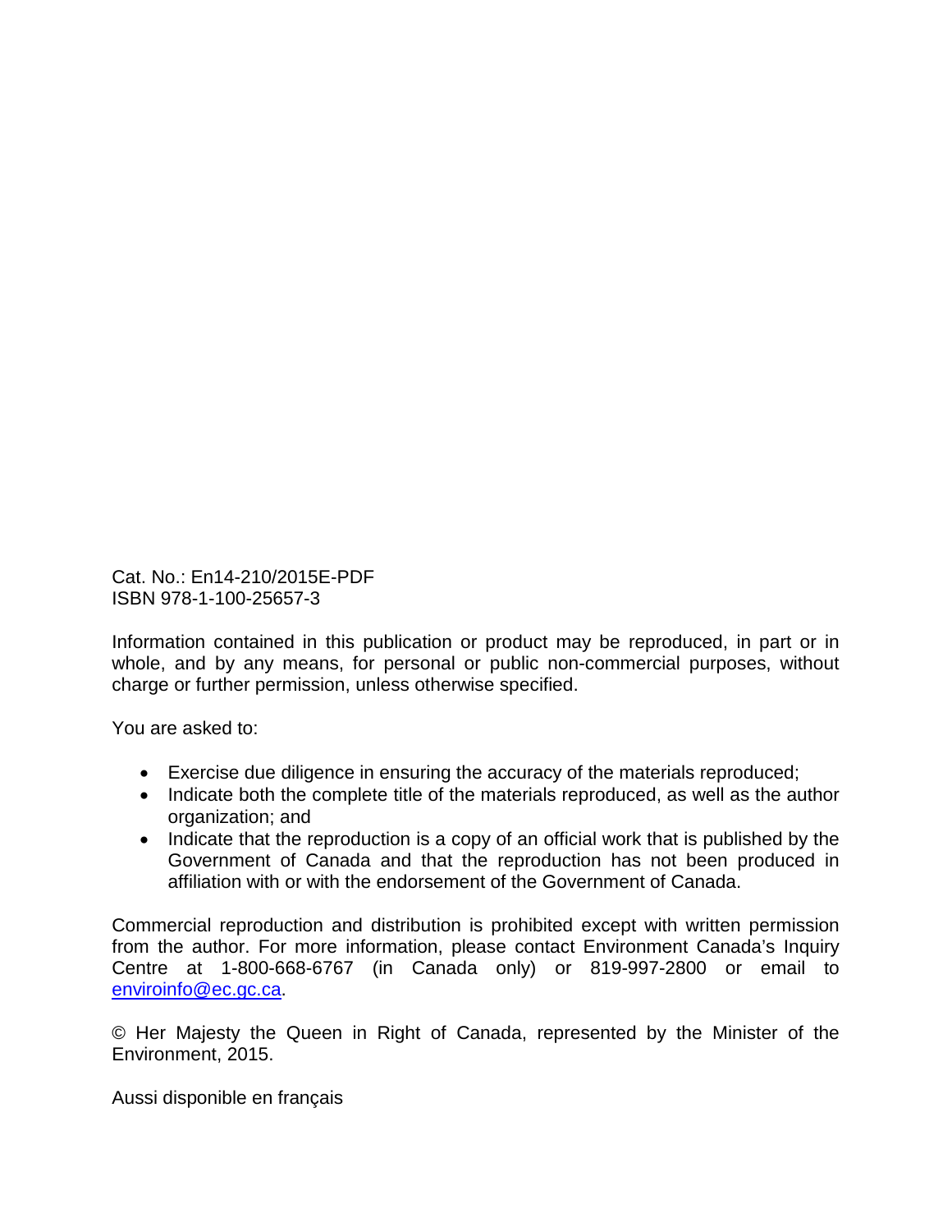Cat. No.: En14-210/2015E-PDF
ISBN 978-1-100-25657-3

Information contained in this publication or product may be reproduced, in part or in whole, and by any means, for personal or public non-commercial purposes, without charge or further permission, unless otherwise specified.

You are asked to:

- Exercise due diligence in ensuring the accuracy of the materials reproduced;
- Indicate both the complete title of the materials reproduced, as well as the author organization; and
- Indicate that the reproduction is a copy of an official work that is published by the Government of Canada and that the reproduction has not been produced in affiliation with or with the endorsement of the Government of Canada.

Commercial reproduction and distribution is prohibited except with written permission from the author. For more information, please contact Environment Canada's Inquiry Centre at 1-800-668-6767 (in Canada only) or 819-997-2800 or email to enviroinfo@ec.gc.ca.

© Her Majesty the Queen in Right of Canada, represented by the Minister of the Environment, 2015.

Aussi disponible en français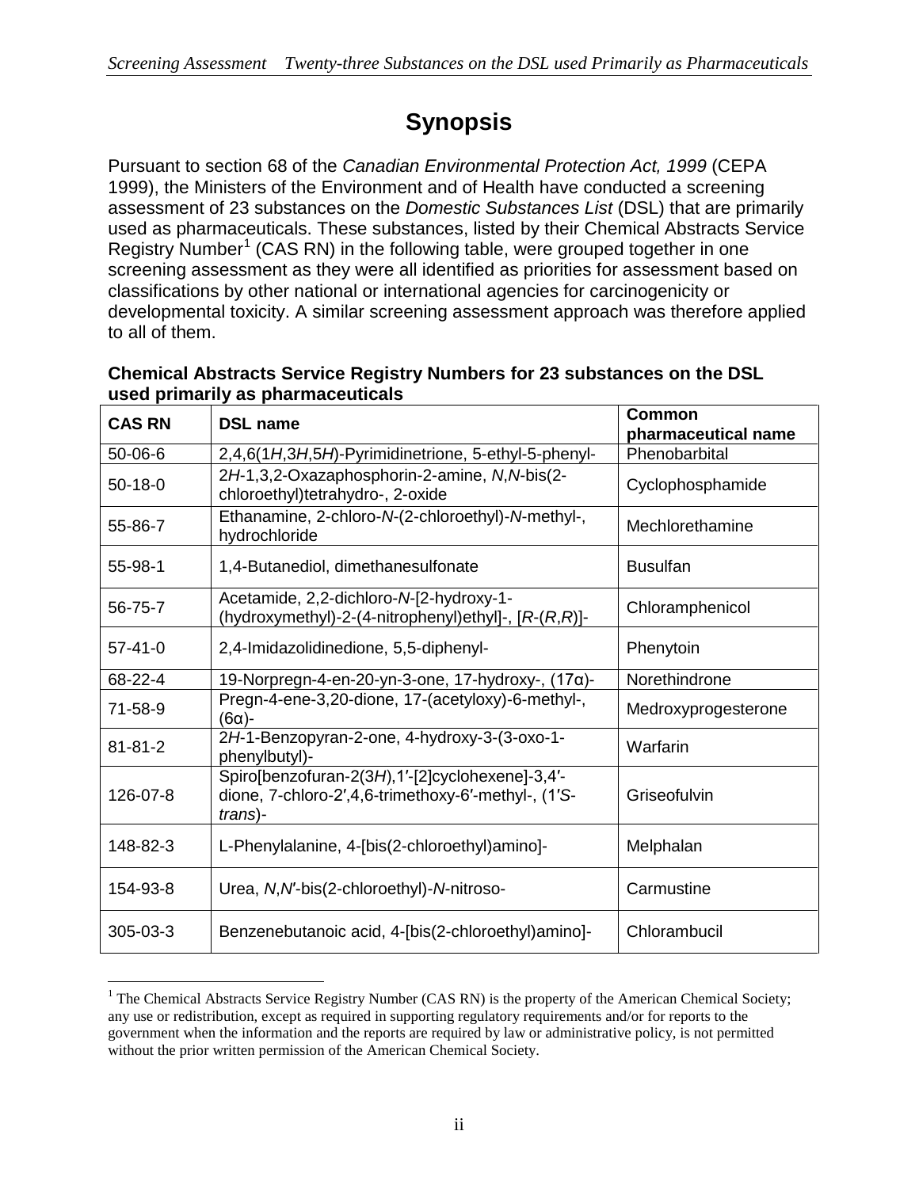# Synopsis

Pursuant to section 68 of the *Canadian Environmental Protection Act, 1999* (CEPA 1999), the Ministers of the Environment and of Health have conducted a screening assessment of 23 substances on the *Domestic Substances List* (DSL) that are primarily used as pharmaceuticals. These substances, listed by their Chemical Abstracts Service Registry Number[1] (CAS RN) in the following table, were grouped together in one screening assessment as they were all identified as priorities for assessment based on classifications by other national or international agencies for carcinogenicity or developmental toxicity. A similar screening assessment approach was therefore applied to all of them.

**Chemical Abstracts Service Registry Numbers for 23 substances on the DSL used primarily as pharmaceuticals**

| CAS RN | DSL name | Common pharmaceutical name |
|---|---|---|
| 50-06-6 | 2,4,6(1*H*,3*H*,5*H*)-Pyrimidinetrione, 5-ethyl-5-phenyl- | Phenobarbital |
| 50-18-0 | 2*H*-1,3,2-Oxazaphosphorin-2-amine, *N*,*N*-bis(2-chloroethyl)tetrahydro-, 2-oxide | Cyclophosphamide |
| 55-86-7 | Ethanamine, 2-chloro-*N*-(2-chloroethyl)-*N*-methyl-, hydrochloride | Mechlorethamine |
| 55-98-1 | 1,4-Butanediol, dimethanesulfonate | Busulfan |
| 56-75-7 | Acetamide, 2,2-dichloro-*N*-[2-hydroxy-1-(hydroxymethyl)-2-(4-nitrophenyl)ethyl]-, [*R*-(*R*,*R*)]- | Chloramphenicol |
| 57-41-0 | 2,4-Imidazolidinedione, 5,5-diphenyl- | Phenytoin |
| 68-22-4 | 19-Norpregn-4-en-20-yn-3-one, 17-hydroxy-, (17α)- | Norethindrone |
| 71-58-9 | Pregn-4-ene-3,20-dione, 17-(acetyloxy)-6-methyl-, (6α)- | Medroxyprogesterone |
| 81-81-2 | 2*H*-1-Benzopyran-2-one, 4-hydroxy-3-(3-oxo-1-phenylbutyl)- | Warfarin |
| 126-07-8 | Spiro[benzofuran-2(3*H*),1′-[2]cyclohexene]-3,4′-dione, 7-chloro-2′,4,6-trimethoxy-6′-methyl-, (1′*S*-*trans*)- | Griseofulvin |
| 148-82-3 | L-Phenylalanine, 4-[bis(2-chloroethyl)amino]- | Melphalan |
| 154-93-8 | Urea, *N*,*N*′-bis(2-chloroethyl)-*N*-nitroso- | Carmustine |
| 305-03-3 | Benzenebutanoic acid, 4-[bis(2-chloroethyl)amino]- | Chlorambucil |

[1] The Chemical Abstracts Service Registry Number (CAS RN) is the property of the American Chemical Society; any use or redistribution, except as required in supporting regulatory requirements and/or for reports to the government when the information and the reports are required by law or administrative policy, is not permitted without the prior written permission of the American Chemical Society.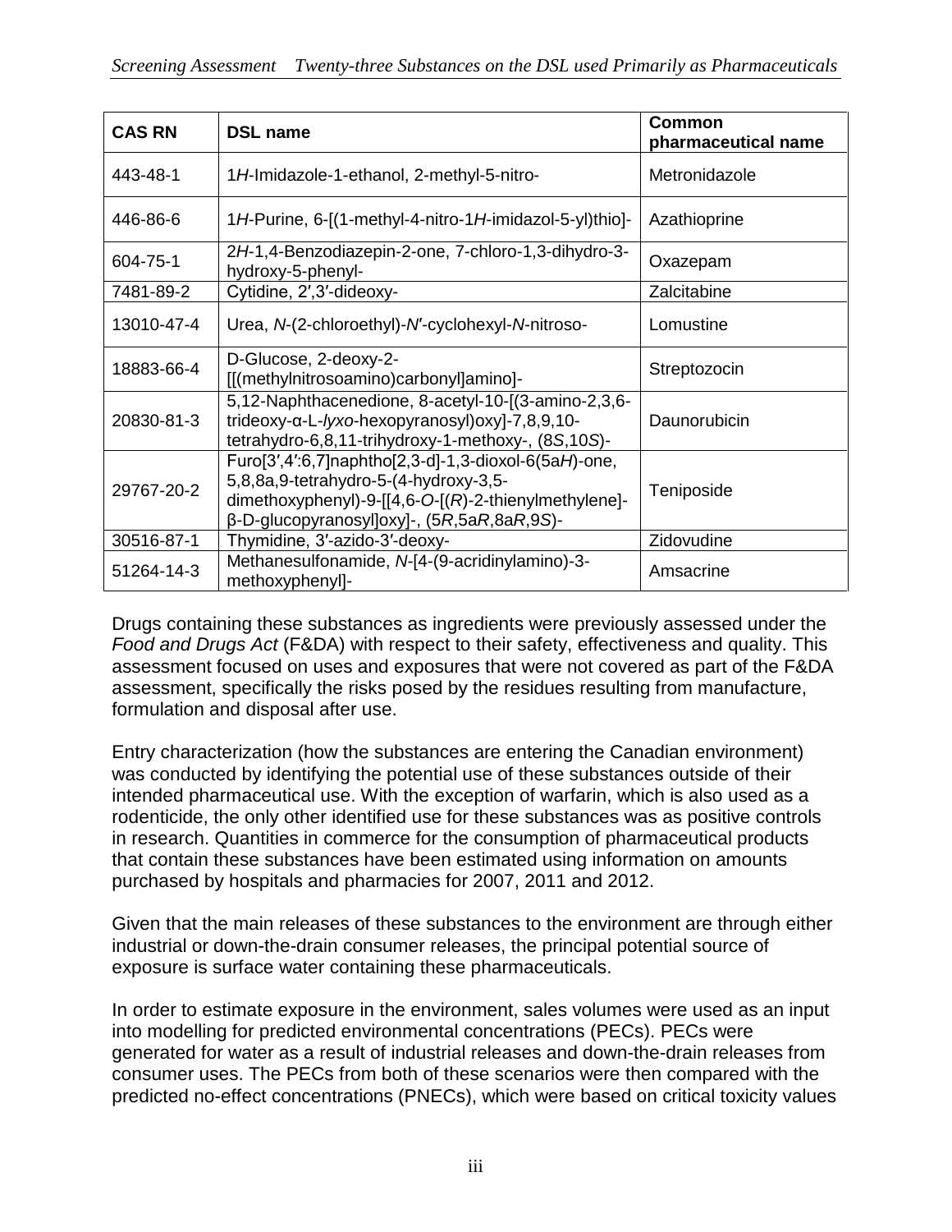| CAS RN | DSL name | Common pharmaceutical name |
| --- | --- | --- |
| 443-48-1 | 1*H*-Imidazole-1-ethanol, 2-methyl-5-nitro- | Metronidazole |
| 446-86-6 | 1*H*-Purine, 6-[(1-methyl-4-nitro-1*H*-imidazol-5-yl)thio]- | Azathioprine |
| 604-75-1 | 2*H*-1,4-Benzodiazepin-2-one, 7-chloro-1,3-dihydro-3-hydroxy-5-phenyl- | Oxazepam |
| 7481-89-2 | Cytidine, 2′,3′-dideoxy- | Zalcitabine |
| 13010-47-4 | Urea, *N*-(2-chloroethyl)-*N*′-cyclohexyl-*N*-nitroso- | Lomustine |
| 18883-66-4 | D-Glucose, 2-deoxy-2-[[(methylnitrosoamino)carbonyl]amino]- | Streptozocin |
| 20830-81-3 | 5,12-Naphthacenedione, 8-acetyl-10-[(3-amino-2,3,6-trideoxy-α-L-*lyxo*-hexopyranosyl)oxy]-7,8,9,10-tetrahydro-6,8,11-trihydroxy-1-methoxy-, (8*S*,10*S*)- | Daunorubicin |
| 29767-20-2 | Furo[3′,4′:6,7]naphtho[2,3-d]-1,3-dioxol-6(5a*H*)-one, 5,8,8a,9-tetrahydro-5-(4-hydroxy-3,5-dimethoxyphenyl)-9-[[4,6-*O*-[(*R*)-2-thienylmethylene]-β-D-glucopyranosyl]oxy]-, (5*R*,5a*R*,8a*R*,9*S*)- | Teniposide |
| 30516-87-1 | Thymidine, 3′-azido-3′-deoxy- | Zidovudine |
| 51264-14-3 | Methanesulfonamide, *N*-[4-(9-acridinylamino)-3-methoxyphenyl]- | Amsacrine |

Drugs containing these substances as ingredients were previously assessed under the *Food and Drugs Act* (F&DA) with respect to their safety, effectiveness and quality. This assessment focused on uses and exposures that were not covered as part of the F&DA assessment, specifically the risks posed by the residues resulting from manufacture, formulation and disposal after use.

Entry characterization (how the substances are entering the Canadian environment) was conducted by identifying the potential use of these substances outside of their intended pharmaceutical use. With the exception of warfarin, which is also used as a rodenticide, the only other identified use for these substances was as positive controls in research. Quantities in commerce for the consumption of pharmaceutical products that contain these substances have been estimated using information on amounts purchased by hospitals and pharmacies for 2007, 2011 and 2012.

Given that the main releases of these substances to the environment are through either industrial or down-the-drain consumer releases, the principal potential source of exposure is surface water containing these pharmaceuticals.

In order to estimate exposure in the environment, sales volumes were used as an input into modelling for predicted environmental concentrations (PECs). PECs were generated for water as a result of industrial releases and down-the-drain releases from consumer uses. The PECs from both of these scenarios were then compared with the predicted no-effect concentrations (PNECs), which were based on critical toxicity values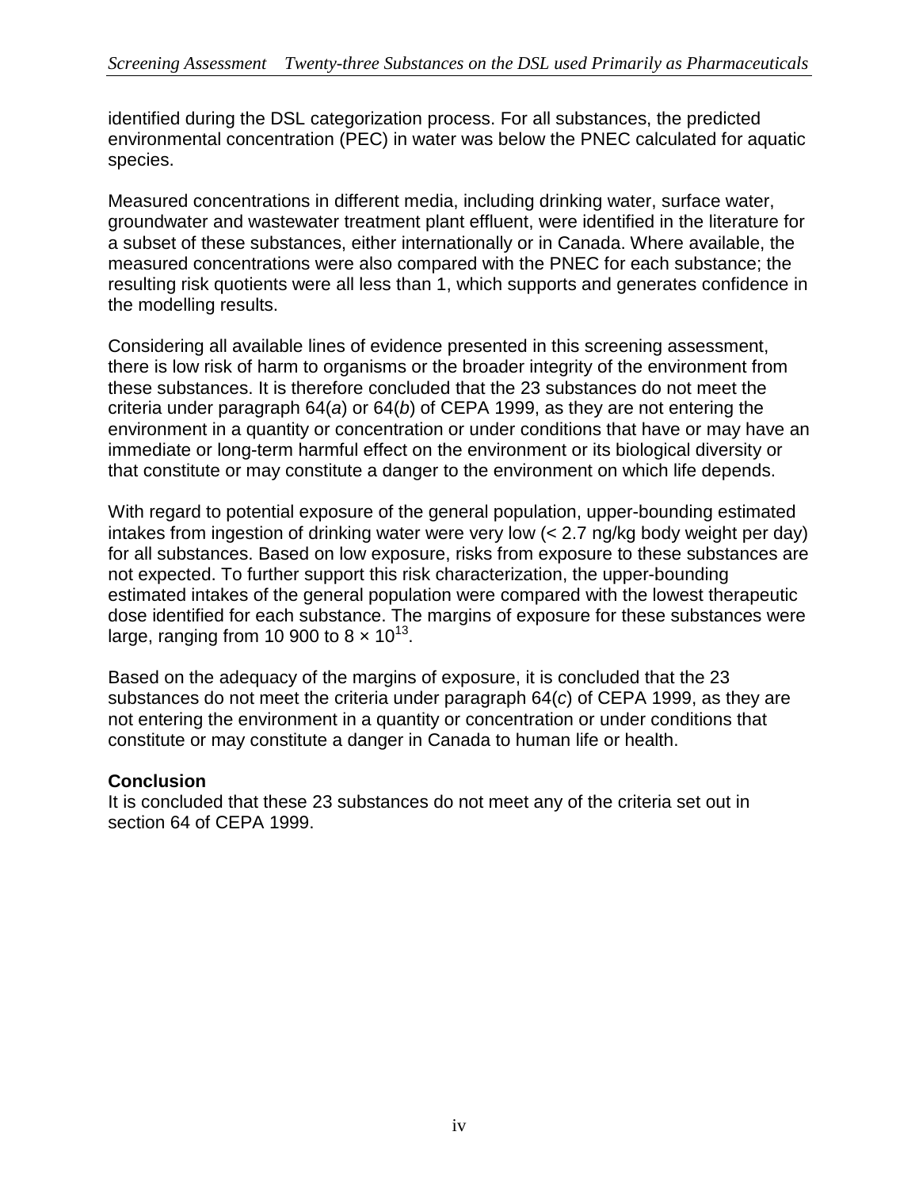identified during the DSL categorization process. For all substances, the predicted environmental concentration (PEC) in water was below the PNEC calculated for aquatic species.

Measured concentrations in different media, including drinking water, surface water, groundwater and wastewater treatment plant effluent, were identified in the literature for a subset of these substances, either internationally or in Canada. Where available, the measured concentrations were also compared with the PNEC for each substance; the resulting risk quotients were all less than 1, which supports and generates confidence in the modelling results.

Considering all available lines of evidence presented in this screening assessment, there is low risk of harm to organisms or the broader integrity of the environment from these substances. It is therefore concluded that the 23 substances do not meet the criteria under paragraph 64(*a*) or 64(*b*) of CEPA 1999, as they are not entering the environment in a quantity or concentration or under conditions that have or may have an immediate or long-term harmful effect on the environment or its biological diversity or that constitute or may constitute a danger to the environment on which life depends.

With regard to potential exposure of the general population, upper-bounding estimated intakes from ingestion of drinking water were very low (< 2.7 ng/kg body weight per day) for all substances. Based on low exposure, risks from exposure to these substances are not expected. To further support this risk characterization, the upper-bounding estimated intakes of the general population were compared with the lowest therapeutic dose identified for each substance. The margins of exposure for these substances were large, ranging from 10 900 to $8 \times 10^{13}$.

Based on the adequacy of the margins of exposure, it is concluded that the 23 substances do not meet the criteria under paragraph 64(*c*) of CEPA 1999, as they are not entering the environment in a quantity or concentration or under conditions that constitute or may constitute a danger in Canada to human life or health.

**Conclusion**

It is concluded that these 23 substances do not meet any of the criteria set out in section 64 of CEPA 1999.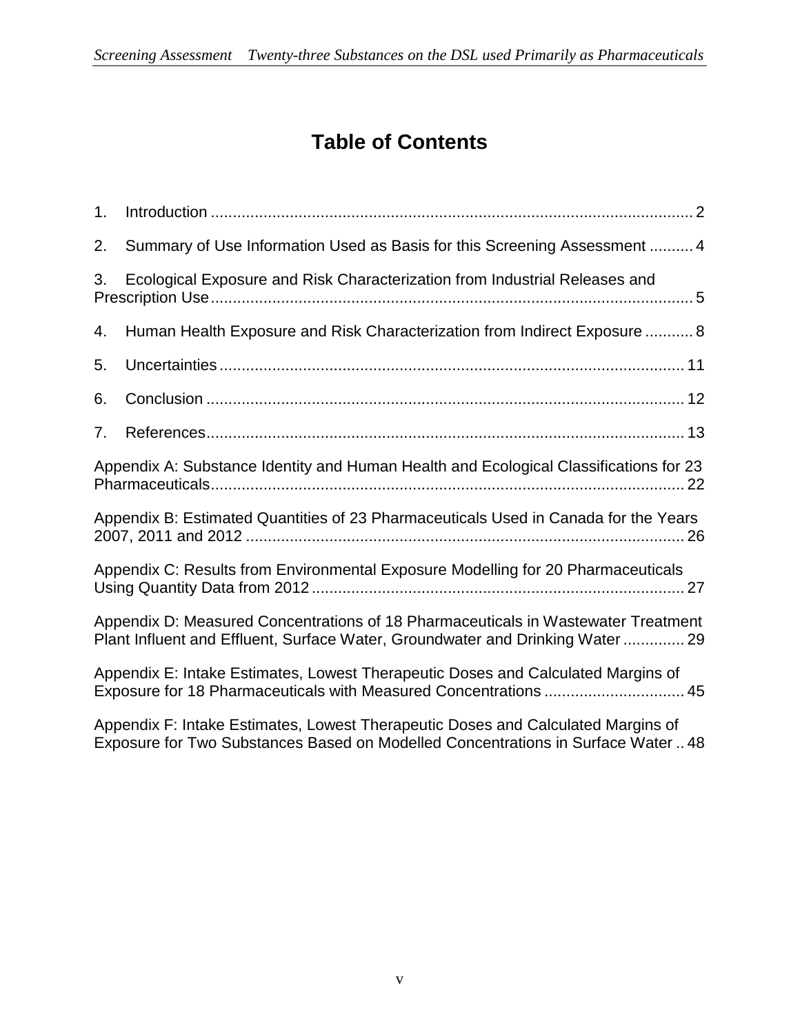# Table of Contents

1. Introduction .......... 2

2. Summary of Use Information Used as Basis for this Screening Assessment .......... 4

3. Ecological Exposure and Risk Characterization from Industrial Releases and Prescription Use .......... 5

4. Human Health Exposure and Risk Characterization from Indirect Exposure .......... 8

5. Uncertainties .......... 11

6. Conclusion .......... 12

7. References .......... 13

Appendix A: Substance Identity and Human Health and Ecological Classifications for 23 Pharmaceuticals .......... 22

Appendix B: Estimated Quantities of 23 Pharmaceuticals Used in Canada for the Years 2007, 2011 and 2012 .......... 26

Appendix C: Results from Environmental Exposure Modelling for 20 Pharmaceuticals Using Quantity Data from 2012 .......... 27

Appendix D: Measured Concentrations of 18 Pharmaceuticals in Wastewater Treatment Plant Influent and Effluent, Surface Water, Groundwater and Drinking Water .......... 29

Appendix E: Intake Estimates, Lowest Therapeutic Doses and Calculated Margins of Exposure for 18 Pharmaceuticals with Measured Concentrations .......... 45

Appendix F: Intake Estimates, Lowest Therapeutic Doses and Calculated Margins of Exposure for Two Substances Based on Modelled Concentrations in Surface Water .. 48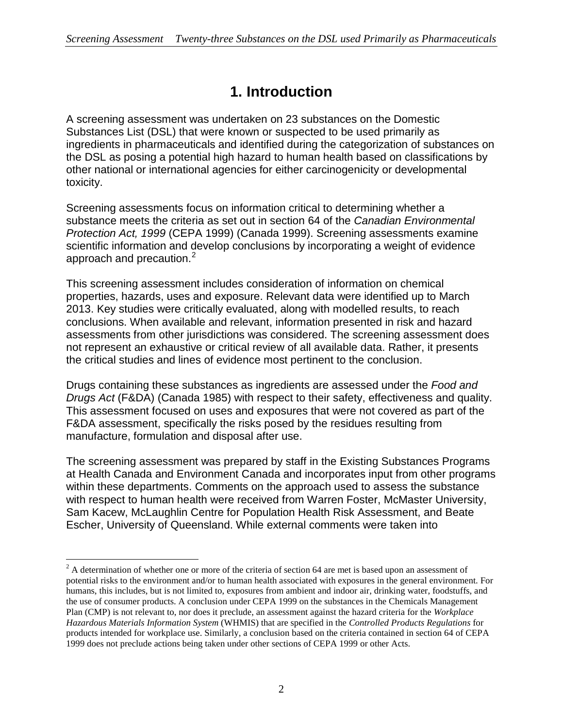# 1. Introduction

A screening assessment was undertaken on 23 substances on the Domestic Substances List (DSL) that were known or suspected to be used primarily as ingredients in pharmaceuticals and identified during the categorization of substances on the DSL as posing a potential high hazard to human health based on classifications by other national or international agencies for either carcinogenicity or developmental toxicity.

Screening assessments focus on information critical to determining whether a substance meets the criteria as set out in section 64 of the *Canadian Environmental Protection Act, 1999* (CEPA 1999) (Canada 1999). Screening assessments examine scientific information and develop conclusions by incorporating a weight of evidence approach and precaution.[2]

This screening assessment includes consideration of information on chemical properties, hazards, uses and exposure. Relevant data were identified up to March 2013. Key studies were critically evaluated, along with modelled results, to reach conclusions. When available and relevant, information presented in risk and hazard assessments from other jurisdictions was considered. The screening assessment does not represent an exhaustive or critical review of all available data. Rather, it presents the critical studies and lines of evidence most pertinent to the conclusion.

Drugs containing these substances as ingredients are assessed under the *Food and Drugs Act* (F&DA) (Canada 1985) with respect to their safety, effectiveness and quality. This assessment focused on uses and exposures that were not covered as part of the F&DA assessment, specifically the risks posed by the residues resulting from manufacture, formulation and disposal after use.

The screening assessment was prepared by staff in the Existing Substances Programs at Health Canada and Environment Canada and incorporates input from other programs within these departments. Comments on the approach used to assess the substance with respect to human health were received from Warren Foster, McMaster University, Sam Kacew, McLaughlin Centre for Population Health Risk Assessment, and Beate Escher, University of Queensland. While external comments were taken into

---

[2] A determination of whether one or more of the criteria of section 64 are met is based upon an assessment of potential risks to the environment and/or to human health associated with exposures in the general environment. For humans, this includes, but is not limited to, exposures from ambient and indoor air, drinking water, foodstuffs, and the use of consumer products. A conclusion under CEPA 1999 on the substances in the Chemicals Management Plan (CMP) is not relevant to, nor does it preclude, an assessment against the hazard criteria for the *Workplace Hazardous Materials Information System* (WHMIS) that are specified in the *Controlled Products Regulations* for products intended for workplace use. Similarly, a conclusion based on the criteria contained in section 64 of CEPA 1999 does not preclude actions being taken under other sections of CEPA 1999 or other Acts.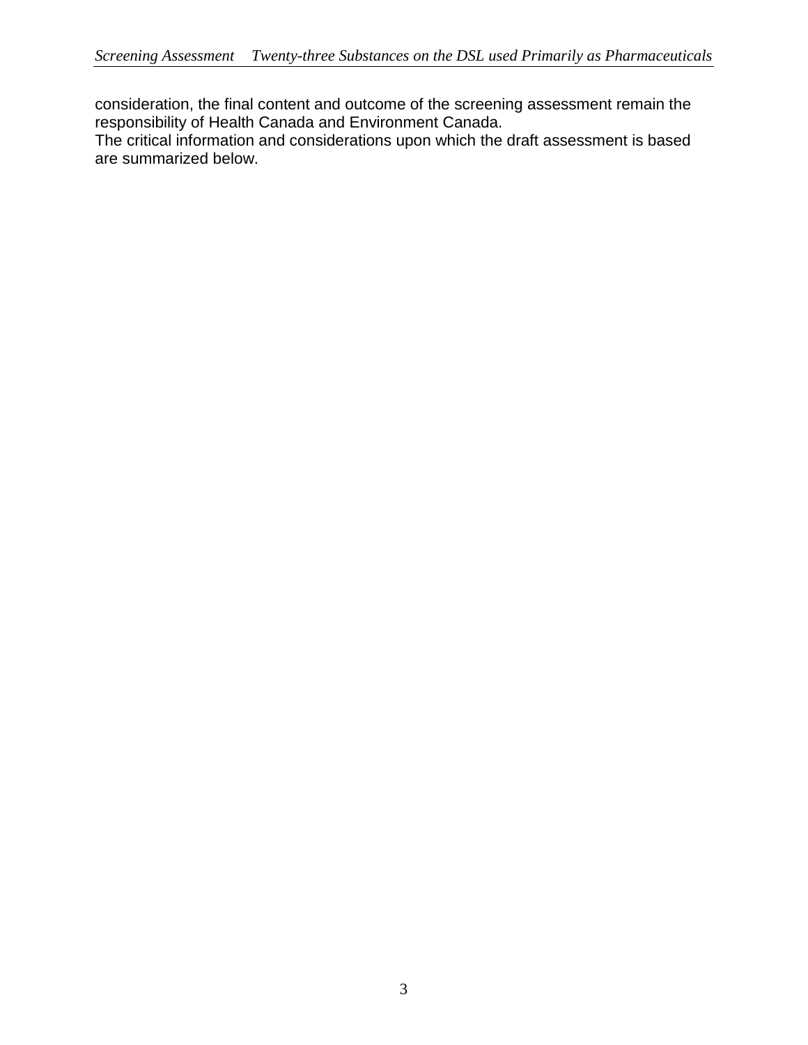consideration, the final content and outcome of the screening assessment remain the responsibility of Health Canada and Environment Canada.

The critical information and considerations upon which the draft assessment is based are summarized below.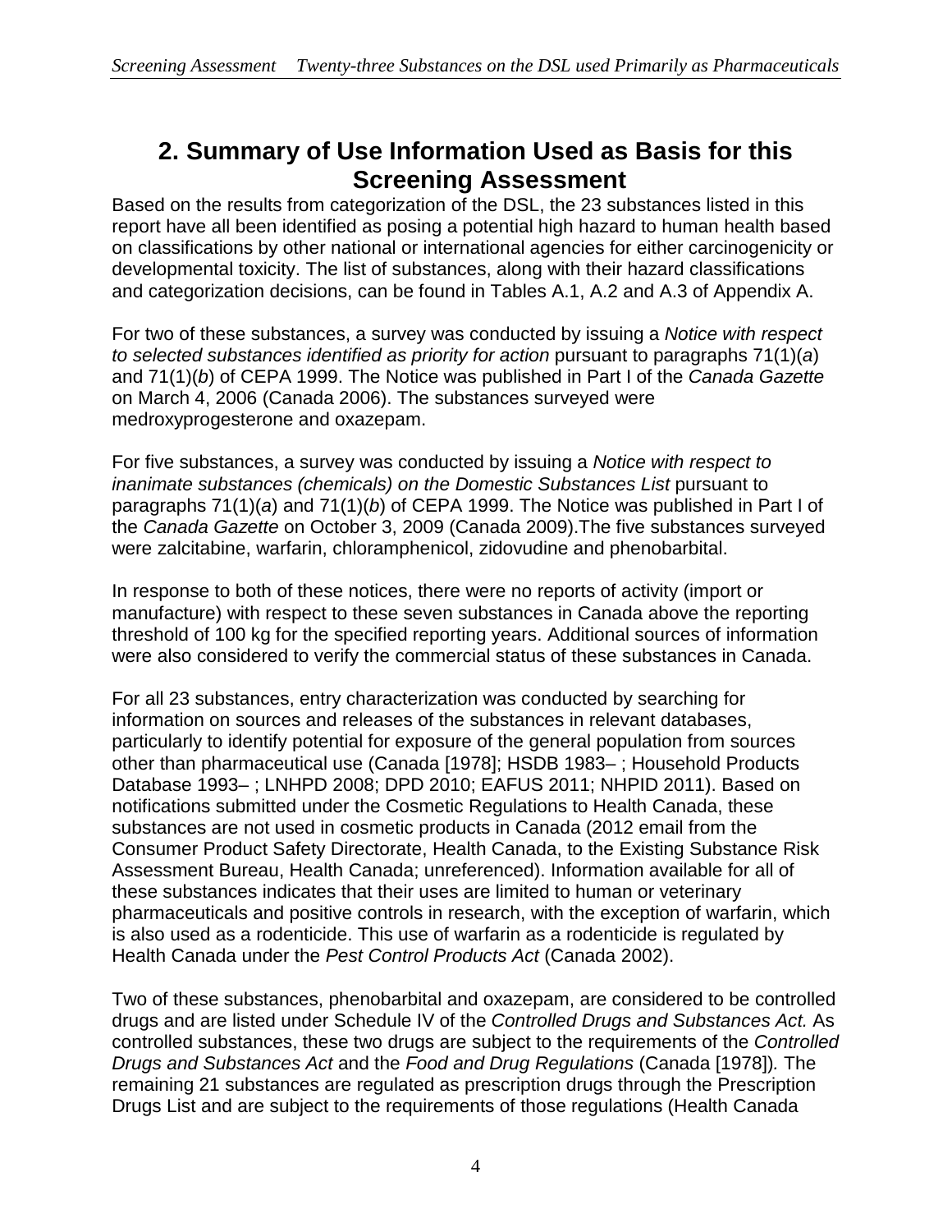# 2. Summary of Use Information Used as Basis for this Screening Assessment

Based on the results from categorization of the DSL, the 23 substances listed in this report have all been identified as posing a potential high hazard to human health based on classifications by other national or international agencies for either carcinogenicity or developmental toxicity. The list of substances, along with their hazard classifications and categorization decisions, can be found in Tables A.1, A.2 and A.3 of Appendix A.

For two of these substances, a survey was conducted by issuing a *Notice with respect to selected substances identified as priority for action* pursuant to paragraphs 71(1)(*a*) and 71(1)(*b*) of CEPA 1999. The Notice was published in Part I of the *Canada Gazette* on March 4, 2006 (Canada 2006). The substances surveyed were medroxyprogesterone and oxazepam.

For five substances, a survey was conducted by issuing a *Notice with respect to inanimate substances (chemicals) on the Domestic Substances List* pursuant to paragraphs 71(1)(*a*) and 71(1)(*b*) of CEPA 1999. The Notice was published in Part I of the *Canada Gazette* on October 3, 2009 (Canada 2009).The five substances surveyed were zalcitabine, warfarin, chloramphenicol, zidovudine and phenobarbital.

In response to both of these notices, there were no reports of activity (import or manufacture) with respect to these seven substances in Canada above the reporting threshold of 100 kg for the specified reporting years. Additional sources of information were also considered to verify the commercial status of these substances in Canada.

For all 23 substances, entry characterization was conducted by searching for information on sources and releases of the substances in relevant databases, particularly to identify potential for exposure of the general population from sources other than pharmaceutical use (Canada [1978]; HSDB 1983– ; Household Products Database 1993– ; LNHPD 2008; DPD 2010; EAFUS 2011; NHPID 2011). Based on notifications submitted under the Cosmetic Regulations to Health Canada, these substances are not used in cosmetic products in Canada (2012 email from the Consumer Product Safety Directorate, Health Canada, to the Existing Substance Risk Assessment Bureau, Health Canada; unreferenced). Information available for all of these substances indicates that their uses are limited to human or veterinary pharmaceuticals and positive controls in research, with the exception of warfarin, which is also used as a rodenticide. This use of warfarin as a rodenticide is regulated by Health Canada under the *Pest Control Products Act* (Canada 2002).

Two of these substances, phenobarbital and oxazepam, are considered to be controlled drugs and are listed under Schedule IV of the *Controlled Drugs and Substances Act.* As controlled substances, these two drugs are subject to the requirements of the *Controlled Drugs and Substances Act* and the *Food and Drug Regulations* (Canada [1978])*.* The remaining 21 substances are regulated as prescription drugs through the Prescription Drugs List and are subject to the requirements of those regulations (Health Canada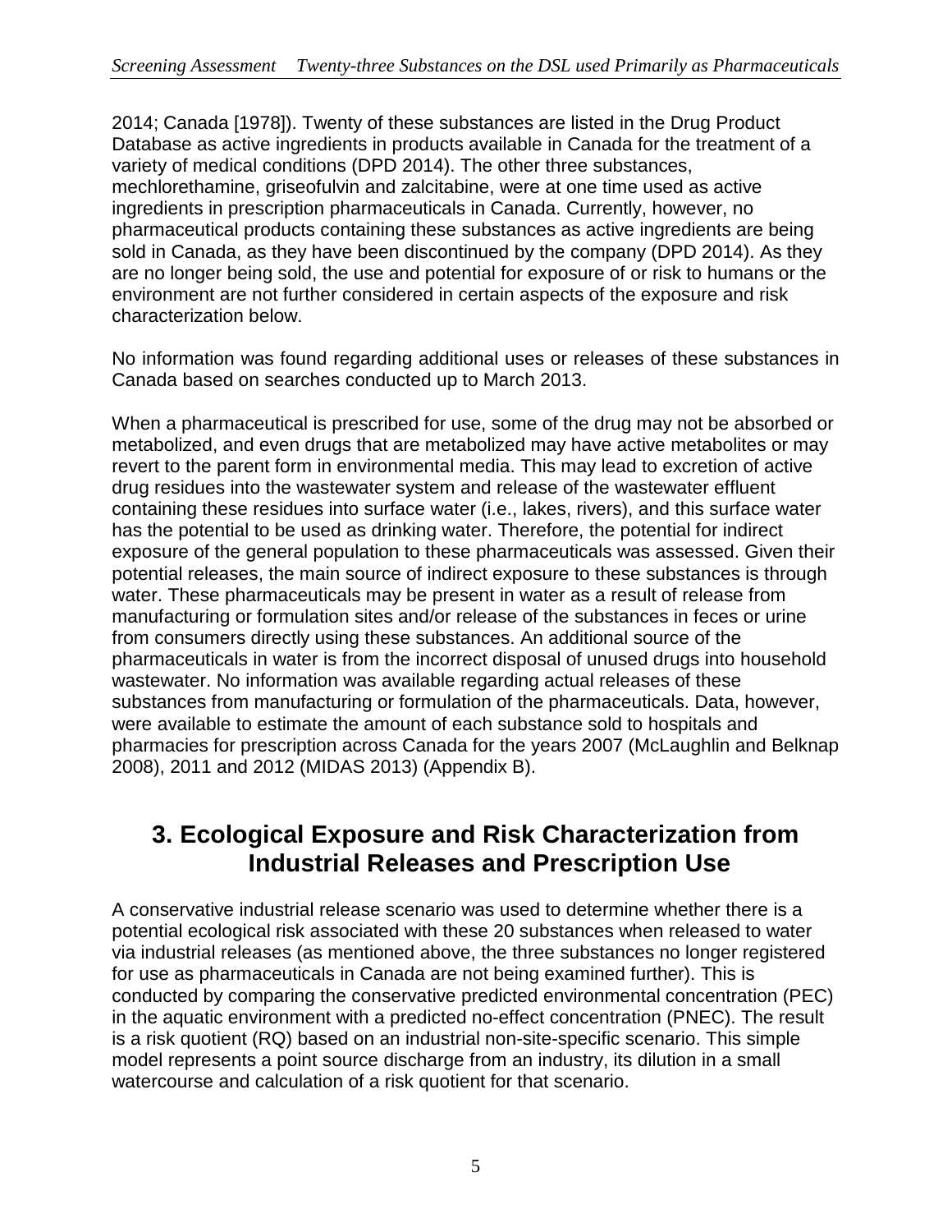2014; Canada [1978]). Twenty of these substances are listed in the Drug Product Database as active ingredients in products available in Canada for the treatment of a variety of medical conditions (DPD 2014). The other three substances, mechlorethamine, griseofulvin and zalcitabine, were at one time used as active ingredients in prescription pharmaceuticals in Canada. Currently, however, no pharmaceutical products containing these substances as active ingredients are being sold in Canada, as they have been discontinued by the company (DPD 2014). As they are no longer being sold, the use and potential for exposure of or risk to humans or the environment are not further considered in certain aspects of the exposure and risk characterization below.

No information was found regarding additional uses or releases of these substances in Canada based on searches conducted up to March 2013.

When a pharmaceutical is prescribed for use, some of the drug may not be absorbed or metabolized, and even drugs that are metabolized may have active metabolites or may revert to the parent form in environmental media. This may lead to excretion of active drug residues into the wastewater system and release of the wastewater effluent containing these residues into surface water (i.e., lakes, rivers), and this surface water has the potential to be used as drinking water. Therefore, the potential for indirect exposure of the general population to these pharmaceuticals was assessed. Given their potential releases, the main source of indirect exposure to these substances is through water. These pharmaceuticals may be present in water as a result of release from manufacturing or formulation sites and/or release of the substances in feces or urine from consumers directly using these substances. An additional source of the pharmaceuticals in water is from the incorrect disposal of unused drugs into household wastewater. No information was available regarding actual releases of these substances from manufacturing or formulation of the pharmaceuticals. Data, however, were available to estimate the amount of each substance sold to hospitals and pharmacies for prescription across Canada for the years 2007 (McLaughlin and Belknap 2008), 2011 and 2012 (MIDAS 2013) (Appendix B).

# 3. Ecological Exposure and Risk Characterization from Industrial Releases and Prescription Use

A conservative industrial release scenario was used to determine whether there is a potential ecological risk associated with these 20 substances when released to water via industrial releases (as mentioned above, the three substances no longer registered for use as pharmaceuticals in Canada are not being examined further). This is conducted by comparing the conservative predicted environmental concentration (PEC) in the aquatic environment with a predicted no-effect concentration (PNEC). The result is a risk quotient (RQ) based on an industrial non-site-specific scenario. This simple model represents a point source discharge from an industry, its dilution in a small watercourse and calculation of a risk quotient for that scenario.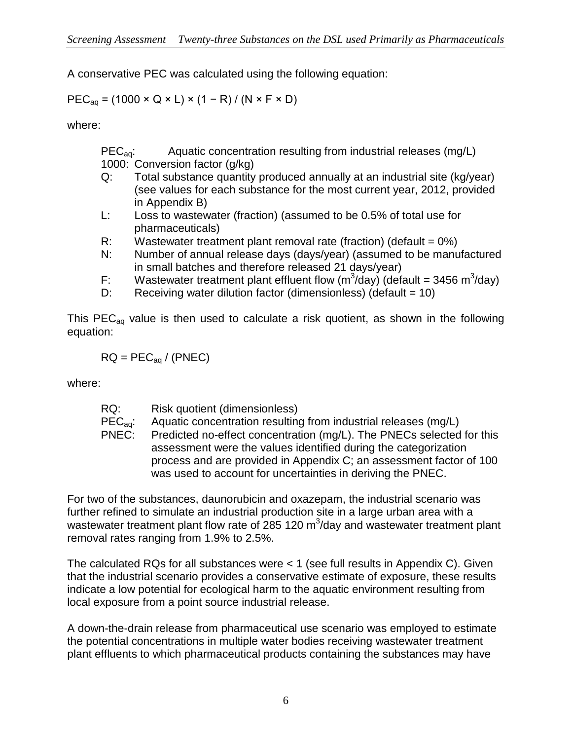A conservative PEC was calculated using the following equation:

$$PEC_{aq} = (1000 \times Q \times L) \times (1 - R) / (N \times F \times D)$$

where:

- $PEC_{aq}$: Aquatic concentration resulting from industrial releases (mg/L)
- 1000: Conversion factor (g/kg)
- Q: Total substance quantity produced annually at an industrial site (kg/year) (see values for each substance for the most current year, 2012, provided in Appendix B)
- L: Loss to wastewater (fraction) (assumed to be 0.5% of total use for pharmaceuticals)
- R: Wastewater treatment plant removal rate (fraction) (default = 0%)
- N: Number of annual release days (days/year) (assumed to be manufactured in small batches and therefore released 21 days/year)
- F: Wastewater treatment plant effluent flow ($m^3$/day) (default = 3456 $m^3$/day)
- D: Receiving water dilution factor (dimensionless) (default = 10)

This $PEC_{aq}$ value is then used to calculate a risk quotient, as shown in the following equation:

$$RQ = PEC_{aq} / (PNEC)$$

where:

- RQ: Risk quotient (dimensionless)
- $PEC_{aq}$: Aquatic concentration resulting from industrial releases (mg/L)
- PNEC: Predicted no-effect concentration (mg/L). The PNECs selected for this assessment were the values identified during the categorization process and are provided in Appendix C; an assessment factor of 100 was used to account for uncertainties in deriving the PNEC.

For two of the substances, daunorubicin and oxazepam, the industrial scenario was further refined to simulate an industrial production site in a large urban area with a wastewater treatment plant flow rate of 285 120 $m^3$/day and wastewater treatment plant removal rates ranging from 1.9% to 2.5%.

The calculated RQs for all substances were < 1 (see full results in Appendix C). Given that the industrial scenario provides a conservative estimate of exposure, these results indicate a low potential for ecological harm to the aquatic environment resulting from local exposure from a point source industrial release.

A down-the-drain release from pharmaceutical use scenario was employed to estimate the potential concentrations in multiple water bodies receiving wastewater treatment plant effluents to which pharmaceutical products containing the substances may have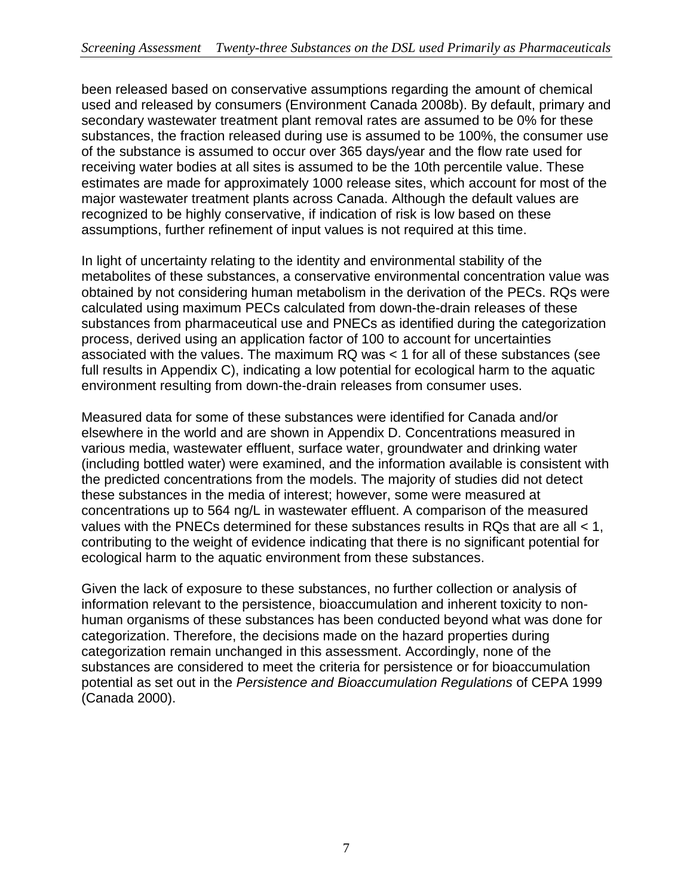been released based on conservative assumptions regarding the amount of chemical used and released by consumers (Environment Canada 2008b). By default, primary and secondary wastewater treatment plant removal rates are assumed to be 0% for these substances, the fraction released during use is assumed to be 100%, the consumer use of the substance is assumed to occur over 365 days/year and the flow rate used for receiving water bodies at all sites is assumed to be the 10th percentile value. These estimates are made for approximately 1000 release sites, which account for most of the major wastewater treatment plants across Canada. Although the default values are recognized to be highly conservative, if indication of risk is low based on these assumptions, further refinement of input values is not required at this time.

In light of uncertainty relating to the identity and environmental stability of the metabolites of these substances, a conservative environmental concentration value was obtained by not considering human metabolism in the derivation of the PECs. RQs were calculated using maximum PECs calculated from down-the-drain releases of these substances from pharmaceutical use and PNECs as identified during the categorization process, derived using an application factor of 100 to account for uncertainties associated with the values. The maximum RQ was < 1 for all of these substances (see full results in Appendix C), indicating a low potential for ecological harm to the aquatic environment resulting from down-the-drain releases from consumer uses.

Measured data for some of these substances were identified for Canada and/or elsewhere in the world and are shown in Appendix D. Concentrations measured in various media, wastewater effluent, surface water, groundwater and drinking water (including bottled water) were examined, and the information available is consistent with the predicted concentrations from the models. The majority of studies did not detect these substances in the media of interest; however, some were measured at concentrations up to 564 ng/L in wastewater effluent. A comparison of the measured values with the PNECs determined for these substances results in RQs that are all < 1, contributing to the weight of evidence indicating that there is no significant potential for ecological harm to the aquatic environment from these substances.

Given the lack of exposure to these substances, no further collection or analysis of information relevant to the persistence, bioaccumulation and inherent toxicity to non-human organisms of these substances has been conducted beyond what was done for categorization. Therefore, the decisions made on the hazard properties during categorization remain unchanged in this assessment. Accordingly, none of the substances are considered to meet the criteria for persistence or for bioaccumulation potential as set out in the *Persistence and Bioaccumulation Regulations* of CEPA 1999 (Canada 2000).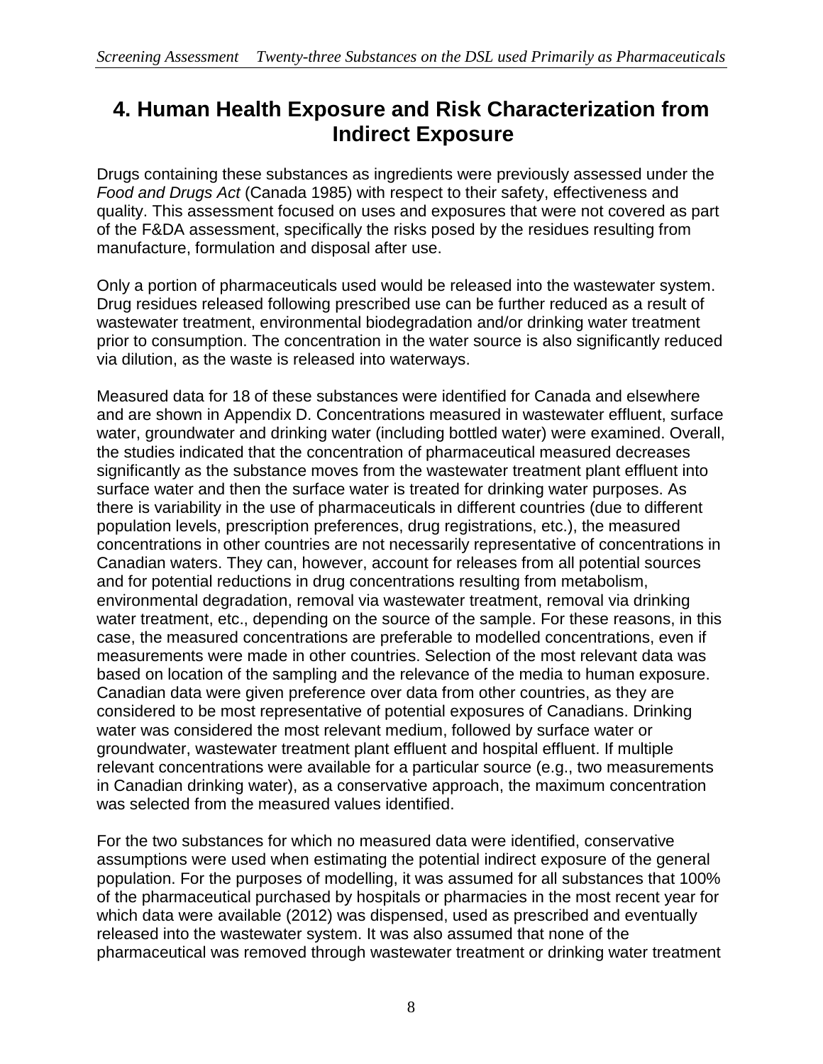# 4. Human Health Exposure and Risk Characterization from Indirect Exposure

Drugs containing these substances as ingredients were previously assessed under the *Food and Drugs Act* (Canada 1985) with respect to their safety, effectiveness and quality. This assessment focused on uses and exposures that were not covered as part of the F&DA assessment, specifically the risks posed by the residues resulting from manufacture, formulation and disposal after use.

Only a portion of pharmaceuticals used would be released into the wastewater system. Drug residues released following prescribed use can be further reduced as a result of wastewater treatment, environmental biodegradation and/or drinking water treatment prior to consumption. The concentration in the water source is also significantly reduced via dilution, as the waste is released into waterways.

Measured data for 18 of these substances were identified for Canada and elsewhere and are shown in Appendix D. Concentrations measured in wastewater effluent, surface water, groundwater and drinking water (including bottled water) were examined. Overall, the studies indicated that the concentration of pharmaceutical measured decreases significantly as the substance moves from the wastewater treatment plant effluent into surface water and then the surface water is treated for drinking water purposes. As there is variability in the use of pharmaceuticals in different countries (due to different population levels, prescription preferences, drug registrations, etc.), the measured concentrations in other countries are not necessarily representative of concentrations in Canadian waters. They can, however, account for releases from all potential sources and for potential reductions in drug concentrations resulting from metabolism, environmental degradation, removal via wastewater treatment, removal via drinking water treatment, etc., depending on the source of the sample. For these reasons, in this case, the measured concentrations are preferable to modelled concentrations, even if measurements were made in other countries. Selection of the most relevant data was based on location of the sampling and the relevance of the media to human exposure. Canadian data were given preference over data from other countries, as they are considered to be most representative of potential exposures of Canadians. Drinking water was considered the most relevant medium, followed by surface water or groundwater, wastewater treatment plant effluent and hospital effluent. If multiple relevant concentrations were available for a particular source (e.g., two measurements in Canadian drinking water), as a conservative approach, the maximum concentration was selected from the measured values identified.

For the two substances for which no measured data were identified, conservative assumptions were used when estimating the potential indirect exposure of the general population. For the purposes of modelling, it was assumed for all substances that 100% of the pharmaceutical purchased by hospitals or pharmacies in the most recent year for which data were available (2012) was dispensed, used as prescribed and eventually released into the wastewater system. It was also assumed that none of the pharmaceutical was removed through wastewater treatment or drinking water treatment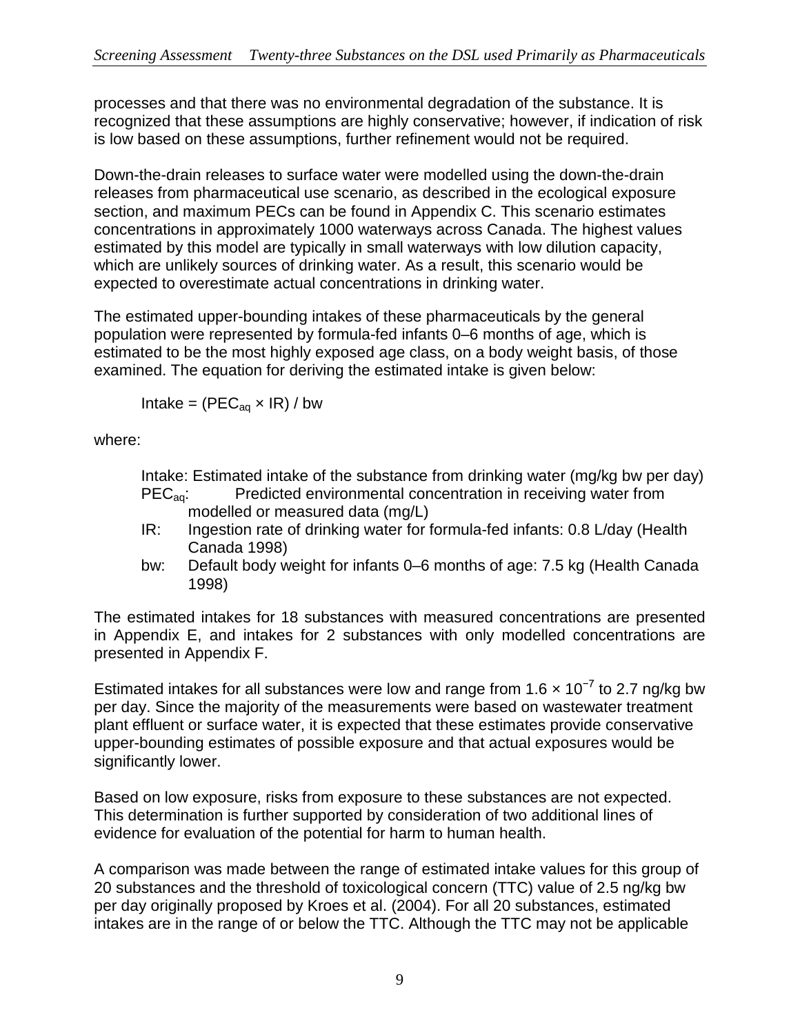processes and that there was no environmental degradation of the substance. It is recognized that these assumptions are highly conservative; however, if indication of risk is low based on these assumptions, further refinement would not be required.

Down-the-drain releases to surface water were modelled using the down-the-drain releases from pharmaceutical use scenario, as described in the ecological exposure section, and maximum PECs can be found in Appendix C. This scenario estimates concentrations in approximately 1000 waterways across Canada. The highest values estimated by this model are typically in small waterways with low dilution capacity, which are unlikely sources of drinking water. As a result, this scenario would be expected to overestimate actual concentrations in drinking water.

The estimated upper-bounding intakes of these pharmaceuticals by the general population were represented by formula-fed infants 0–6 months of age, which is estimated to be the most highly exposed age class, on a body weight basis, of those examined. The equation for deriving the estimated intake is given below:

$$\text{Intake} = (PEC_{aq} \times IR) / bw$$

where:

- Intake: Estimated intake of the substance from drinking water (mg/kg bw per day)
- $PEC_{aq}$: Predicted environmental concentration in receiving water from modelled or measured data (mg/L)
- IR: Ingestion rate of drinking water for formula-fed infants: 0.8 L/day (Health Canada 1998)
- bw: Default body weight for infants 0–6 months of age: 7.5 kg (Health Canada 1998)

The estimated intakes for 18 substances with measured concentrations are presented in Appendix E, and intakes for 2 substances with only modelled concentrations are presented in Appendix F.

Estimated intakes for all substances were low and range from $1.6 \times 10^{-7}$ to 2.7 ng/kg bw per day. Since the majority of the measurements were based on wastewater treatment plant effluent or surface water, it is expected that these estimates provide conservative upper-bounding estimates of possible exposure and that actual exposures would be significantly lower.

Based on low exposure, risks from exposure to these substances are not expected. This determination is further supported by consideration of two additional lines of evidence for evaluation of the potential for harm to human health.

A comparison was made between the range of estimated intake values for this group of 20 substances and the threshold of toxicological concern (TTC) value of 2.5 ng/kg bw per day originally proposed by Kroes et al. (2004). For all 20 substances, estimated intakes are in the range of or below the TTC. Although the TTC may not be applicable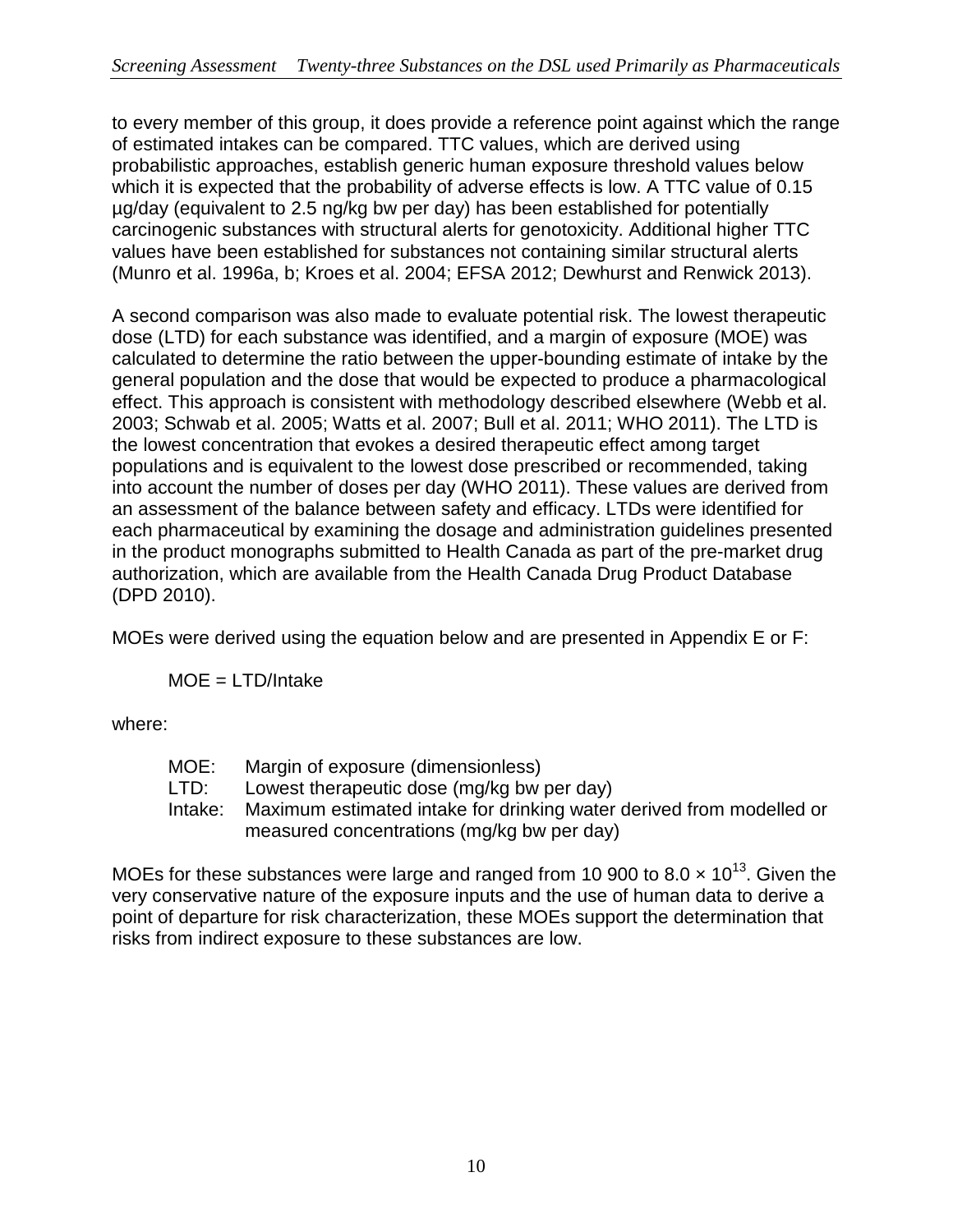to every member of this group, it does provide a reference point against which the range of estimated intakes can be compared. TTC values, which are derived using probabilistic approaches, establish generic human exposure threshold values below which it is expected that the probability of adverse effects is low. A TTC value of 0.15 µg/day (equivalent to 2.5 ng/kg bw per day) has been established for potentially carcinogenic substances with structural alerts for genotoxicity. Additional higher TTC values have been established for substances not containing similar structural alerts (Munro et al. 1996a, b; Kroes et al. 2004; EFSA 2012; Dewhurst and Renwick 2013).

A second comparison was also made to evaluate potential risk. The lowest therapeutic dose (LTD) for each substance was identified, and a margin of exposure (MOE) was calculated to determine the ratio between the upper-bounding estimate of intake by the general population and the dose that would be expected to produce a pharmacological effect. This approach is consistent with methodology described elsewhere (Webb et al. 2003; Schwab et al. 2005; Watts et al. 2007; Bull et al. 2011; WHO 2011). The LTD is the lowest concentration that evokes a desired therapeutic effect among target populations and is equivalent to the lowest dose prescribed or recommended, taking into account the number of doses per day (WHO 2011). These values are derived from an assessment of the balance between safety and efficacy. LTDs were identified for each pharmaceutical by examining the dosage and administration guidelines presented in the product monographs submitted to Health Canada as part of the pre-market drug authorization, which are available from the Health Canada Drug Product Database (DPD 2010).

MOEs were derived using the equation below and are presented in Appendix E or F:

$$MOE = LTD/Intake$$

where:

- MOE: Margin of exposure (dimensionless)
- LTD: Lowest therapeutic dose (mg/kg bw per day)
- Intake: Maximum estimated intake for drinking water derived from modelled or measured concentrations (mg/kg bw per day)

MOEs for these substances were large and ranged from 10 900 to $8.0 \times 10^{13}$. Given the very conservative nature of the exposure inputs and the use of human data to derive a point of departure for risk characterization, these MOEs support the determination that risks from indirect exposure to these substances are low.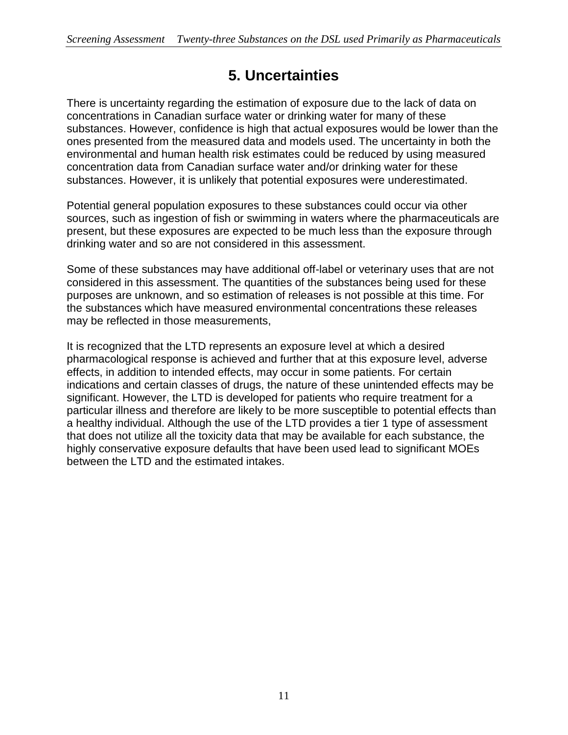# 5. Uncertainties

There is uncertainty regarding the estimation of exposure due to the lack of data on concentrations in Canadian surface water or drinking water for many of these substances. However, confidence is high that actual exposures would be lower than the ones presented from the measured data and models used. The uncertainty in both the environmental and human health risk estimates could be reduced by using measured concentration data from Canadian surface water and/or drinking water for these substances. However, it is unlikely that potential exposures were underestimated.

Potential general population exposures to these substances could occur via other sources, such as ingestion of fish or swimming in waters where the pharmaceuticals are present, but these exposures are expected to be much less than the exposure through drinking water and so are not considered in this assessment.

Some of these substances may have additional off-label or veterinary uses that are not considered in this assessment. The quantities of the substances being used for these purposes are unknown, and so estimation of releases is not possible at this time. For the substances which have measured environmental concentrations these releases may be reflected in those measurements,

It is recognized that the LTD represents an exposure level at which a desired pharmacological response is achieved and further that at this exposure level, adverse effects, in addition to intended effects, may occur in some patients. For certain indications and certain classes of drugs, the nature of these unintended effects may be significant. However, the LTD is developed for patients who require treatment for a particular illness and therefore are likely to be more susceptible to potential effects than a healthy individual. Although the use of the LTD provides a tier 1 type of assessment that does not utilize all the toxicity data that may be available for each substance, the highly conservative exposure defaults that have been used lead to significant MOEs between the LTD and the estimated intakes.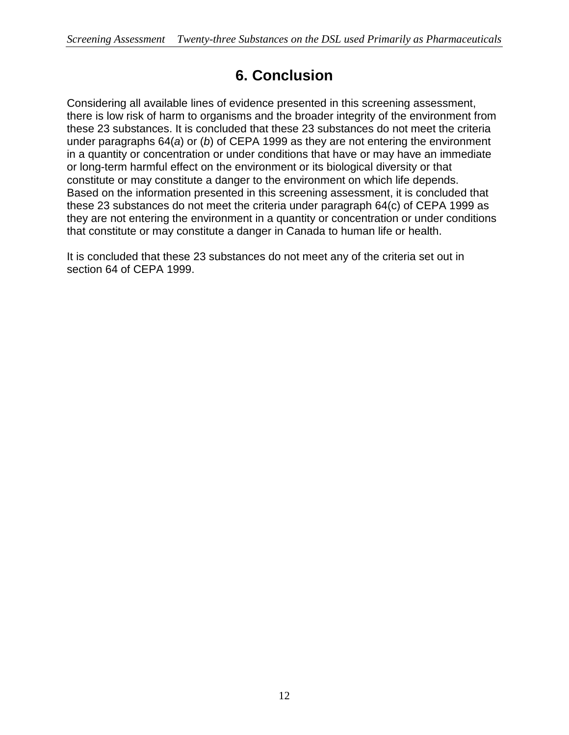# 6. Conclusion

Considering all available lines of evidence presented in this screening assessment, there is low risk of harm to organisms and the broader integrity of the environment from these 23 substances. It is concluded that these 23 substances do not meet the criteria under paragraphs 64(*a*) or (*b*) of CEPA 1999 as they are not entering the environment in a quantity or concentration or under conditions that have or may have an immediate or long-term harmful effect on the environment or its biological diversity or that constitute or may constitute a danger to the environment on which life depends. Based on the information presented in this screening assessment, it is concluded that these 23 substances do not meet the criteria under paragraph 64(c) of CEPA 1999 as they are not entering the environment in a quantity or concentration or under conditions that constitute or may constitute a danger in Canada to human life or health.

It is concluded that these 23 substances do not meet any of the criteria set out in section 64 of CEPA 1999.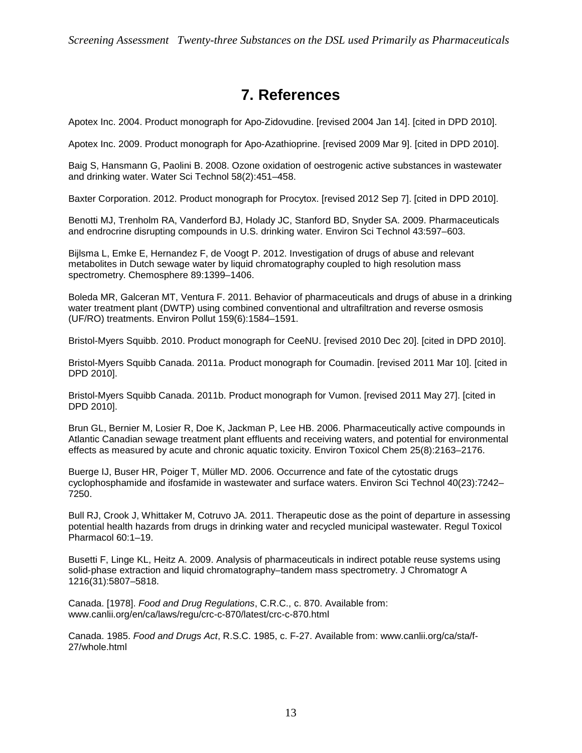# 7. References

Apotex Inc. 2004. Product monograph for Apo-Zidovudine. [revised 2004 Jan 14]. [cited in DPD 2010].

Apotex Inc. 2009. Product monograph for Apo-Azathioprine. [revised 2009 Mar 9]. [cited in DPD 2010].

Baig S, Hansmann G, Paolini B. 2008. Ozone oxidation of oestrogenic active substances in wastewater and drinking water. Water Sci Technol 58(2):451–458.

Baxter Corporation. 2012. Product monograph for Procytox. [revised 2012 Sep 7]. [cited in DPD 2010].

Benotti MJ, Trenholm RA, Vanderford BJ, Holady JC, Stanford BD, Snyder SA. 2009. Pharmaceuticals and endrocrine disrupting compounds in U.S. drinking water. Environ Sci Technol 43:597–603.

Bijlsma L, Emke E, Hernandez F, de Voogt P. 2012. Investigation of drugs of abuse and relevant metabolites in Dutch sewage water by liquid chromatography coupled to high resolution mass spectrometry. Chemosphere 89:1399–1406.

Boleda MR, Galceran MT, Ventura F. 2011. Behavior of pharmaceuticals and drugs of abuse in a drinking water treatment plant (DWTP) using combined conventional and ultrafiltration and reverse osmosis (UF/RO) treatments. Environ Pollut 159(6):1584–1591.

Bristol-Myers Squibb. 2010. Product monograph for CeeNU. [revised 2010 Dec 20]. [cited in DPD 2010].

Bristol-Myers Squibb Canada. 2011a. Product monograph for Coumadin. [revised 2011 Mar 10]. [cited in DPD 2010].

Bristol-Myers Squibb Canada. 2011b. Product monograph for Vumon. [revised 2011 May 27]. [cited in DPD 2010].

Brun GL, Bernier M, Losier R, Doe K, Jackman P, Lee HB. 2006. Pharmaceutically active compounds in Atlantic Canadian sewage treatment plant effluents and receiving waters, and potential for environmental effects as measured by acute and chronic aquatic toxicity. Environ Toxicol Chem 25(8):2163–2176.

Buerge IJ, Buser HR, Poiger T, Müller MD. 2006. Occurrence and fate of the cytostatic drugs cyclophosphamide and ifosfamide in wastewater and surface waters. Environ Sci Technol 40(23):7242–7250.

Bull RJ, Crook J, Whittaker M, Cotruvo JA. 2011. Therapeutic dose as the point of departure in assessing potential health hazards from drugs in drinking water and recycled municipal wastewater. Regul Toxicol Pharmacol 60:1–19.

Busetti F, Linge KL, Heitz A. 2009. Analysis of pharmaceuticals in indirect potable reuse systems using solid-phase extraction and liquid chromatography–tandem mass spectrometry. J Chromatogr A 1216(31):5807–5818.

Canada. [1978]. *Food and Drug Regulations*, C.R.C., c. 870. Available from: www.canlii.org/en/ca/laws/regu/crc-c-870/latest/crc-c-870.html

Canada. 1985. *Food and Drugs Act*, R.S.C. 1985, c. F-27. Available from: www.canlii.org/ca/sta/f-27/whole.html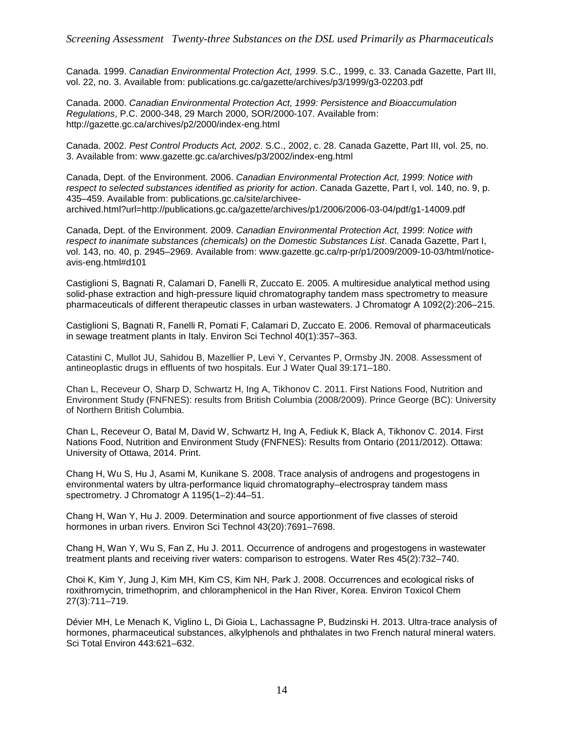Canada. 1999. *Canadian Environmental Protection Act, 1999*. S.C., 1999, c. 33. Canada Gazette, Part III, vol. 22, no. 3. Available from: publications.gc.ca/gazette/archives/p3/1999/g3-02203.pdf

Canada. 2000. *Canadian Environmental Protection Act, 1999: Persistence and Bioaccumulation Regulations*, P.C. 2000-348, 29 March 2000, SOR/2000-107. Available from: http://gazette.gc.ca/archives/p2/2000/index-eng.html

Canada. 2002. *Pest Control Products Act, 2002*. S.C., 2002, c. 28. Canada Gazette, Part III, vol. 25, no. 3. Available from: www.gazette.gc.ca/archives/p3/2002/index-eng.html

Canada, Dept. of the Environment. 2006. *Canadian Environmental Protection Act, 1999*: *Notice with respect to selected substances identified as priority for action*. Canada Gazette, Part I, vol. 140, no. 9, p. 435–459. Available from: publications.gc.ca/site/archivee-archived.html?url=http://publications.gc.ca/gazette/archives/p1/2006/2006-03-04/pdf/g1-14009.pdf

Canada, Dept. of the Environment. 2009. *Canadian Environmental Protection Act, 1999*: *Notice with respect to inanimate substances (chemicals) on the Domestic Substances List*. Canada Gazette, Part I, vol. 143, no. 40, p. 2945–2969. Available from: www.gazette.gc.ca/rp-pr/p1/2009/2009-10-03/html/notice-avis-eng.html#d101

Castiglioni S, Bagnati R, Calamari D, Fanelli R, Zuccato E. 2005. A multiresidue analytical method using solid-phase extraction and high-pressure liquid chromatography tandem mass spectrometry to measure pharmaceuticals of different therapeutic classes in urban wastewaters. J Chromatogr A 1092(2):206–215.

Castiglioni S, Bagnati R, Fanelli R, Pomati F, Calamari D, Zuccato E. 2006. Removal of pharmaceuticals in sewage treatment plants in Italy. Environ Sci Technol 40(1):357–363.

Catastini C, Mullot JU, Sahidou B, Mazellier P, Levi Y, Cervantes P, Ormsby JN. 2008. Assessment of antineoplastic drugs in effluents of two hospitals. Eur J Water Qual 39:171–180.

Chan L, Receveur O, Sharp D, Schwartz H, Ing A, Tikhonov C. 2011. First Nations Food, Nutrition and Environment Study (FNFNES): results from British Columbia (2008/2009). Prince George (BC): University of Northern British Columbia.

Chan L, Receveur O, Batal M, David W, Schwartz H, Ing A, Fediuk K, Black A, Tikhonov C. 2014. First Nations Food, Nutrition and Environment Study (FNFNES): Results from Ontario (2011/2012). Ottawa: University of Ottawa, 2014. Print.

Chang H, Wu S, Hu J, Asami M, Kunikane S. 2008. Trace analysis of androgens and progestogens in environmental waters by ultra-performance liquid chromatography–electrospray tandem mass spectrometry. J Chromatogr A 1195(1–2):44–51.

Chang H, Wan Y, Hu J. 2009. Determination and source apportionment of five classes of steroid hormones in urban rivers. Environ Sci Technol 43(20):7691–7698.

Chang H, Wan Y, Wu S, Fan Z, Hu J. 2011. Occurrence of androgens and progestogens in wastewater treatment plants and receiving river waters: comparison to estrogens. Water Res 45(2):732–740.

Choi K, Kim Y, Jung J, Kim MH, Kim CS, Kim NH, Park J. 2008. Occurrences and ecological risks of roxithromycin, trimethoprim, and chloramphenicol in the Han River, Korea. Environ Toxicol Chem 27(3):711–719.

Dévier MH, Le Menach K, Viglino L, Di Gioia L, Lachassagne P, Budzinski H. 2013. Ultra-trace analysis of hormones, pharmaceutical substances, alkylphenols and phthalates in two French natural mineral waters. Sci Total Environ 443:621–632.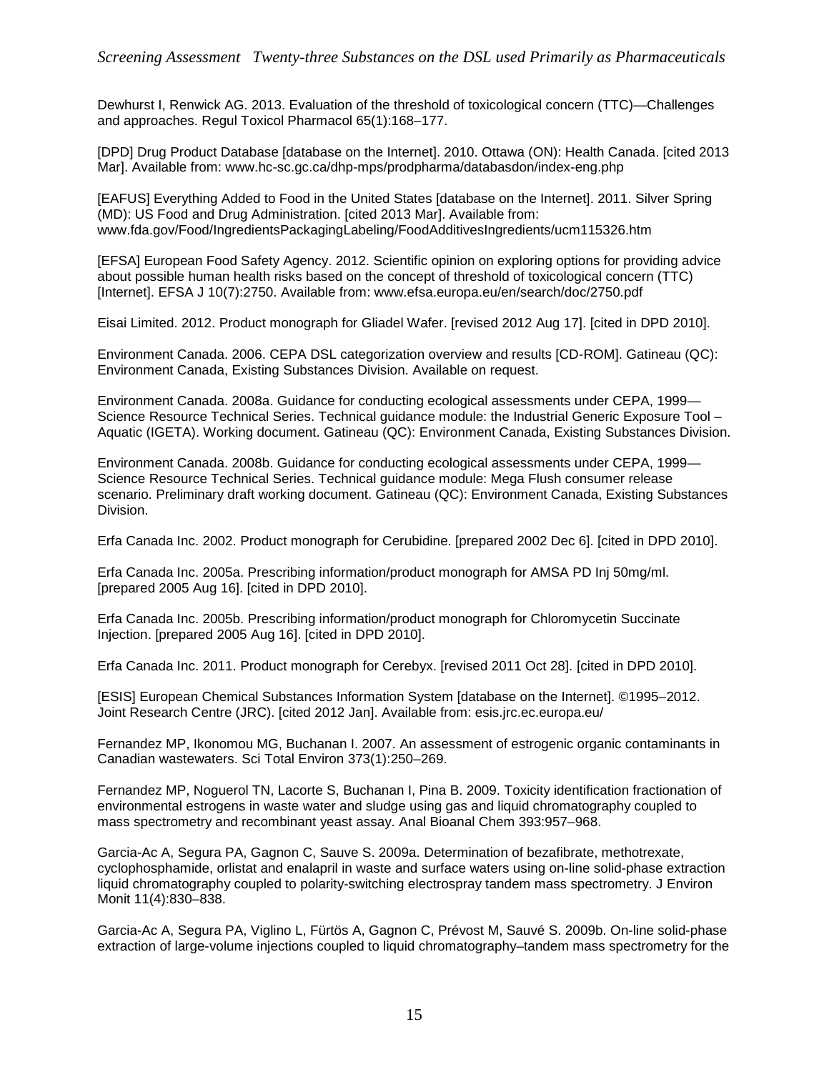Dewhurst I, Renwick AG. 2013. Evaluation of the threshold of toxicological concern (TTC)—Challenges and approaches. Regul Toxicol Pharmacol 65(1):168–177.

[DPD] Drug Product Database [database on the Internet]. 2010. Ottawa (ON): Health Canada. [cited 2013 Mar]. Available from: www.hc-sc.gc.ca/dhp-mps/prodpharma/databasdon/index-eng.php

[EAFUS] Everything Added to Food in the United States [database on the Internet]. 2011. Silver Spring (MD): US Food and Drug Administration. [cited 2013 Mar]. Available from: www.fda.gov/Food/IngredientsPackagingLabeling/FoodAdditivesIngredients/ucm115326.htm

[EFSA] European Food Safety Agency. 2012. Scientific opinion on exploring options for providing advice about possible human health risks based on the concept of threshold of toxicological concern (TTC) [Internet]. EFSA J 10(7):2750. Available from: www.efsa.europa.eu/en/search/doc/2750.pdf

Eisai Limited. 2012. Product monograph for Gliadel Wafer. [revised 2012 Aug 17]. [cited in DPD 2010].

Environment Canada. 2006. CEPA DSL categorization overview and results [CD-ROM]. Gatineau (QC): Environment Canada, Existing Substances Division. Available on request.

Environment Canada. 2008a. Guidance for conducting ecological assessments under CEPA, 1999—Science Resource Technical Series. Technical guidance module: the Industrial Generic Exposure Tool – Aquatic (IGETA). Working document. Gatineau (QC): Environment Canada, Existing Substances Division.

Environment Canada. 2008b. Guidance for conducting ecological assessments under CEPA, 1999—Science Resource Technical Series. Technical guidance module: Mega Flush consumer release scenario. Preliminary draft working document. Gatineau (QC): Environment Canada, Existing Substances Division.

Erfa Canada Inc. 2002. Product monograph for Cerubidine. [prepared 2002 Dec 6]. [cited in DPD 2010].

Erfa Canada Inc. 2005a. Prescribing information/product monograph for AMSA PD Inj 50mg/ml. [prepared 2005 Aug 16]. [cited in DPD 2010].

Erfa Canada Inc. 2005b. Prescribing information/product monograph for Chloromycetin Succinate Injection. [prepared 2005 Aug 16]. [cited in DPD 2010].

Erfa Canada Inc. 2011. Product monograph for Cerebyx. [revised 2011 Oct 28]. [cited in DPD 2010].

[ESIS] European Chemical Substances Information System [database on the Internet]. ©1995–2012. Joint Research Centre (JRC). [cited 2012 Jan]. Available from: esis.jrc.ec.europa.eu/

Fernandez MP, Ikonomou MG, Buchanan I. 2007. An assessment of estrogenic organic contaminants in Canadian wastewaters. Sci Total Environ 373(1):250–269.

Fernandez MP, Noguerol TN, Lacorte S, Buchanan I, Pina B. 2009. Toxicity identification fractionation of environmental estrogens in waste water and sludge using gas and liquid chromatography coupled to mass spectrometry and recombinant yeast assay. Anal Bioanal Chem 393:957–968.

Garcia-Ac A, Segura PA, Gagnon C, Sauve S. 2009a. Determination of bezafibrate, methotrexate, cyclophosphamide, orlistat and enalapril in waste and surface waters using on-line solid-phase extraction liquid chromatography coupled to polarity-switching electrospray tandem mass spectrometry. J Environ Monit 11(4):830–838.

Garcia-Ac A, Segura PA, Viglino L, Fürtös A, Gagnon C, Prévost M, Sauvé S. 2009b. On-line solid-phase extraction of large-volume injections coupled to liquid chromatography–tandem mass spectrometry for the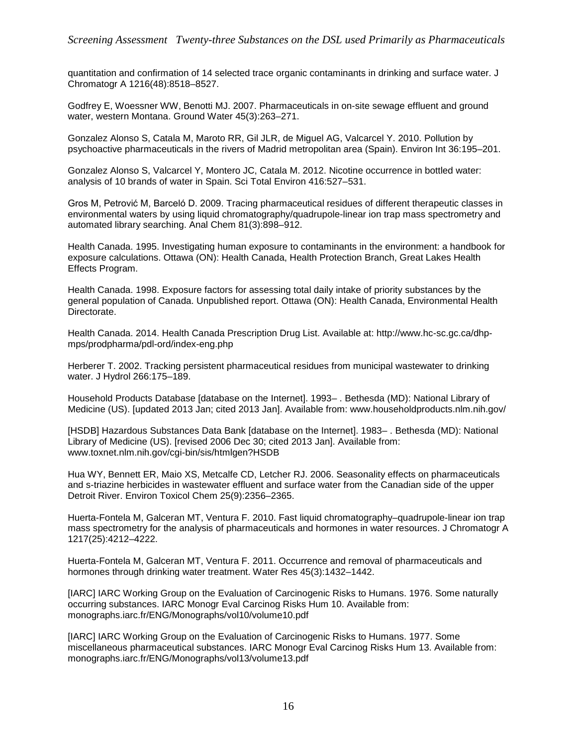quantitation and confirmation of 14 selected trace organic contaminants in drinking and surface water. J Chromatogr A 1216(48):8518–8527.

Godfrey E, Woessner WW, Benotti MJ. 2007. Pharmaceuticals in on-site sewage effluent and ground water, western Montana. Ground Water 45(3):263–271.

Gonzalez Alonso S, Catala M, Maroto RR, Gil JLR, de Miguel AG, Valcarcel Y. 2010. Pollution by psychoactive pharmaceuticals in the rivers of Madrid metropolitan area (Spain). Environ Int 36:195–201.

Gonzalez Alonso S, Valcarcel Y, Montero JC, Catala M. 2012. Nicotine occurrence in bottled water: analysis of 10 brands of water in Spain. Sci Total Environ 416:527–531.

Gros M, Petrović M, Barceló D. 2009. Tracing pharmaceutical residues of different therapeutic classes in environmental waters by using liquid chromatography/quadrupole-linear ion trap mass spectrometry and automated library searching. Anal Chem 81(3):898–912.

Health Canada. 1995. Investigating human exposure to contaminants in the environment: a handbook for exposure calculations. Ottawa (ON): Health Canada, Health Protection Branch, Great Lakes Health Effects Program.

Health Canada. 1998. Exposure factors for assessing total daily intake of priority substances by the general population of Canada. Unpublished report. Ottawa (ON): Health Canada, Environmental Health Directorate.

Health Canada. 2014. Health Canada Prescription Drug List. Available at: http://www.hc-sc.gc.ca/dhp-mps/prodpharma/pdl-ord/index-eng.php

Herberer T. 2002. Tracking persistent pharmaceutical residues from municipal wastewater to drinking water. J Hydrol 266:175–189.

Household Products Database [database on the Internet]. 1993– . Bethesda (MD): National Library of Medicine (US). [updated 2013 Jan; cited 2013 Jan]. Available from: www.householdproducts.nlm.nih.gov/

[HSDB] Hazardous Substances Data Bank [database on the Internet]. 1983– . Bethesda (MD): National Library of Medicine (US). [revised 2006 Dec 30; cited 2013 Jan]. Available from: www.toxnet.nlm.nih.gov/cgi-bin/sis/htmlgen?HSDB

Hua WY, Bennett ER, Maio XS, Metcalfe CD, Letcher RJ. 2006. Seasonality effects on pharmaceuticals and s-triazine herbicides in wastewater effluent and surface water from the Canadian side of the upper Detroit River. Environ Toxicol Chem 25(9):2356–2365.

Huerta-Fontela M, Galceran MT, Ventura F. 2010. Fast liquid chromatography–quadrupole-linear ion trap mass spectrometry for the analysis of pharmaceuticals and hormones in water resources. J Chromatogr A 1217(25):4212–4222.

Huerta-Fontela M, Galceran MT, Ventura F. 2011. Occurrence and removal of pharmaceuticals and hormones through drinking water treatment. Water Res 45(3):1432–1442.

[IARC] IARC Working Group on the Evaluation of Carcinogenic Risks to Humans. 1976. Some naturally occurring substances. IARC Monogr Eval Carcinog Risks Hum 10. Available from: monographs.iarc.fr/ENG/Monographs/vol10/volume10.pdf

[IARC] IARC Working Group on the Evaluation of Carcinogenic Risks to Humans. 1977. Some miscellaneous pharmaceutical substances. IARC Monogr Eval Carcinog Risks Hum 13. Available from: monographs.iarc.fr/ENG/Monographs/vol13/volume13.pdf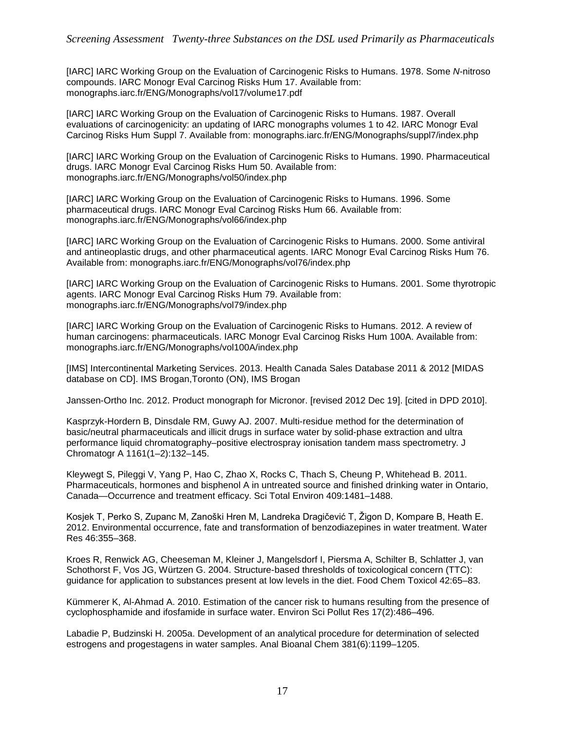[IARC] IARC Working Group on the Evaluation of Carcinogenic Risks to Humans. 1978. Some *N*-nitroso compounds. IARC Monogr Eval Carcinog Risks Hum 17. Available from: monographs.iarc.fr/ENG/Monographs/vol17/volume17.pdf

[IARC] IARC Working Group on the Evaluation of Carcinogenic Risks to Humans. 1987. Overall evaluations of carcinogenicity: an updating of IARC monographs volumes 1 to 42. IARC Monogr Eval Carcinog Risks Hum Suppl 7. Available from: monographs.iarc.fr/ENG/Monographs/suppl7/index.php

[IARC] IARC Working Group on the Evaluation of Carcinogenic Risks to Humans. 1990. Pharmaceutical drugs. IARC Monogr Eval Carcinog Risks Hum 50. Available from: monographs.iarc.fr/ENG/Monographs/vol50/index.php

[IARC] IARC Working Group on the Evaluation of Carcinogenic Risks to Humans. 1996. Some pharmaceutical drugs. IARC Monogr Eval Carcinog Risks Hum 66. Available from: monographs.iarc.fr/ENG/Monographs/vol66/index.php

[IARC] IARC Working Group on the Evaluation of Carcinogenic Risks to Humans. 2000. Some antiviral and antineoplastic drugs, and other pharmaceutical agents. IARC Monogr Eval Carcinog Risks Hum 76. Available from: monographs.iarc.fr/ENG/Monographs/vol76/index.php

[IARC] IARC Working Group on the Evaluation of Carcinogenic Risks to Humans. 2001. Some thyrotropic agents. IARC Monogr Eval Carcinog Risks Hum 79. Available from: monographs.iarc.fr/ENG/Monographs/vol79/index.php

[IARC] IARC Working Group on the Evaluation of Carcinogenic Risks to Humans. 2012. A review of human carcinogens: pharmaceuticals. IARC Monogr Eval Carcinog Risks Hum 100A. Available from: monographs.iarc.fr/ENG/Monographs/vol100A/index.php

[IMS] Intercontinental Marketing Services. 2013. Health Canada Sales Database 2011 & 2012 [MIDAS database on CD]. IMS Brogan,Toronto (ON), IMS Brogan

Janssen-Ortho Inc. 2012. Product monograph for Micronor. [revised 2012 Dec 19]. [cited in DPD 2010].

Kasprzyk-Hordern B, Dinsdale RM, Guwy AJ. 2007. Multi-residue method for the determination of basic/neutral pharmaceuticals and illicit drugs in surface water by solid-phase extraction and ultra performance liquid chromatography–positive electrospray ionisation tandem mass spectrometry. J Chromatogr A 1161(1–2):132–145.

Kleywegt S, Pileggi V, Yang P, Hao C, Zhao X, Rocks C, Thach S, Cheung P, Whitehead B. 2011. Pharmaceuticals, hormones and bisphenol A in untreated source and finished drinking water in Ontario, Canada—Occurrence and treatment efficacy. Sci Total Environ 409:1481–1488.

Kosjek T, Perko S, Zupanc M, Zanoški Hren M, Landreka Dragičević T, Žigon D, Kompare B, Heath E. 2012. Environmental occurrence, fate and transformation of benzodiazepines in water treatment. Water Res 46:355–368.

Kroes R, Renwick AG, Cheeseman M, Kleiner J, Mangelsdorf I, Piersma A, Schilter B, Schlatter J, van Schothorst F, Vos JG, Würtzen G. 2004. Structure-based thresholds of toxicological concern (TTC): guidance for application to substances present at low levels in the diet. Food Chem Toxicol 42:65–83.

Kümmerer K, Al-Ahmad A. 2010. Estimation of the cancer risk to humans resulting from the presence of cyclophosphamide and ifosfamide in surface water. Environ Sci Pollut Res 17(2):486–496.

Labadie P, Budzinski H. 2005a. Development of an analytical procedure for determination of selected estrogens and progestagens in water samples. Anal Bioanal Chem 381(6):1199–1205.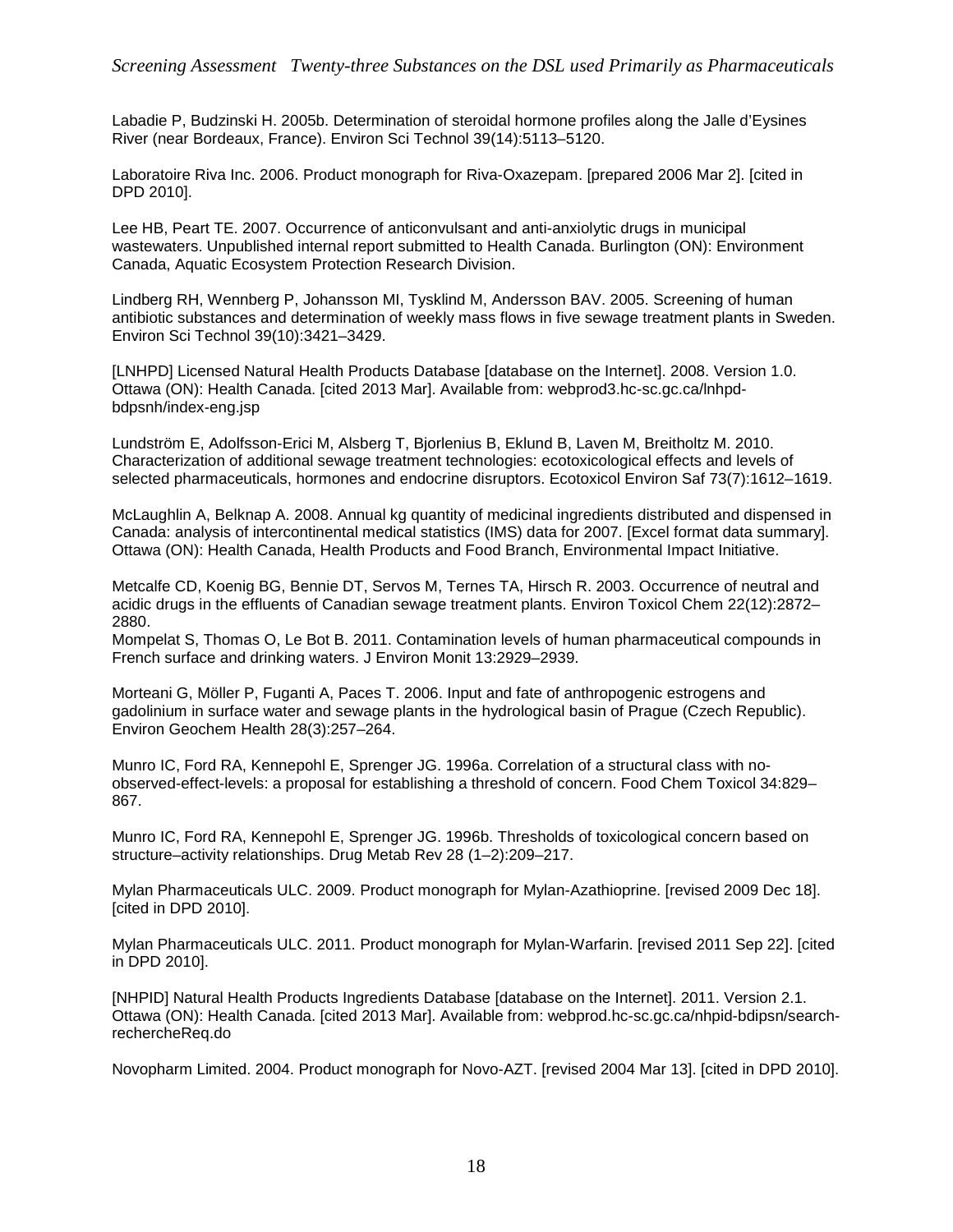Labadie P, Budzinski H. 2005b. Determination of steroidal hormone profiles along the Jalle d'Eysines River (near Bordeaux, France). Environ Sci Technol 39(14):5113–5120.

Laboratoire Riva Inc. 2006. Product monograph for Riva-Oxazepam. [prepared 2006 Mar 2]. [cited in DPD 2010].

Lee HB, Peart TE. 2007. Occurrence of anticonvulsant and anti-anxiolytic drugs in municipal wastewaters. Unpublished internal report submitted to Health Canada. Burlington (ON): Environment Canada, Aquatic Ecosystem Protection Research Division.

Lindberg RH, Wennberg P, Johansson MI, Tysklind M, Andersson BAV. 2005. Screening of human antibiotic substances and determination of weekly mass flows in five sewage treatment plants in Sweden. Environ Sci Technol 39(10):3421–3429.

[LNHPD] Licensed Natural Health Products Database [database on the Internet]. 2008. Version 1.0. Ottawa (ON): Health Canada. [cited 2013 Mar]. Available from: webprod3.hc-sc.gc.ca/lnhpd-bdpsnh/index-eng.jsp

Lundström E, Adolfsson-Erici M, Alsberg T, Bjorlenius B, Eklund B, Laven M, Breitholtz M. 2010. Characterization of additional sewage treatment technologies: ecotoxicological effects and levels of selected pharmaceuticals, hormones and endocrine disruptors. Ecotoxicol Environ Saf 73(7):1612–1619.

McLaughlin A, Belknap A. 2008. Annual kg quantity of medicinal ingredients distributed and dispensed in Canada: analysis of intercontinental medical statistics (IMS) data for 2007. [Excel format data summary]. Ottawa (ON): Health Canada, Health Products and Food Branch, Environmental Impact Initiative.

Metcalfe CD, Koenig BG, Bennie DT, Servos M, Ternes TA, Hirsch R. 2003. Occurrence of neutral and acidic drugs in the effluents of Canadian sewage treatment plants. Environ Toxicol Chem 22(12):2872–2880.

Mompelat S, Thomas O, Le Bot B. 2011. Contamination levels of human pharmaceutical compounds in French surface and drinking waters. J Environ Monit 13:2929–2939.

Morteani G, Möller P, Fuganti A, Paces T. 2006. Input and fate of anthropogenic estrogens and gadolinium in surface water and sewage plants in the hydrological basin of Prague (Czech Republic). Environ Geochem Health 28(3):257–264.

Munro IC, Ford RA, Kennepohl E, Sprenger JG. 1996a. Correlation of a structural class with no-observed-effect-levels: a proposal for establishing a threshold of concern. Food Chem Toxicol 34:829–867.

Munro IC, Ford RA, Kennepohl E, Sprenger JG. 1996b. Thresholds of toxicological concern based on structure–activity relationships. Drug Metab Rev 28 (1–2):209–217.

Mylan Pharmaceuticals ULC. 2009. Product monograph for Mylan-Azathioprine. [revised 2009 Dec 18]. [cited in DPD 2010].

Mylan Pharmaceuticals ULC. 2011. Product monograph for Mylan-Warfarin. [revised 2011 Sep 22]. [cited in DPD 2010].

[NHPID] Natural Health Products Ingredients Database [database on the Internet]. 2011. Version 2.1. Ottawa (ON): Health Canada. [cited 2013 Mar]. Available from: webprod.hc-sc.gc.ca/nhpid-bdipsn/search-rechercheReq.do

Novopharm Limited. 2004. Product monograph for Novo-AZT. [revised 2004 Mar 13]. [cited in DPD 2010].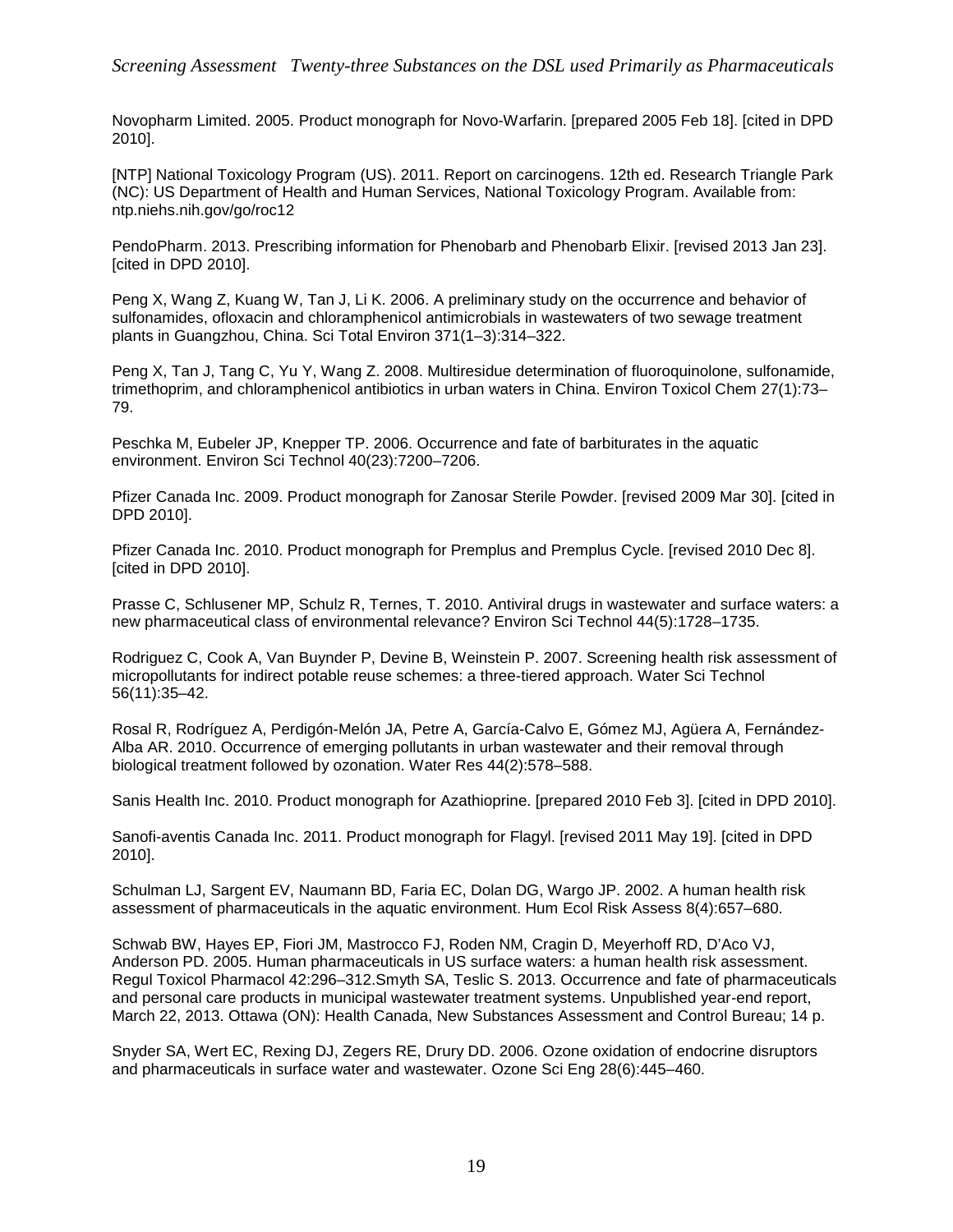Novopharm Limited. 2005. Product monograph for Novo-Warfarin. [prepared 2005 Feb 18]. [cited in DPD 2010].

[NTP] National Toxicology Program (US). 2011. Report on carcinogens. 12th ed. Research Triangle Park (NC): US Department of Health and Human Services, National Toxicology Program. Available from: ntp.niehs.nih.gov/go/roc12

PendoPharm. 2013. Prescribing information for Phenobarb and Phenobarb Elixir. [revised 2013 Jan 23]. [cited in DPD 2010].

Peng X, Wang Z, Kuang W, Tan J, Li K. 2006. A preliminary study on the occurrence and behavior of sulfonamides, ofloxacin and chloramphenicol antimicrobials in wastewaters of two sewage treatment plants in Guangzhou, China. Sci Total Environ 371(1–3):314–322.

Peng X, Tan J, Tang C, Yu Y, Wang Z. 2008. Multiresidue determination of fluoroquinolone, sulfonamide, trimethoprim, and chloramphenicol antibiotics in urban waters in China. Environ Toxicol Chem 27(1):73–79.

Peschka M, Eubeler JP, Knepper TP. 2006. Occurrence and fate of barbiturates in the aquatic environment. Environ Sci Technol 40(23):7200–7206.

Pfizer Canada Inc. 2009. Product monograph for Zanosar Sterile Powder. [revised 2009 Mar 30]. [cited in DPD 2010].

Pfizer Canada Inc. 2010. Product monograph for Premplus and Premplus Cycle. [revised 2010 Dec 8]. [cited in DPD 2010].

Prasse C, Schlusener MP, Schulz R, Ternes, T. 2010. Antiviral drugs in wastewater and surface waters: a new pharmaceutical class of environmental relevance? Environ Sci Technol 44(5):1728–1735.

Rodriguez C, Cook A, Van Buynder P, Devine B, Weinstein P. 2007. Screening health risk assessment of micropollutants for indirect potable reuse schemes: a three-tiered approach. Water Sci Technol 56(11):35–42.

Rosal R, Rodríguez A, Perdigón-Melón JA, Petre A, García-Calvo E, Gómez MJ, Agüera A, Fernández-Alba AR. 2010. Occurrence of emerging pollutants in urban wastewater and their removal through biological treatment followed by ozonation. Water Res 44(2):578–588.

Sanis Health Inc. 2010. Product monograph for Azathioprine. [prepared 2010 Feb 3]. [cited in DPD 2010].

Sanofi-aventis Canada Inc. 2011. Product monograph for Flagyl. [revised 2011 May 19]. [cited in DPD 2010].

Schulman LJ, Sargent EV, Naumann BD, Faria EC, Dolan DG, Wargo JP. 2002. A human health risk assessment of pharmaceuticals in the aquatic environment. Hum Ecol Risk Assess 8(4):657–680.

Schwab BW, Hayes EP, Fiori JM, Mastrocco FJ, Roden NM, Cragin D, Meyerhoff RD, D'Aco VJ, Anderson PD. 2005. Human pharmaceuticals in US surface waters: a human health risk assessment. Regul Toxicol Pharmacol 42:296–312.Smyth SA, Teslic S. 2013. Occurrence and fate of pharmaceuticals and personal care products in municipal wastewater treatment systems. Unpublished year-end report, March 22, 2013. Ottawa (ON): Health Canada, New Substances Assessment and Control Bureau; 14 p.

Snyder SA, Wert EC, Rexing DJ, Zegers RE, Drury DD. 2006. Ozone oxidation of endocrine disruptors and pharmaceuticals in surface water and wastewater. Ozone Sci Eng 28(6):445–460.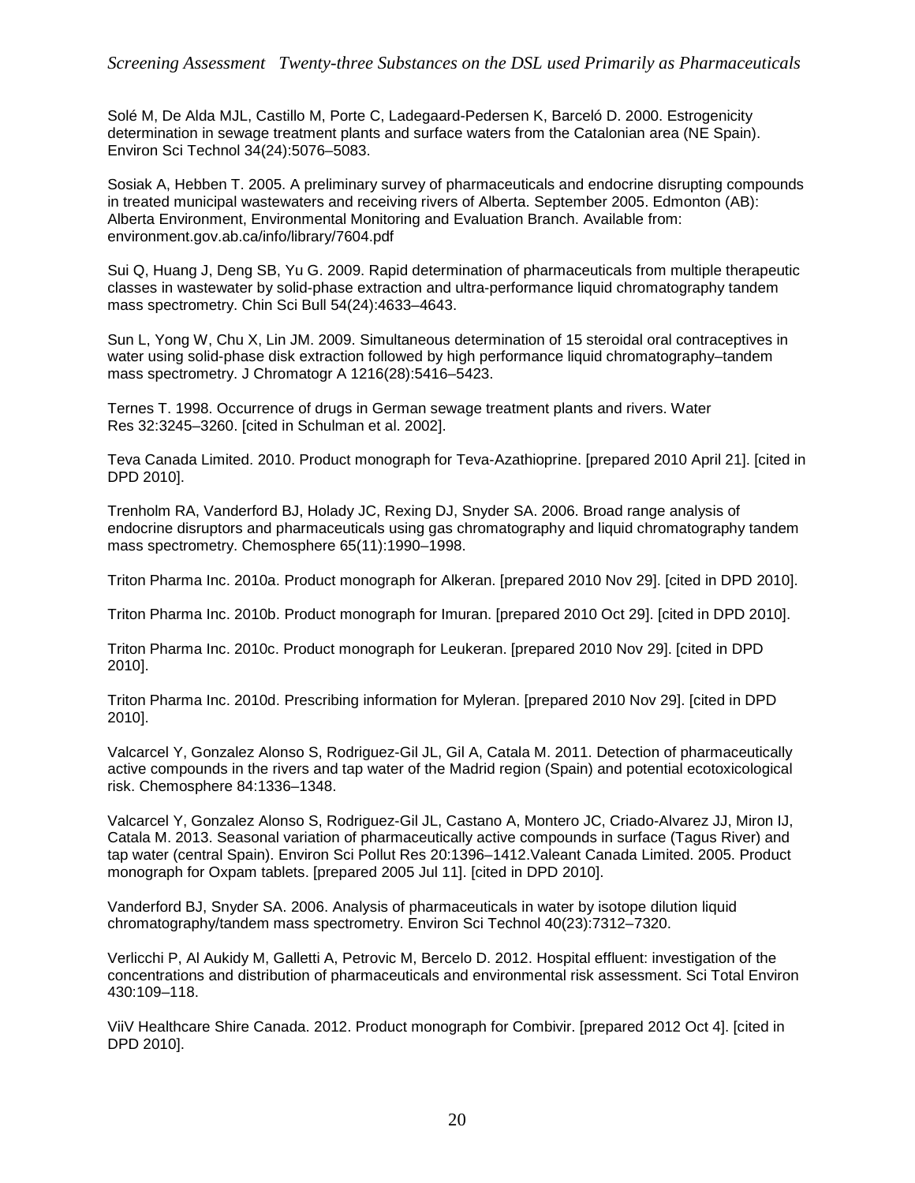Solé M, De Alda MJL, Castillo M, Porte C, Ladegaard-Pedersen K, Barceló D. 2000. Estrogenicity determination in sewage treatment plants and surface waters from the Catalonian area (NE Spain). Environ Sci Technol 34(24):5076–5083.

Sosiak A, Hebben T. 2005. A preliminary survey of pharmaceuticals and endocrine disrupting compounds in treated municipal wastewaters and receiving rivers of Alberta. September 2005. Edmonton (AB): Alberta Environment, Environmental Monitoring and Evaluation Branch. Available from: environment.gov.ab.ca/info/library/7604.pdf

Sui Q, Huang J, Deng SB, Yu G. 2009. Rapid determination of pharmaceuticals from multiple therapeutic classes in wastewater by solid-phase extraction and ultra-performance liquid chromatography tandem mass spectrometry. Chin Sci Bull 54(24):4633–4643.

Sun L, Yong W, Chu X, Lin JM. 2009. Simultaneous determination of 15 steroidal oral contraceptives in water using solid-phase disk extraction followed by high performance liquid chromatography–tandem mass spectrometry. J Chromatogr A 1216(28):5416–5423.

Ternes T. 1998. Occurrence of drugs in German sewage treatment plants and rivers. Water Res 32:3245–3260. [cited in Schulman et al. 2002].

Teva Canada Limited. 2010. Product monograph for Teva-Azathioprine. [prepared 2010 April 21]. [cited in DPD 2010].

Trenholm RA, Vanderford BJ, Holady JC, Rexing DJ, Snyder SA. 2006. Broad range analysis of endocrine disruptors and pharmaceuticals using gas chromatography and liquid chromatography tandem mass spectrometry. Chemosphere 65(11):1990–1998.

Triton Pharma Inc. 2010a. Product monograph for Alkeran. [prepared 2010 Nov 29]. [cited in DPD 2010].

Triton Pharma Inc. 2010b. Product monograph for Imuran. [prepared 2010 Oct 29]. [cited in DPD 2010].

Triton Pharma Inc. 2010c. Product monograph for Leukeran. [prepared 2010 Nov 29]. [cited in DPD 2010].

Triton Pharma Inc. 2010d. Prescribing information for Myleran. [prepared 2010 Nov 29]. [cited in DPD 2010].

Valcarcel Y, Gonzalez Alonso S, Rodriguez-Gil JL, Gil A, Catala M. 2011. Detection of pharmaceutically active compounds in the rivers and tap water of the Madrid region (Spain) and potential ecotoxicological risk. Chemosphere 84:1336–1348.

Valcarcel Y, Gonzalez Alonso S, Rodriguez-Gil JL, Castano A, Montero JC, Criado-Alvarez JJ, Miron IJ, Catala M. 2013. Seasonal variation of pharmaceutically active compounds in surface (Tagus River) and tap water (central Spain). Environ Sci Pollut Res 20:1396–1412.Valeant Canada Limited. 2005. Product monograph for Oxpam tablets. [prepared 2005 Jul 11]. [cited in DPD 2010].

Vanderford BJ, Snyder SA. 2006. Analysis of pharmaceuticals in water by isotope dilution liquid chromatography/tandem mass spectrometry. Environ Sci Technol 40(23):7312–7320.

Verlicchi P, Al Aukidy M, Galletti A, Petrovic M, Bercelo D. 2012. Hospital effluent: investigation of the concentrations and distribution of pharmaceuticals and environmental risk assessment. Sci Total Environ 430:109–118.

ViiV Healthcare Shire Canada. 2012. Product monograph for Combivir. [prepared 2012 Oct 4]. [cited in DPD 2010].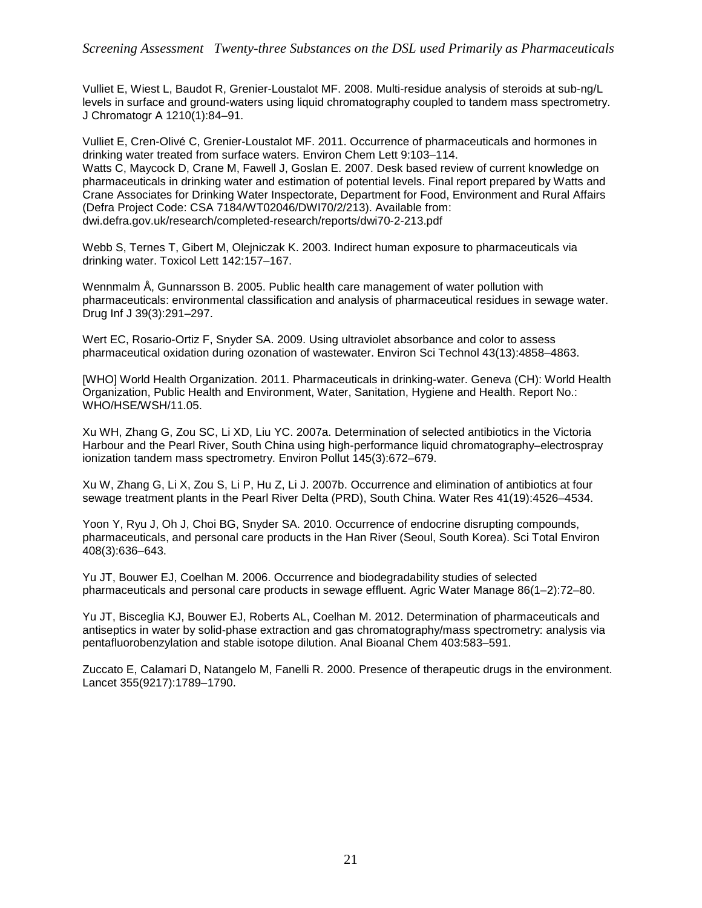Vulliet E, Wiest L, Baudot R, Grenier-Loustalot MF. 2008. Multi-residue analysis of steroids at sub-ng/L levels in surface and ground-waters using liquid chromatography coupled to tandem mass spectrometry. J Chromatogr A 1210(1):84–91.

Vulliet E, Cren-Olivé C, Grenier-Loustalot MF. 2011. Occurrence of pharmaceuticals and hormones in drinking water treated from surface waters. Environ Chem Lett 9:103–114.
Watts C, Maycock D, Crane M, Fawell J, Goslan E. 2007. Desk based review of current knowledge on pharmaceuticals in drinking water and estimation of potential levels. Final report prepared by Watts and Crane Associates for Drinking Water Inspectorate, Department for Food, Environment and Rural Affairs (Defra Project Code: CSA 7184/WT02046/DWI70/2/213). Available from: dwi.defra.gov.uk/research/completed-research/reports/dwi70-2-213.pdf

Webb S, Ternes T, Gibert M, Olejniczak K. 2003. Indirect human exposure to pharmaceuticals via drinking water. Toxicol Lett 142:157–167.

Wennmalm Å, Gunnarsson B. 2005. Public health care management of water pollution with pharmaceuticals: environmental classification and analysis of pharmaceutical residues in sewage water. Drug Inf J 39(3):291–297.

Wert EC, Rosario-Ortiz F, Snyder SA. 2009. Using ultraviolet absorbance and color to assess pharmaceutical oxidation during ozonation of wastewater. Environ Sci Technol 43(13):4858–4863.

[WHO] World Health Organization. 2011. Pharmaceuticals in drinking-water. Geneva (CH): World Health Organization, Public Health and Environment, Water, Sanitation, Hygiene and Health. Report No.: WHO/HSE/WSH/11.05.

Xu WH, Zhang G, Zou SC, Li XD, Liu YC. 2007a. Determination of selected antibiotics in the Victoria Harbour and the Pearl River, South China using high-performance liquid chromatography–electrospray ionization tandem mass spectrometry. Environ Pollut 145(3):672–679.

Xu W, Zhang G, Li X, Zou S, Li P, Hu Z, Li J. 2007b. Occurrence and elimination of antibiotics at four sewage treatment plants in the Pearl River Delta (PRD), South China. Water Res 41(19):4526–4534.

Yoon Y, Ryu J, Oh J, Choi BG, Snyder SA. 2010. Occurrence of endocrine disrupting compounds, pharmaceuticals, and personal care products in the Han River (Seoul, South Korea). Sci Total Environ 408(3):636–643.

Yu JT, Bouwer EJ, Coelhan M. 2006. Occurrence and biodegradability studies of selected pharmaceuticals and personal care products in sewage effluent. Agric Water Manage 86(1–2):72–80.

Yu JT, Bisceglia KJ, Bouwer EJ, Roberts AL, Coelhan M. 2012. Determination of pharmaceuticals and antiseptics in water by solid-phase extraction and gas chromatography/mass spectrometry: analysis via pentafluorobenzylation and stable isotope dilution. Anal Bioanal Chem 403:583–591.

Zuccato E, Calamari D, Natangelo M, Fanelli R. 2000. Presence of therapeutic drugs in the environment. Lancet 355(9217):1789–1790.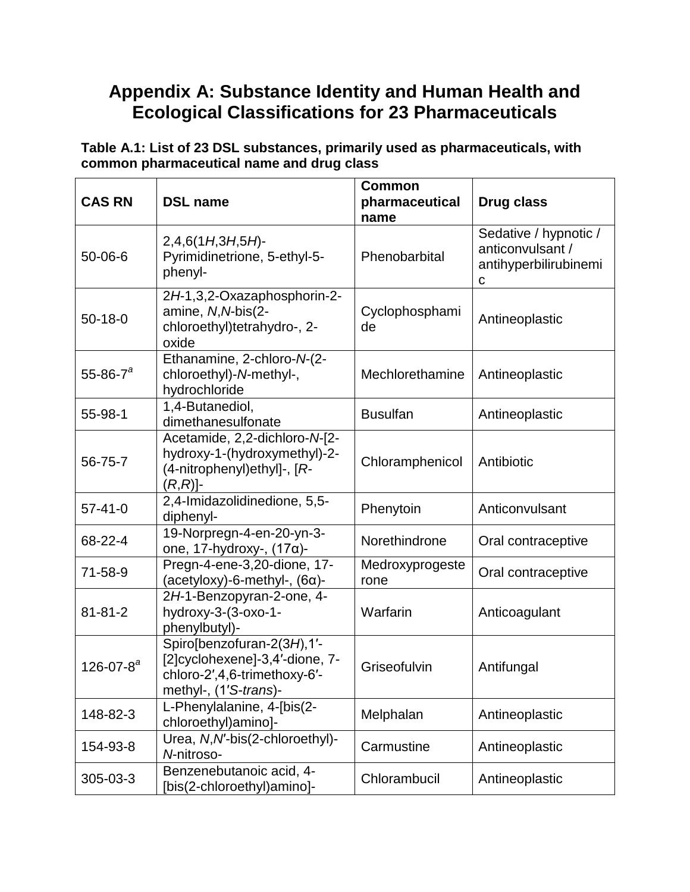# Appendix A: Substance Identity and Human Health and Ecological Classifications for 23 Pharmaceuticals

**Table A.1: List of 23 DSL substances, primarily used as pharmaceuticals, with common pharmaceutical name and drug class**

| CAS RN | DSL name | Common pharmaceutical name | Drug class |
|---|---|---|---|
| 50-06-6 | 2,4,6(1*H*,3*H*,5*H*)-Pyrimidinetrione, 5-ethyl-5-phenyl- | Phenobarbital | Sedative / hypnotic / anticonvulsant / antihyperbilirubinemic |
| 50-18-0 | 2*H*-1,3,2-Oxazaphosphorin-2-amine, *N*,*N*-bis(2-chloroethyl)tetrahydro-, 2-oxide | Cyclophosphamide | Antineoplastic |
| 55-86-7[a] | Ethanamine, 2-chloro-*N*-(2-chloroethyl)-*N*-methyl-, hydrochloride | Mechlorethamine | Antineoplastic |
| 55-98-1 | 1,4-Butanediol, dimethanesulfonate | Busulfan | Antineoplastic |
| 56-75-7 | Acetamide, 2,2-dichloro-*N*-[2-hydroxy-1-(hydroxymethyl)-2-(4-nitrophenyl)ethyl]-, [*R*-(*R*,*R*)]- | Chloramphenicol | Antibiotic |
| 57-41-0 | 2,4-Imidazolidinedione, 5,5-diphenyl- | Phenytoin | Anticonvulsant |
| 68-22-4 | 19-Norpregn-4-en-20-yn-3-one, 17-hydroxy-, (17α)- | Norethindrone | Oral contraceptive |
| 71-58-9 | Pregn-4-ene-3,20-dione, 17-(acetyloxy)-6-methyl-, (6α)- | Medroxyprogesterone | Oral contraceptive |
| 81-81-2 | 2*H*-1-Benzopyran-2-one, 4-hydroxy-3-(3-oxo-1-phenylbutyl)- | Warfarin | Anticoagulant |
| 126-07-8[a] | Spiro[benzofuran-2(3*H*),1′-[2]cyclohexene]-3,4′-dione, 7-chloro-2′,4,6-trimethoxy-6′-methyl-, (1′*S*-*trans*)- | Griseofulvin | Antifungal |
| 148-82-3 | L-Phenylalanine, 4-[bis(2-chloroethyl)amino]- | Melphalan | Antineoplastic |
| 154-93-8 | Urea, *N*,*N*′-bis(2-chloroethyl)-*N*-nitroso- | Carmustine | Antineoplastic |
| 305-03-3 | Benzenebutanoic acid, 4-[bis(2-chloroethyl)amino]- | Chlorambucil | Antineoplastic |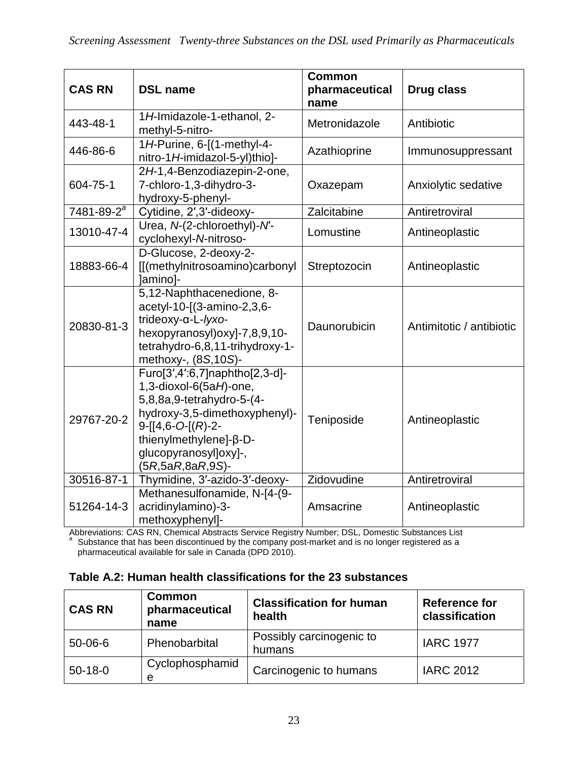| CAS RN | DSL name | Common pharmaceutical name | Drug class |
| --- | --- | --- | --- |
| 443-48-1 | 1*H*-Imidazole-1-ethanol, 2-methyl-5-nitro- | Metronidazole | Antibiotic |
| 446-86-6 | 1*H*-Purine, 6-[(1-methyl-4-nitro-1*H*-imidazol-5-yl)thio]- | Azathioprine | Immunosuppressant |
| 604-75-1 | 2*H*-1,4-Benzodiazepin-2-one, 7-chloro-1,3-dihydro-3-hydroxy-5-phenyl- | Oxazepam | Anxiolytic sedative |
| 7481-89-2[a] | Cytidine, 2′,3′-dideoxy- | Zalcitabine | Antiretroviral |
| 13010-47-4 | Urea, *N*-(2-chloroethyl)-*N*′-cyclohexyl-*N*-nitroso- | Lomustine | Antineoplastic |
| 18883-66-4 | D-Glucose, 2-deoxy-2-[[(methylnitrosoamino)carbonyl]amino]- | Streptozocin | Antineoplastic |
| 20830-81-3 | 5,12-Naphthacenedione, 8-acetyl-10-[(3-amino-2,3,6-trideoxy-α-L-*lyxo*-hexopyranosyl)oxy]-7,8,9,10-tetrahydro-6,8,11-trihydroxy-1-methoxy-, (8*S*,10*S*)- | Daunorubicin | Antimitotic / antibiotic |
| 29767-20-2 | Furo[3′,4′:6,7]naphtho[2,3-d]-1,3-dioxol-6(5a*H*)-one, 5,8,8a,9-tetrahydro-5-(4-hydroxy-3,5-dimethoxyphenyl)-9-[[4,6-*O*-[(*R*)-2-thienylmethylene]-β-D-glucopyranosyl]oxy]-, (5*R*,5a*R*,8a*R*,9*S*)- | Teniposide | Antineoplastic |
| 30516-87-1 | Thymidine, 3′-azido-3′-deoxy- | Zidovudine | Antiretroviral |
| 51264-14-3 | Methanesulfonamide, N-[4-(9-acridinylamino)-3-methoxyphenyl]- | Amsacrine | Antineoplastic |

Abbreviations: CAS RN, Chemical Abstracts Service Registry Number; DSL, Domestic Substances List
[a] Substance that has been discontinued by the company post-market and is no longer registered as a pharmaceutical available for sale in Canada (DPD 2010).

**Table A.2: Human health classifications for the 23 substances**

| CAS RN | Common pharmaceutical name | Classification for human health | Reference for classification |
| --- | --- | --- | --- |
| 50-06-6 | Phenobarbital | Possibly carcinogenic to humans | IARC 1977 |
| 50-18-0 | Cyclophosphamide | Carcinogenic to humans | IARC 2012 |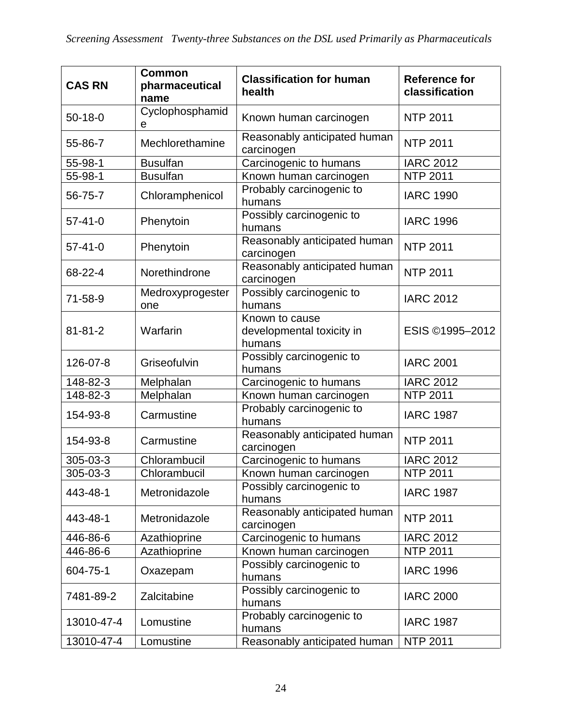| CAS RN | Common pharmaceutical name | Classification for human health | Reference for classification |
|---|---|---|---|
| 50-18-0 | Cyclophosphamide | Known human carcinogen | NTP 2011 |
| 55-86-7 | Mechlorethamine | Reasonably anticipated human carcinogen | NTP 2011 |
| 55-98-1 | Busulfan | Carcinogenic to humans | IARC 2012 |
| 55-98-1 | Busulfan | Known human carcinogen | NTP 2011 |
| 56-75-7 | Chloramphenicol | Probably carcinogenic to humans | IARC 1990 |
| 57-41-0 | Phenytoin | Possibly carcinogenic to humans | IARC 1996 |
| 57-41-0 | Phenytoin | Reasonably anticipated human carcinogen | NTP 2011 |
| 68-22-4 | Norethindrone | Reasonably anticipated human carcinogen | NTP 2011 |
| 71-58-9 | Medroxyprogesterone | Possibly carcinogenic to humans | IARC 2012 |
| 81-81-2 | Warfarin | Known to cause developmental toxicity in humans | ESIS ©1995–2012 |
| 126-07-8 | Griseofulvin | Possibly carcinogenic to humans | IARC 2001 |
| 148-82-3 | Melphalan | Carcinogenic to humans | IARC 2012 |
| 148-82-3 | Melphalan | Known human carcinogen | NTP 2011 |
| 154-93-8 | Carmustine | Probably carcinogenic to humans | IARC 1987 |
| 154-93-8 | Carmustine | Reasonably anticipated human carcinogen | NTP 2011 |
| 305-03-3 | Chlorambucil | Carcinogenic to humans | IARC 2012 |
| 305-03-3 | Chlorambucil | Known human carcinogen | NTP 2011 |
| 443-48-1 | Metronidazole | Possibly carcinogenic to humans | IARC 1987 |
| 443-48-1 | Metronidazole | Reasonably anticipated human carcinogen | NTP 2011 |
| 446-86-6 | Azathioprine | Carcinogenic to humans | IARC 2012 |
| 446-86-6 | Azathioprine | Known human carcinogen | NTP 2011 |
| 604-75-1 | Oxazepam | Possibly carcinogenic to humans | IARC 1996 |
| 7481-89-2 | Zalcitabine | Possibly carcinogenic to humans | IARC 2000 |
| 13010-47-4 | Lomustine | Probably carcinogenic to humans | IARC 1987 |
| 13010-47-4 | Lomustine | Reasonably anticipated human | NTP 2011 |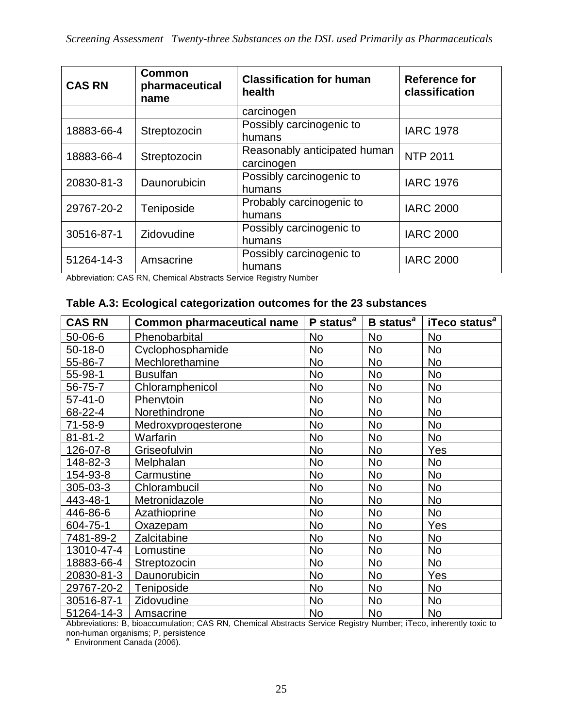| CAS RN | Common pharmaceutical name | Classification for human health | Reference for classification |
| --- | --- | --- | --- |
| | | carcinogen | |
| 18883-66-4 | Streptozocin | Possibly carcinogenic to humans | IARC 1978 |
| 18883-66-4 | Streptozocin | Reasonably anticipated human carcinogen | NTP 2011 |
| 20830-81-3 | Daunorubicin | Possibly carcinogenic to humans | IARC 1976 |
| 29767-20-2 | Teniposide | Probably carcinogenic to humans | IARC 2000 |
| 30516-87-1 | Zidovudine | Possibly carcinogenic to humans | IARC 2000 |
| 51264-14-3 | Amsacrine | Possibly carcinogenic to humans | IARC 2000 |

Abbreviation: CAS RN, Chemical Abstracts Service Registry Number

**Table A.3: Ecological categorization outcomes for the 23 substances**

| CAS RN | Common pharmaceutical name | P status[a] | B status[a] | iTeco status[a] |
| --- | --- | --- | --- | --- |
| 50-06-6 | Phenobarbital | No | No | No |
| 50-18-0 | Cyclophosphamide | No | No | No |
| 55-86-7 | Mechlorethamine | No | No | No |
| 55-98-1 | Busulfan | No | No | No |
| 56-75-7 | Chloramphenicol | No | No | No |
| 57-41-0 | Phenytoin | No | No | No |
| 68-22-4 | Norethindrone | No | No | No |
| 71-58-9 | Medroxyprogesterone | No | No | No |
| 81-81-2 | Warfarin | No | No | No |
| 126-07-8 | Griseofulvin | No | No | Yes |
| 148-82-3 | Melphalan | No | No | No |
| 154-93-8 | Carmustine | No | No | No |
| 305-03-3 | Chlorambucil | No | No | No |
| 443-48-1 | Metronidazole | No | No | No |
| 446-86-6 | Azathioprine | No | No | No |
| 604-75-1 | Oxazepam | No | No | Yes |
| 7481-89-2 | Zalcitabine | No | No | No |
| 13010-47-4 | Lomustine | No | No | No |
| 18883-66-4 | Streptozocin | No | No | No |
| 20830-81-3 | Daunorubicin | No | No | Yes |
| 29767-20-2 | Teniposide | No | No | No |
| 30516-87-1 | Zidovudine | No | No | No |
| 51264-14-3 | Amsacrine | No | No | No |

Abbreviations: B, bioaccumulation; CAS RN, Chemical Abstracts Service Registry Number; iTeco, inherently toxic to non-human organisms; P, persistence

[a] Environment Canada (2006).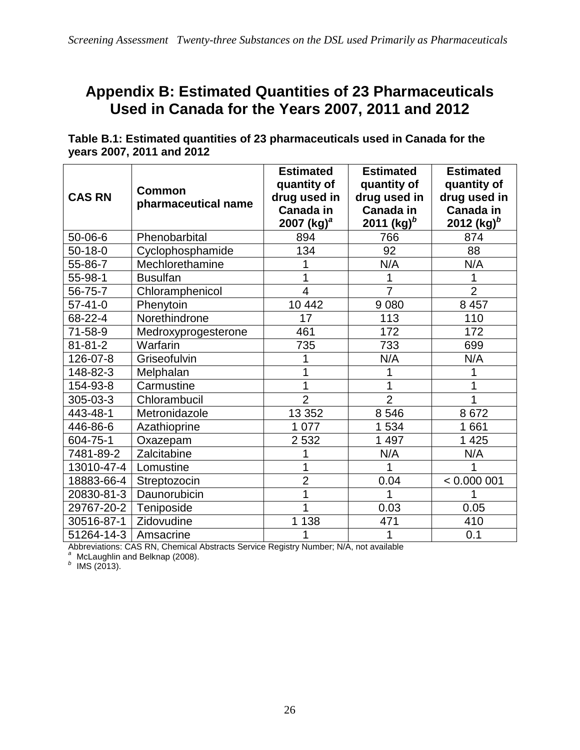# Appendix B: Estimated Quantities of 23 Pharmaceuticals Used in Canada for the Years 2007, 2011 and 2012

**Table B.1: Estimated quantities of 23 pharmaceuticals used in Canada for the years 2007, 2011 and 2012**

| CAS RN | Common pharmaceutical name | Estimated quantity of drug used in Canada in 2007 (kg)[a] | Estimated quantity of drug used in Canada in 2011 (kg)[b] | Estimated quantity of drug used in Canada in 2012 (kg)[b] |
|---|---|---|---|---|
| 50-06-6 | Phenobarbital | 894 | 766 | 874 |
| 50-18-0 | Cyclophosphamide | 134 | 92 | 88 |
| 55-86-7 | Mechlorethamine | 1 | N/A | N/A |
| 55-98-1 | Busulfan | 1 | 1 | 1 |
| 56-75-7 | Chloramphenicol | 4 | 7 | 2 |
| 57-41-0 | Phenytoin | 10 442 | 9 080 | 8 457 |
| 68-22-4 | Norethindrone | 17 | 113 | 110 |
| 71-58-9 | Medroxyprogesterone | 461 | 172 | 172 |
| 81-81-2 | Warfarin | 735 | 733 | 699 |
| 126-07-8 | Griseofulvin | 1 | N/A | N/A |
| 148-82-3 | Melphalan | 1 | 1 | 1 |
| 154-93-8 | Carmustine | 1 | 1 | 1 |
| 305-03-3 | Chlorambucil | 2 | 2 | 1 |
| 443-48-1 | Metronidazole | 13 352 | 8 546 | 8 672 |
| 446-86-6 | Azathioprine | 1 077 | 1 534 | 1 661 |
| 604-75-1 | Oxazepam | 2 532 | 1 497 | 1 425 |
| 7481-89-2 | Zalcitabine | 1 | N/A | N/A |
| 13010-47-4 | Lomustine | 1 | 1 | 1 |
| 18883-66-4 | Streptozocin | 2 | 0.04 | < 0.000 001 |
| 20830-81-3 | Daunorubicin | 1 | 1 | 1 |
| 29767-20-2 | Teniposide | 1 | 0.03 | 0.05 |
| 30516-87-1 | Zidovudine | 1 138 | 471 | 410 |
| 51264-14-3 | Amsacrine | 1 | 1 | 0.1 |

Abbreviations: CAS RN, Chemical Abstracts Service Registry Number; N/A, not available

[a] McLaughlin and Belknap (2008).

[b] IMS (2013).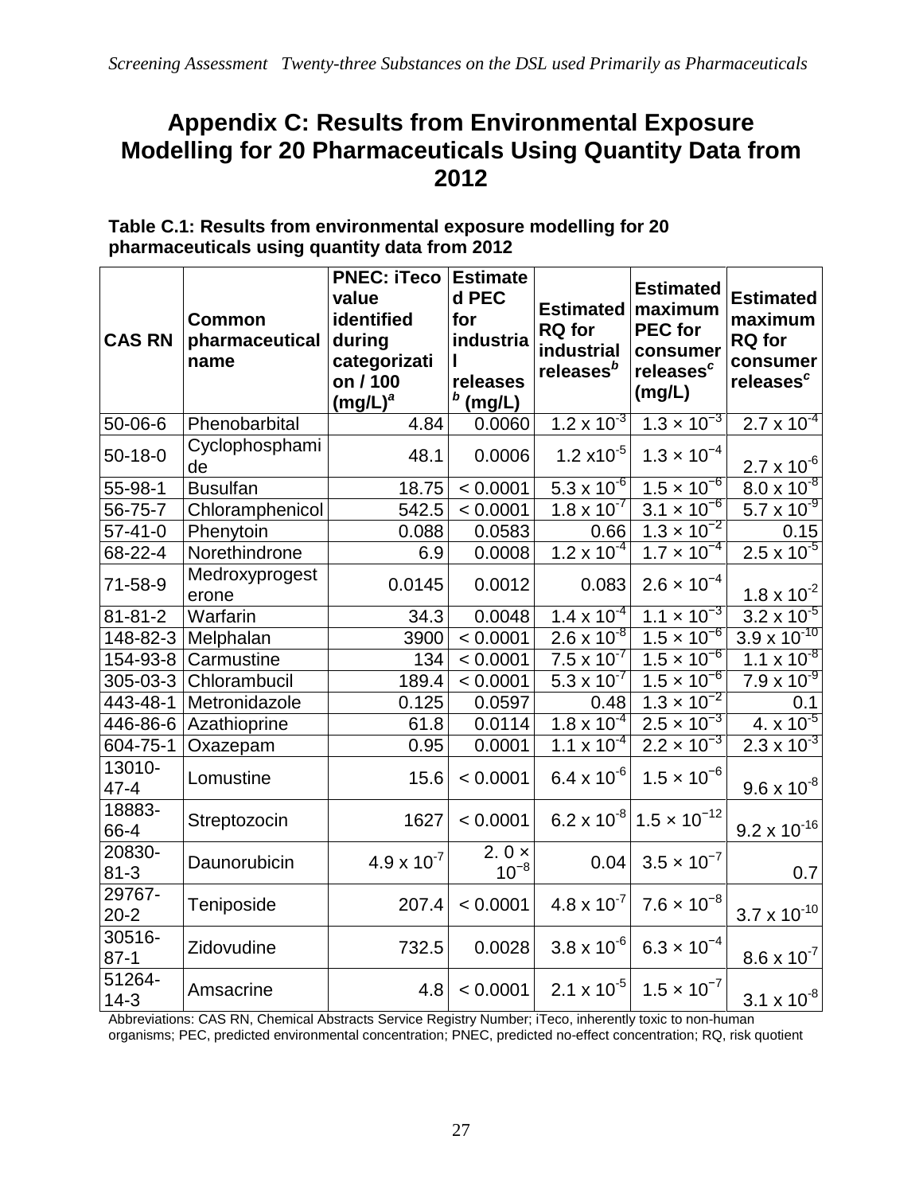## Appendix C: Results from Environmental Exposure Modelling for 20 Pharmaceuticals Using Quantity Data from 2012

**Table C.1: Results from environmental exposure modelling for 20 pharmaceuticals using quantity data from 2012**

| CAS RN | Common pharmaceutical name | PNEC: iTeco value identified during categorization / 100 (mg/L)[a] | Estimated PEC for industrial releases[b] (mg/L) | Estimated RQ for industrial releases[b] | Estimated maximum PEC for consumer releases[c] (mg/L) | Estimated maximum RQ for consumer releases[c] |
|---|---|---|---|---|---|---|
| 50-06-6 | Phenobarbital | 4.84 | 0.0060 | $1.2 \times 10^{-3}$ | $1.3 \times 10^{-3}$ | $2.7 \times 10^{-4}$ |
| 50-18-0 | Cyclophosphamide | 48.1 | 0.0006 | $1.2 \times 10^{-5}$ | $1.3 \times 10^{-4}$ | $2.7 \times 10^{-6}$ |
| 55-98-1 | Busulfan | 18.75 | < 0.0001 | $5.3 \times 10^{-6}$ | $1.5 \times 10^{-6}$ | $8.0 \times 10^{-8}$ |
| 56-75-7 | Chloramphenicol | 542.5 | < 0.0001 | $1.8 \times 10^{-7}$ | $3.1 \times 10^{-6}$ | $5.7 \times 10^{-9}$ |
| 57-41-0 | Phenytoin | 0.088 | 0.0583 | 0.66 | $1.3 \times 10^{-2}$ | 0.15 |
| 68-22-4 | Norethindrone | 6.9 | 0.0008 | $1.2 \times 10^{-4}$ | $1.7 \times 10^{-4}$ | $2.5 \times 10^{-5}$ |
| 71-58-9 | Medroxyprogesterone | 0.0145 | 0.0012 | 0.083 | $2.6 \times 10^{-4}$ | $1.8 \times 10^{-2}$ |
| 81-81-2 | Warfarin | 34.3 | 0.0048 | $1.4 \times 10^{-4}$ | $1.1 \times 10^{-3}$ | $3.2 \times 10^{-5}$ |
| 148-82-3 | Melphalan | 3900 | < 0.0001 | $2.6 \times 10^{-8}$ | $1.5 \times 10^{-6}$ | $3.9 \times 10^{-10}$ |
| 154-93-8 | Carmustine | 134 | < 0.0001 | $7.5 \times 10^{-7}$ | $1.5 \times 10^{-6}$ | $1.1 \times 10^{-8}$ |
| 305-03-3 | Chlorambucil | 189.4 | < 0.0001 | $5.3 \times 10^{-7}$ | $1.5 \times 10^{-6}$ | $7.9 \times 10^{-9}$ |
| 443-48-1 | Metronidazole | 0.125 | 0.0597 | 0.48 | $1.3 \times 10^{-2}$ | 0.1 |
| 446-86-6 | Azathioprine | 61.8 | 0.0114 | $1.8 \times 10^{-4}$ | $2.5 \times 10^{-3}$ | $4. \times 10^{-5}$ |
| 604-75-1 | Oxazepam | 0.95 | 0.0001 | $1.1 \times 10^{-4}$ | $2.2 \times 10^{-3}$ | $2.3 \times 10^{-3}$ |
| 13010-47-4 | Lomustine | 15.6 | < 0.0001 | $6.4 \times 10^{-6}$ | $1.5 \times 10^{-6}$ | $9.6 \times 10^{-8}$ |
| 18883-66-4 | Streptozocin | 1627 | < 0.0001 | $6.2 \times 10^{-8}$ | $1.5 \times 10^{-12}$ | $9.2 \times 10^{-16}$ |
| 20830-81-3 | Daunorubicin | $4.9 \times 10^{-7}$ | $2.0 \times 10^{-8}$ | 0.04 | $3.5 \times 10^{-7}$ | 0.7 |
| 29767-20-2 | Teniposide | 207.4 | < 0.0001 | $4.8 \times 10^{-7}$ | $7.6 \times 10^{-8}$ | $3.7 \times 10^{-10}$ |
| 30516-87-1 | Zidovudine | 732.5 | 0.0028 | $3.8 \times 10^{-6}$ | $6.3 \times 10^{-4}$ | $8.6 \times 10^{-7}$ |
| 51264-14-3 | Amsacrine | 4.8 | < 0.0001 | $2.1 \times 10^{-5}$ | $1.5 \times 10^{-7}$ | $3.1 \times 10^{-8}$ |

Abbreviations: CAS RN, Chemical Abstracts Service Registry Number; iTeco, inherently toxic to non-human organisms; PEC, predicted environmental concentration; PNEC, predicted no-effect concentration; RQ, risk quotient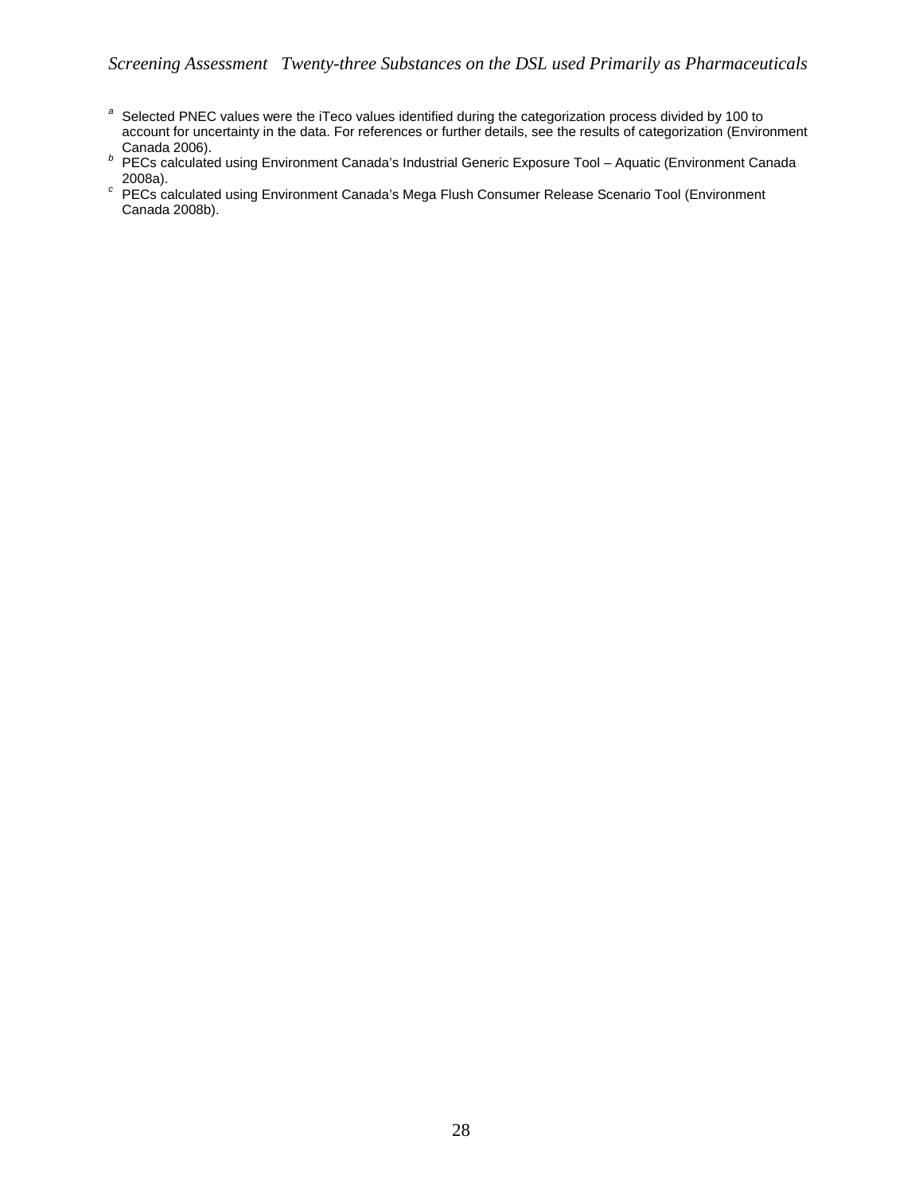[a] Selected PNEC values were the iTeco values identified during the categorization process divided by 100 to account for uncertainty in the data. For references or further details, see the results of categorization (Environment Canada 2006).

[b] PECs calculated using Environment Canada's Industrial Generic Exposure Tool – Aquatic (Environment Canada 2008a).

[c] PECs calculated using Environment Canada's Mega Flush Consumer Release Scenario Tool (Environment Canada 2008b).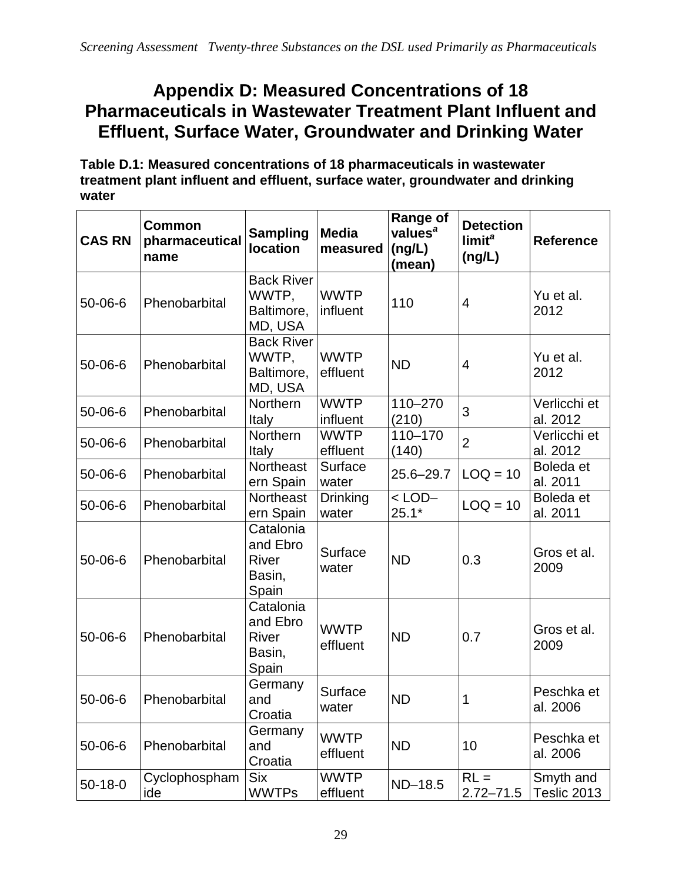# Appendix D: Measured Concentrations of 18 Pharmaceuticals in Wastewater Treatment Plant Influent and Effluent, Surface Water, Groundwater and Drinking Water

**Table D.1: Measured concentrations of 18 pharmaceuticals in wastewater treatment plant influent and effluent, surface water, groundwater and drinking water**

| CAS RN | Common pharmaceutical name | Sampling location | Media measured | Range of values[a] (ng/L) (mean) | Detection limit[a] (ng/L) | Reference |
|---|---|---|---|---|---|---|
| 50-06-6 | Phenobarbital | Back River WWTP, Baltimore, MD, USA | WWTP influent | 110 | 4 | Yu et al. 2012 |
| 50-06-6 | Phenobarbital | Back River WWTP, Baltimore, MD, USA | WWTP effluent | ND | 4 | Yu et al. 2012 |
| 50-06-6 | Phenobarbital | Northern Italy | WWTP influent | 110–270 (210) | 3 | Verlicchi et al. 2012 |
| 50-06-6 | Phenobarbital | Northern Italy | WWTP effluent | 110–170 (140) | 2 | Verlicchi et al. 2012 |
| 50-06-6 | Phenobarbital | Northeastern Spain | Surface water | 25.6–29.7 | LOQ = 10 | Boleda et al. 2011 |
| 50-06-6 | Phenobarbital | Northeastern Spain | Drinking water | < LOD–25.1* | LOQ = 10 | Boleda et al. 2011 |
| 50-06-6 | Phenobarbital | Catalonia and Ebro River Basin, Spain | Surface water | ND | 0.3 | Gros et al. 2009 |
| 50-06-6 | Phenobarbital | Catalonia and Ebro River Basin, Spain | WWTP effluent | ND | 0.7 | Gros et al. 2009 |
| 50-06-6 | Phenobarbital | Germany and Croatia | Surface water | ND | 1 | Peschka et al. 2006 |
| 50-06-6 | Phenobarbital | Germany and Croatia | WWTP effluent | ND | 10 | Peschka et al. 2006 |
| 50-18-0 | Cyclophosphamide | Six WWTPs | WWTP effluent | ND–18.5 | RL = 2.72–71.5 | Smyth and Teslic 2013 |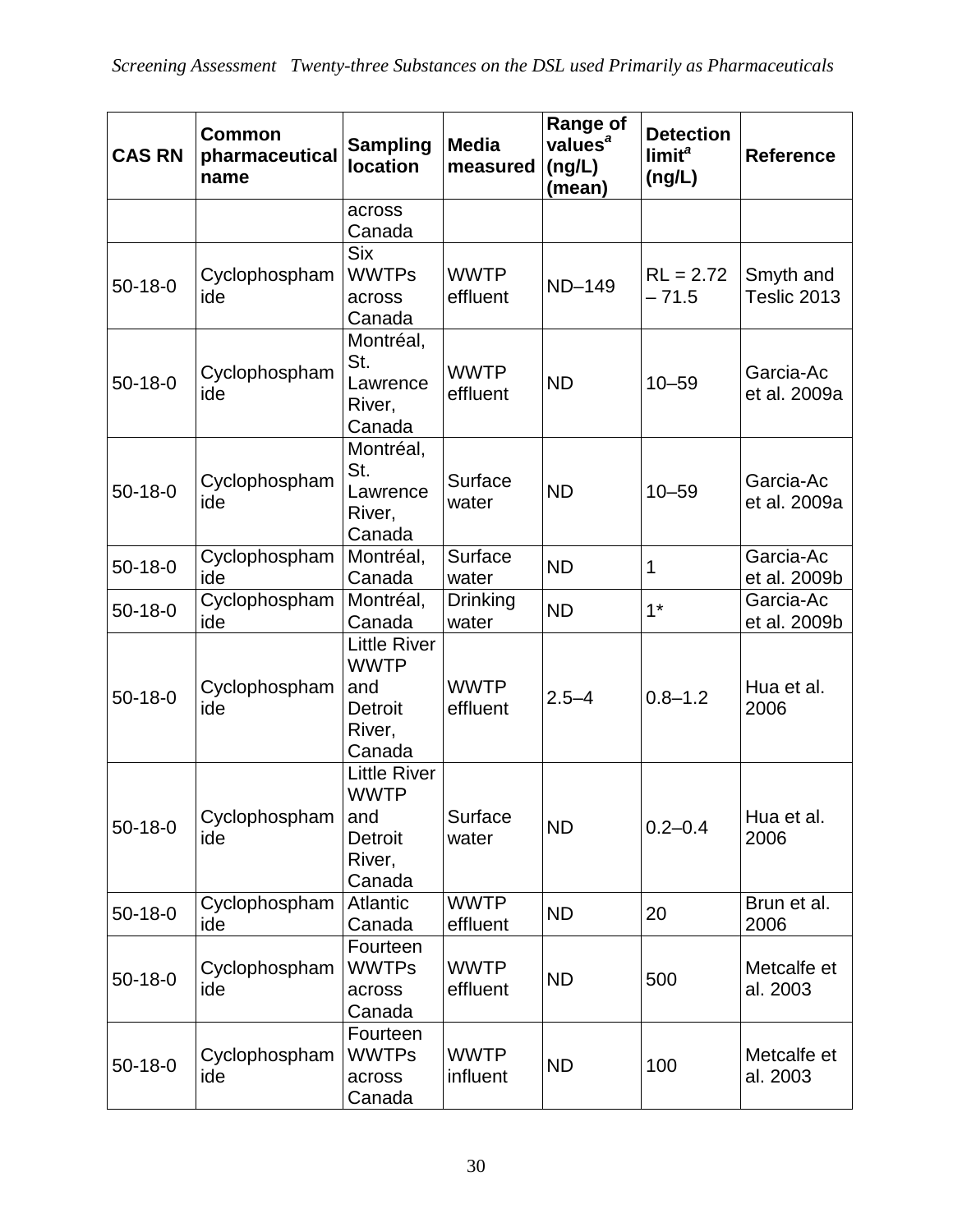| CAS RN | Common pharmaceutical name | Sampling location | Media measured | Range of values[a] (ng/L) (mean) | Detection limit[a] (ng/L) | Reference |
|---|---|---|---|---|---|---|
| | | across Canada | | | | |
| 50-18-0 | Cyclophosphamide | Six WWTPs across Canada | WWTP effluent | ND–149 | RL = 2.72 – 71.5 | Smyth and Teslic 2013 |
| 50-18-0 | Cyclophosphamide | Montréal, St. Lawrence River, Canada | WWTP effluent | ND | 10–59 | Garcia-Ac et al. 2009a |
| 50-18-0 | Cyclophosphamide | Montréal, St. Lawrence River, Canada | Surface water | ND | 10–59 | Garcia-Ac et al. 2009a |
| 50-18-0 | Cyclophosphamide | Montréal, Canada | Surface water | ND | 1 | Garcia-Ac et al. 2009b |
| 50-18-0 | Cyclophosphamide | Montréal, Canada | Drinking water | ND | 1* | Garcia-Ac et al. 2009b |
| 50-18-0 | Cyclophosphamide | Little River WWTP and Detroit River, Canada | WWTP effluent | 2.5–4 | 0.8–1.2 | Hua et al. 2006 |
| 50-18-0 | Cyclophosphamide | Little River WWTP and Detroit River, Canada | Surface water | ND | 0.2–0.4 | Hua et al. 2006 |
| 50-18-0 | Cyclophosphamide | Atlantic Canada | WWTP effluent | ND | 20 | Brun et al. 2006 |
| 50-18-0 | Cyclophosphamide | Fourteen WWTPs across Canada | WWTP effluent | ND | 500 | Metcalfe et al. 2003 |
| 50-18-0 | Cyclophosphamide | Fourteen WWTPs across Canada | WWTP influent | ND | 100 | Metcalfe et al. 2003 |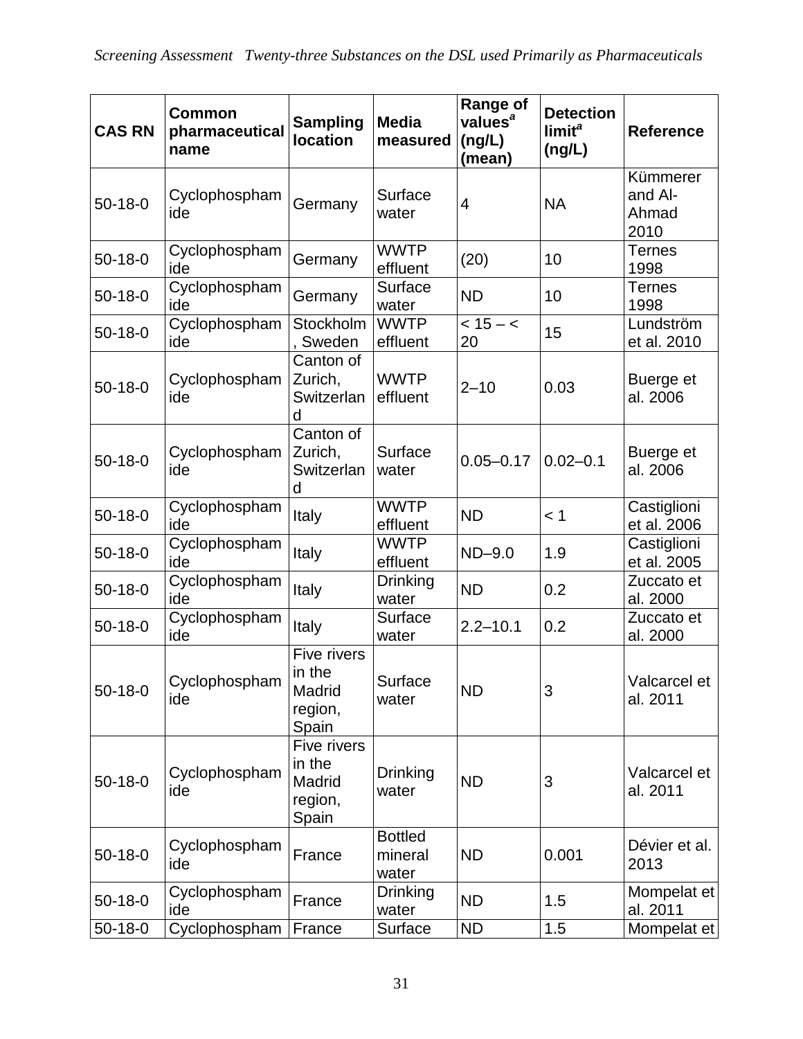| CAS RN | Common pharmaceutical name | Sampling location | Media measured | Range of values[a] (ng/L) (mean) | Detection limit[a] (ng/L) | Reference |
|---|---|---|---|---|---|---|
| 50-18-0 | Cyclophosphamide | Germany | Surface water | 4 | NA | Kümmerer and Al-Ahmad 2010 |
| 50-18-0 | Cyclophosphamide | Germany | WWTP effluent | (20) | 10 | Ternes 1998 |
| 50-18-0 | Cyclophosphamide | Germany | Surface water | ND | 10 | Ternes 1998 |
| 50-18-0 | Cyclophosphamide | Stockholm, Sweden | WWTP effluent | < 15 – < 20 | 15 | Lundström et al. 2010 |
| 50-18-0 | Cyclophosphamide | Canton of Zurich, Switzerland | WWTP effluent | 2–10 | 0.03 | Buerge et al. 2006 |
| 50-18-0 | Cyclophosphamide | Canton of Zurich, Switzerland | Surface water | 0.05–0.17 | 0.02–0.1 | Buerge et al. 2006 |
| 50-18-0 | Cyclophosphamide | Italy | WWTP effluent | ND | < 1 | Castiglioni et al. 2006 |
| 50-18-0 | Cyclophosphamide | Italy | WWTP effluent | ND–9.0 | 1.9 | Castiglioni et al. 2005 |
| 50-18-0 | Cyclophosphamide | Italy | Drinking water | ND | 0.2 | Zuccato et al. 2000 |
| 50-18-0 | Cyclophosphamide | Italy | Surface water | 2.2–10.1 | 0.2 | Zuccato et al. 2000 |
| 50-18-0 | Cyclophosphamide | Five rivers in the Madrid region, Spain | Surface water | ND | 3 | Valcarcel et al. 2011 |
| 50-18-0 | Cyclophosphamide | Five rivers in the Madrid region, Spain | Drinking water | ND | 3 | Valcarcel et al. 2011 |
| 50-18-0 | Cyclophosphamide | France | Bottled mineral water | ND | 0.001 | Dévier et al. 2013 |
| 50-18-0 | Cyclophosphamide | France | Drinking water | ND | 1.5 | Mompelat et al. 2011 |
| 50-18-0 | Cyclophosphamide | France | Surface | ND | 1.5 | Mompelat et |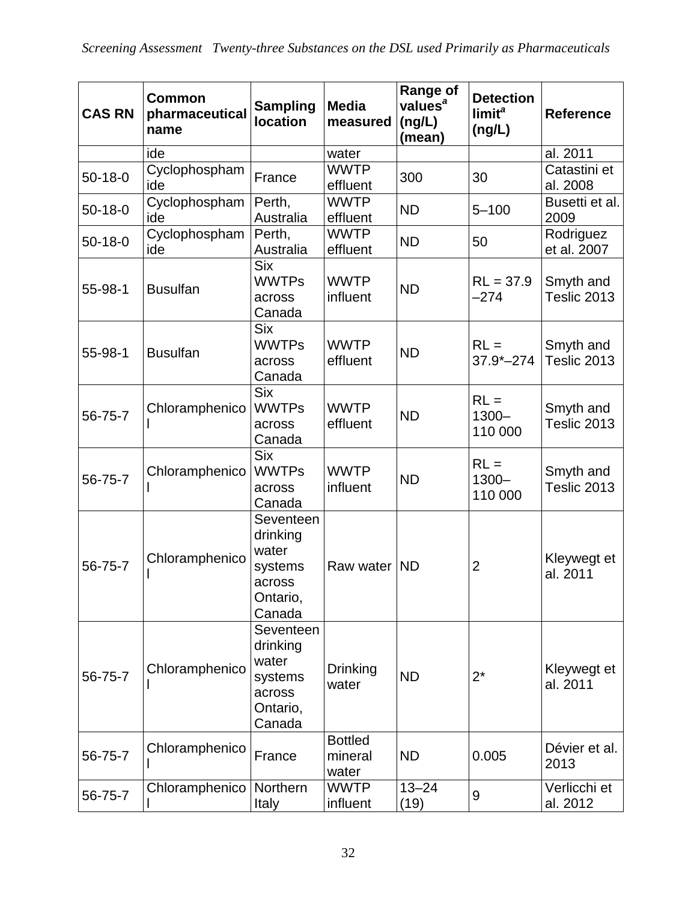| CAS RN | Common pharmaceutical name | Sampling location | Media measured | Range of values[a] (ng/L) (mean) | Detection limit[a] (ng/L) | Reference |
|---|---|---|---|---|---|---|
| | ide | | water | | | al. 2011 |
| 50-18-0 | Cyclophosphamide | France | WWTP effluent | 300 | 30 | Catastini et al. 2008 |
| 50-18-0 | Cyclophosphamide | Perth, Australia | WWTP effluent | ND | 5–100 | Busetti et al. 2009 |
| 50-18-0 | Cyclophosphamide | Perth, Australia | WWTP effluent | ND | 50 | Rodriguez et al. 2007 |
| 55-98-1 | Busulfan | Six WWTPs across Canada | WWTP influent | ND | RL = 37.9 –274 | Smyth and Teslic 2013 |
| 55-98-1 | Busulfan | Six WWTPs across Canada | WWTP effluent | ND | RL = 37.9*–274 | Smyth and Teslic 2013 |
| 56-75-7 | Chloramphenicol | Six WWTPs across Canada | WWTP effluent | ND | RL = 1300–110 000 | Smyth and Teslic 2013 |
| 56-75-7 | Chloramphenicol | Six WWTPs across Canada | WWTP influent | ND | RL = 1300–110 000 | Smyth and Teslic 2013 |
| 56-75-7 | Chloramphenicol | Seventeen drinking water systems across Ontario, Canada | Raw water | ND | 2 | Kleywegt et al. 2011 |
| 56-75-7 | Chloramphenicol | Seventeen drinking water systems across Ontario, Canada | Drinking water | ND | 2* | Kleywegt et al. 2011 |
| 56-75-7 | Chloramphenicol | France | Bottled mineral water | ND | 0.005 | Dévier et al. 2013 |
| 56-75-7 | Chloramphenicol | Northern Italy | WWTP influent | 13–24 (19) | 9 | Verlicchi et al. 2012 |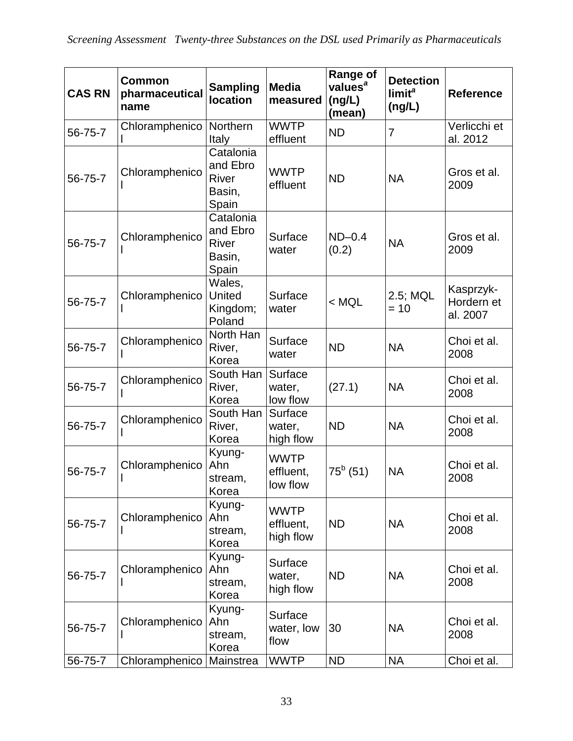| CAS RN | Common pharmaceutical name | Sampling location | Media measured | Range of values[a] (ng/L) (mean) | Detection limit[a] (ng/L) | Reference |
|---|---|---|---|---|---|---|
| 56-75-7 | Chloramphenicol | Northern Italy | WWTP effluent | ND | 7 | Verlicchi et al. 2012 |
| 56-75-7 | Chloramphenicol | Catalonia and Ebro River Basin, Spain | WWTP effluent | ND | NA | Gros et al. 2009 |
| 56-75-7 | Chloramphenicol | Catalonia and Ebro River Basin, Spain | Surface water | ND–0.4 (0.2) | NA | Gros et al. 2009 |
| 56-75-7 | Chloramphenicol | Wales, United Kingdom; Poland | Surface water | < MQL | 2.5; MQL = 10 | Kasprzyk-Hordern et al. 2007 |
| 56-75-7 | Chloramphenicol | North Han River, Korea | Surface water | ND | NA | Choi et al. 2008 |
| 56-75-7 | Chloramphenicol | South Han River, Korea | Surface water, low flow | (27.1) | NA | Choi et al. 2008 |
| 56-75-7 | Chloramphenicol | South Han River, Korea | Surface water, high flow | ND | NA | Choi et al. 2008 |
| 56-75-7 | Chloramphenicol | Kyung-Ahn stream, Korea | WWTP effluent, low flow | 75[b] (51) | NA | Choi et al. 2008 |
| 56-75-7 | Chloramphenicol | Kyung-Ahn stream, Korea | WWTP effluent, high flow | ND | NA | Choi et al. 2008 |
| 56-75-7 | Chloramphenicol | Kyung-Ahn stream, Korea | Surface water, high flow | ND | NA | Choi et al. 2008 |
| 56-75-7 | Chloramphenicol | Kyung-Ahn stream, Korea | Surface water, low flow | 30 | NA | Choi et al. 2008 |
| 56-75-7 | Chloramphenicol | Mainstrea | WWTP | ND | NA | Choi et al. |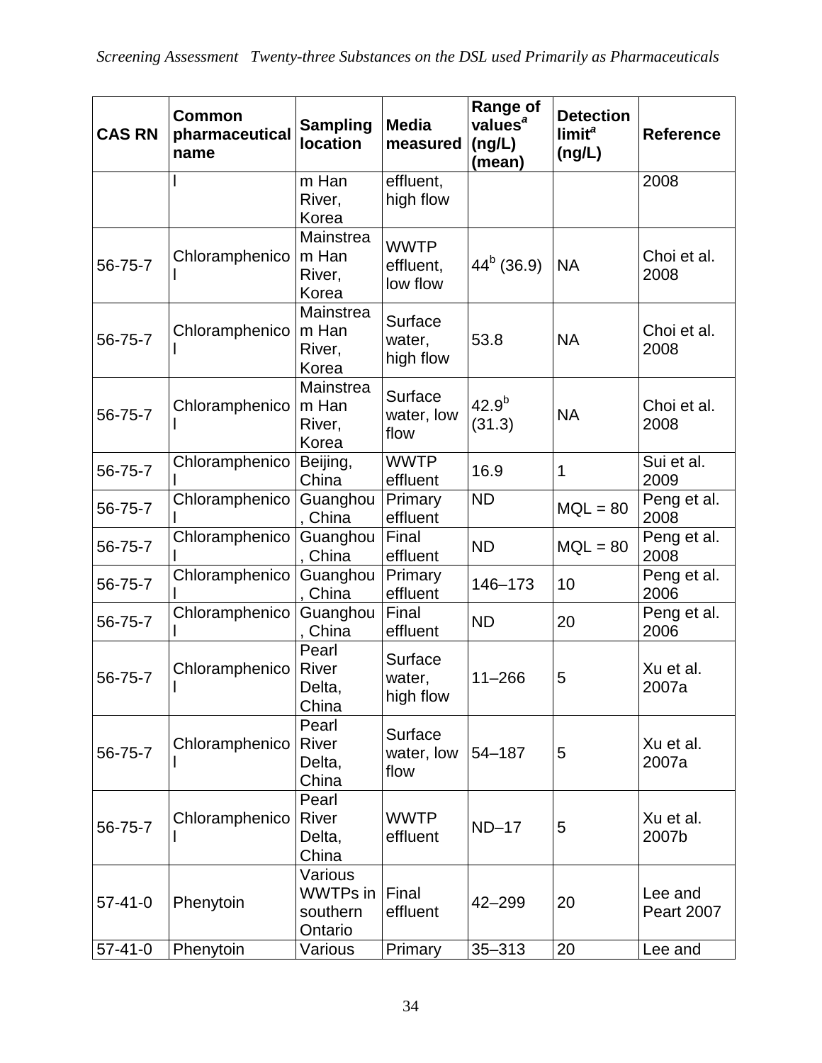| CAS RN | Common pharmaceutical name | Sampling location | Media measured | Range of values[a] (ng/L) (mean) | Detection limit[a] (ng/L) | Reference |
|---|---|---|---|---|---|---|
| | l | m Han River, Korea | effluent, high flow | | | 2008 |
| 56-75-7 | Chloramphenicol | Mainstream Han River, Korea | WWTP effluent, low flow | 44[b] (36.9) | NA | Choi et al. 2008 |
| 56-75-7 | Chloramphenicol | Mainstream Han River, Korea | Surface water, high flow | 53.8 | NA | Choi et al. 2008 |
| 56-75-7 | Chloramphenicol | Mainstream Han River, Korea | Surface water, low flow | 42.9[b] (31.3) | NA | Choi et al. 2008 |
| 56-75-7 | Chloramphenicol | Beijing, China | WWTP effluent | 16.9 | 1 | Sui et al. 2009 |
| 56-75-7 | Chloramphenicol | Guanghou, China | Primary effluent | ND | MQL = 80 | Peng et al. 2008 |
| 56-75-7 | Chloramphenicol | Guanghou, China | Final effluent | ND | MQL = 80 | Peng et al. 2008 |
| 56-75-7 | Chloramphenicol | Guanghou, China | Primary effluent | 146–173 | 10 | Peng et al. 2006 |
| 56-75-7 | Chloramphenicol | Guanghou, China | Final effluent | ND | 20 | Peng et al. 2006 |
| 56-75-7 | Chloramphenicol | Pearl River Delta, China | Surface water, high flow | 11–266 | 5 | Xu et al. 2007a |
| 56-75-7 | Chloramphenicol | Pearl River Delta, China | Surface water, low flow | 54–187 | 5 | Xu et al. 2007a |
| 56-75-7 | Chloramphenicol | Pearl River Delta, China | WWTP effluent | ND–17 | 5 | Xu et al. 2007b |
| 57-41-0 | Phenytoin | Various WWTPs in southern Ontario | Final effluent | 42–299 | 20 | Lee and Peart 2007 |
| 57-41-0 | Phenytoin | Various | Primary | 35–313 | 20 | Lee and |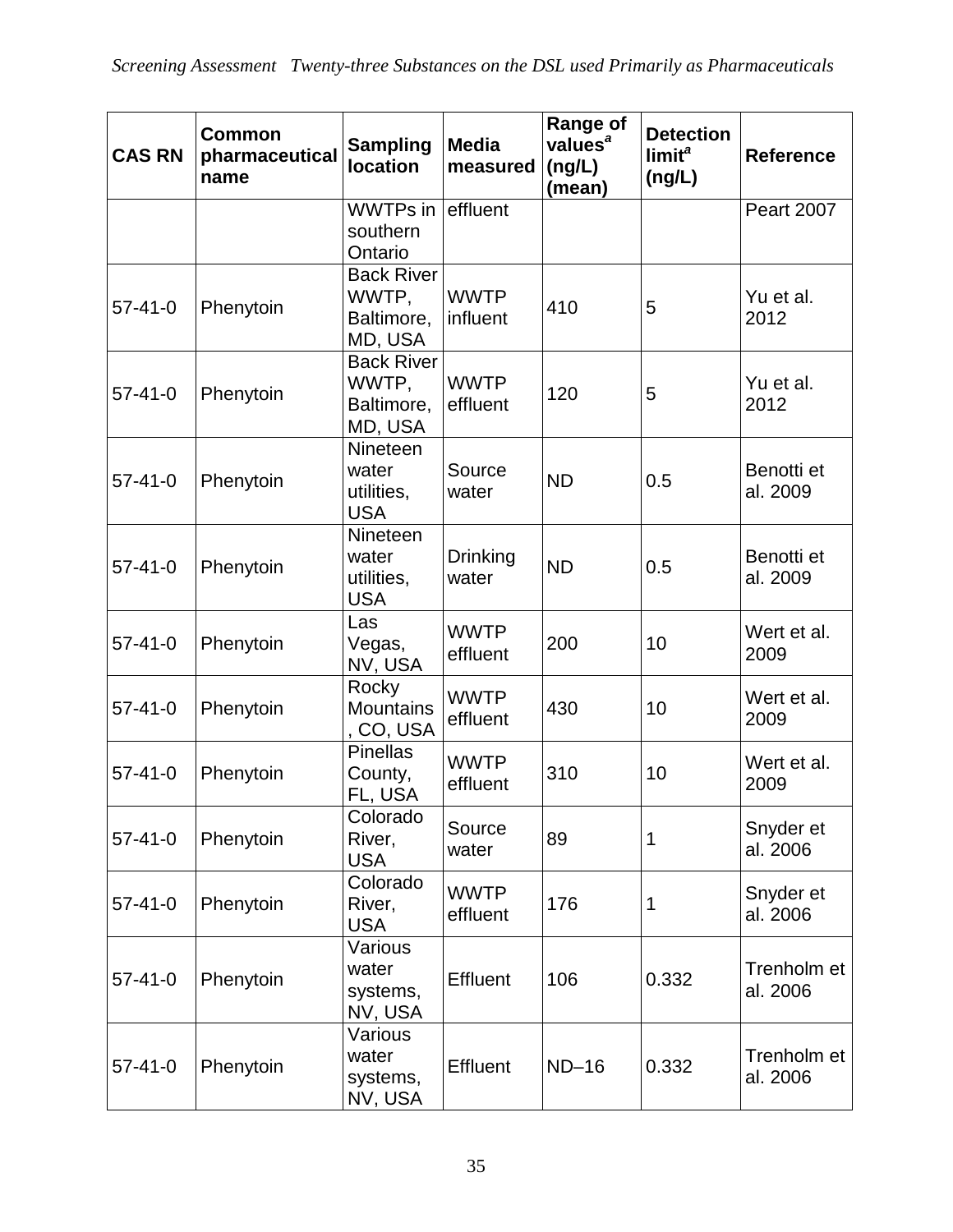| CAS RN | Common pharmaceutical name | Sampling location | Media measured | Range of values[a] (ng/L) (mean) | Detection limit[a] (ng/L) | Reference |
|---|---|---|---|---|---|---|
| | | WWTPs in southern Ontario | effluent | | | Peart 2007 |
| 57-41-0 | Phenytoin | Back River WWTP, Baltimore, MD, USA | WWTP influent | 410 | 5 | Yu et al. 2012 |
| 57-41-0 | Phenytoin | Back River WWTP, Baltimore, MD, USA | WWTP effluent | 120 | 5 | Yu et al. 2012 |
| 57-41-0 | Phenytoin | Nineteen water utilities, USA | Source water | ND | 0.5 | Benotti et al. 2009 |
| 57-41-0 | Phenytoin | Nineteen water utilities, USA | Drinking water | ND | 0.5 | Benotti et al. 2009 |
| 57-41-0 | Phenytoin | Las Vegas, NV, USA | WWTP effluent | 200 | 10 | Wert et al. 2009 |
| 57-41-0 | Phenytoin | Rocky Mountains, CO, USA | WWTP effluent | 430 | 10 | Wert et al. 2009 |
| 57-41-0 | Phenytoin | Pinellas County, FL, USA | WWTP effluent | 310 | 10 | Wert et al. 2009 |
| 57-41-0 | Phenytoin | Colorado River, USA | Source water | 89 | 1 | Snyder et al. 2006 |
| 57-41-0 | Phenytoin | Colorado River, USA | WWTP effluent | 176 | 1 | Snyder et al. 2006 |
| 57-41-0 | Phenytoin | Various water systems, NV, USA | Effluent | 106 | 0.332 | Trenholm et al. 2006 |
| 57-41-0 | Phenytoin | Various water systems, NV, USA | Effluent | ND–16 | 0.332 | Trenholm et al. 2006 |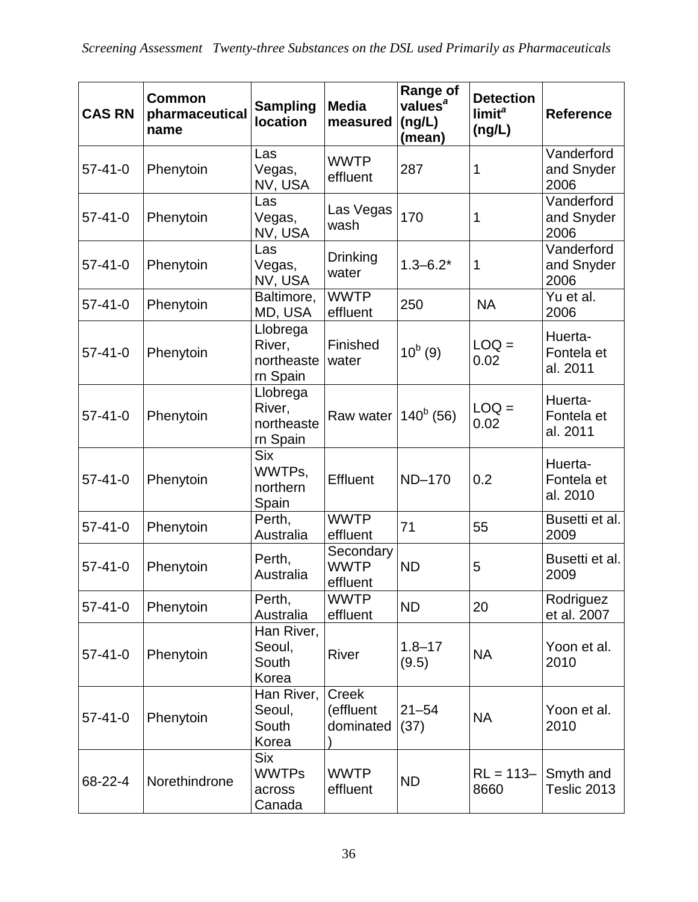| CAS RN | Common pharmaceutical name | Sampling location | Media measured | Range of values[a] (ng/L) (mean) | Detection limit[a] (ng/L) | Reference |
|---|---|---|---|---|---|---|
| 57-41-0 | Phenytoin | Las Vegas, NV, USA | WWTP effluent | 287 | 1 | Vanderford and Snyder 2006 |
| 57-41-0 | Phenytoin | Las Vegas, NV, USA | Las Vegas wash | 170 | 1 | Vanderford and Snyder 2006 |
| 57-41-0 | Phenytoin | Las Vegas, NV, USA | Drinking water | 1.3–6.2* | 1 | Vanderford and Snyder 2006 |
| 57-41-0 | Phenytoin | Baltimore, MD, USA | WWTP effluent | 250 | NA | Yu et al. 2006 |
| 57-41-0 | Phenytoin | Llobrega River, northeastern Spain | Finished water | 10[b] (9) | LOQ = 0.02 | Huerta-Fontela et al. 2011 |
| 57-41-0 | Phenytoin | Llobrega River, northeastern Spain | Raw water | 140[b] (56) | LOQ = 0.02 | Huerta-Fontela et al. 2011 |
| 57-41-0 | Phenytoin | Six WWTPs, northern Spain | Effluent | ND–170 | 0.2 | Huerta-Fontela et al. 2010 |
| 57-41-0 | Phenytoin | Perth, Australia | WWTP effluent | 71 | 55 | Busetti et al. 2009 |
| 57-41-0 | Phenytoin | Perth, Australia | Secondary WWTP effluent | ND | 5 | Busetti et al. 2009 |
| 57-41-0 | Phenytoin | Perth, Australia | WWTP effluent | ND | 20 | Rodriguez et al. 2007 |
| 57-41-0 | Phenytoin | Han River, Seoul, South Korea | River | 1.8–17 (9.5) | NA | Yoon et al. 2010 |
| 57-41-0 | Phenytoin | Han River, Seoul, South Korea | Creek (effluent dominated) | 21–54 (37) | NA | Yoon et al. 2010 |
| 68-22-4 | Norethindrone | Six WWTPs across Canada | WWTP effluent | ND | RL = 113–8660 | Smyth and Teslic 2013 |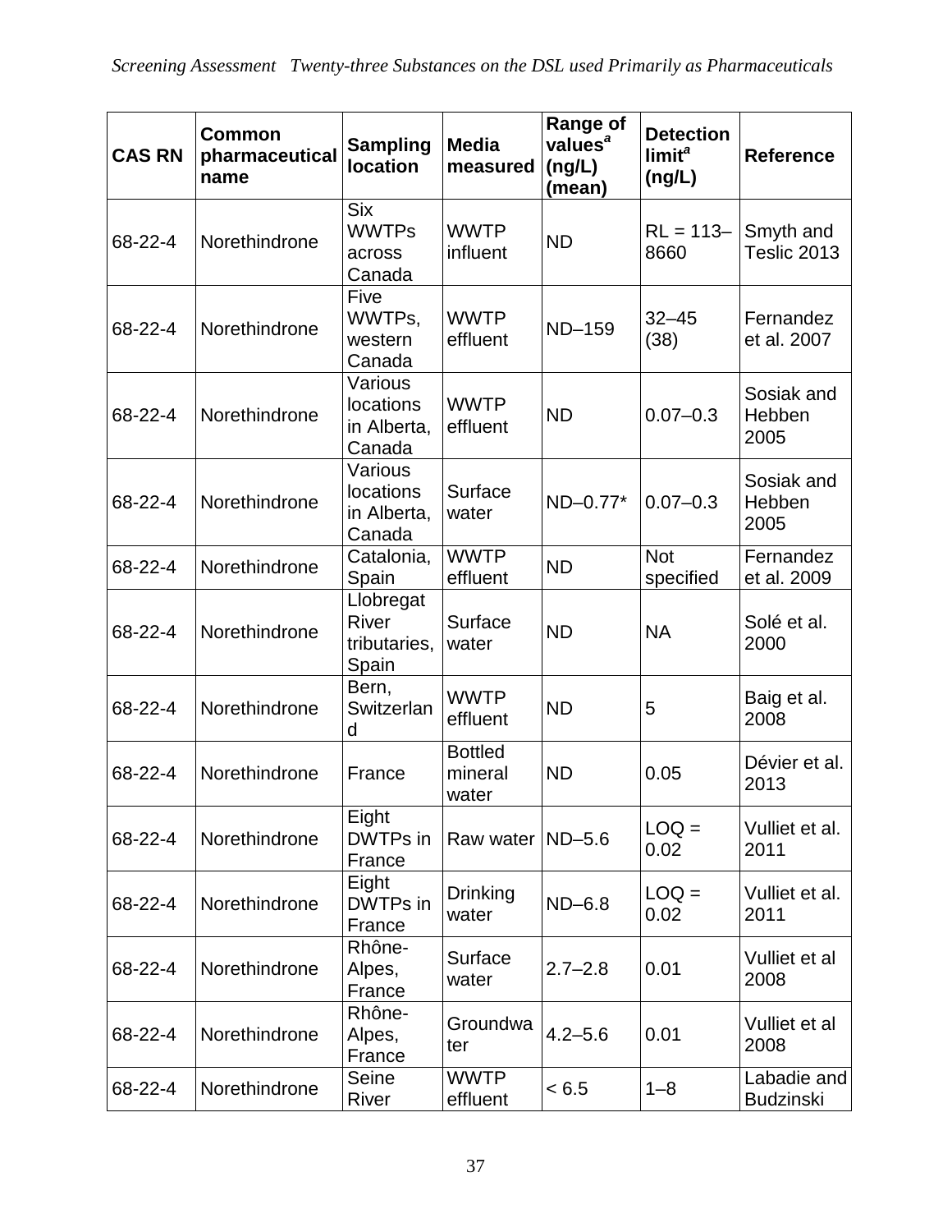| CAS RN | Common pharmaceutical name | Sampling location | Media measured | Range of values[a] (ng/L) (mean) | Detection limit[a] (ng/L) | Reference |
|---|---|---|---|---|---|---|
| 68-22-4 | Norethindrone | Six WWTPs across Canada | WWTP influent | ND | RL = 113–8660 | Smyth and Teslic 2013 |
| 68-22-4 | Norethindrone | Five WWTPs, western Canada | WWTP effluent | ND–159 | 32–45 (38) | Fernandez et al. 2007 |
| 68-22-4 | Norethindrone | Various locations in Alberta, Canada | WWTP effluent | ND | 0.07–0.3 | Sosiak and Hebben 2005 |
| 68-22-4 | Norethindrone | Various locations in Alberta, Canada | Surface water | ND–0.77* | 0.07–0.3 | Sosiak and Hebben 2005 |
| 68-22-4 | Norethindrone | Catalonia, Spain | WWTP effluent | ND | Not specified | Fernandez et al. 2009 |
| 68-22-4 | Norethindrone | Llobregat River tributaries, Spain | Surface water | ND | NA | Solé et al. 2000 |
| 68-22-4 | Norethindrone | Bern, Switzerland | WWTP effluent | ND | 5 | Baig et al. 2008 |
| 68-22-4 | Norethindrone | France | Bottled mineral water | ND | 0.05 | Dévier et al. 2013 |
| 68-22-4 | Norethindrone | Eight DWTPs in France | Raw water | ND–5.6 | LOQ = 0.02 | Vulliet et al. 2011 |
| 68-22-4 | Norethindrone | Eight DWTPs in France | Drinking water | ND–6.8 | LOQ = 0.02 | Vulliet et al. 2011 |
| 68-22-4 | Norethindrone | Rhône-Alpes, France | Surface water | 2.7–2.8 | 0.01 | Vulliet et al 2008 |
| 68-22-4 | Norethindrone | Rhône-Alpes, France | Groundwater | 4.2–5.6 | 0.01 | Vulliet et al 2008 |
| 68-22-4 | Norethindrone | Seine River | WWTP effluent | < 6.5 | 1–8 | Labadie and Budzinski |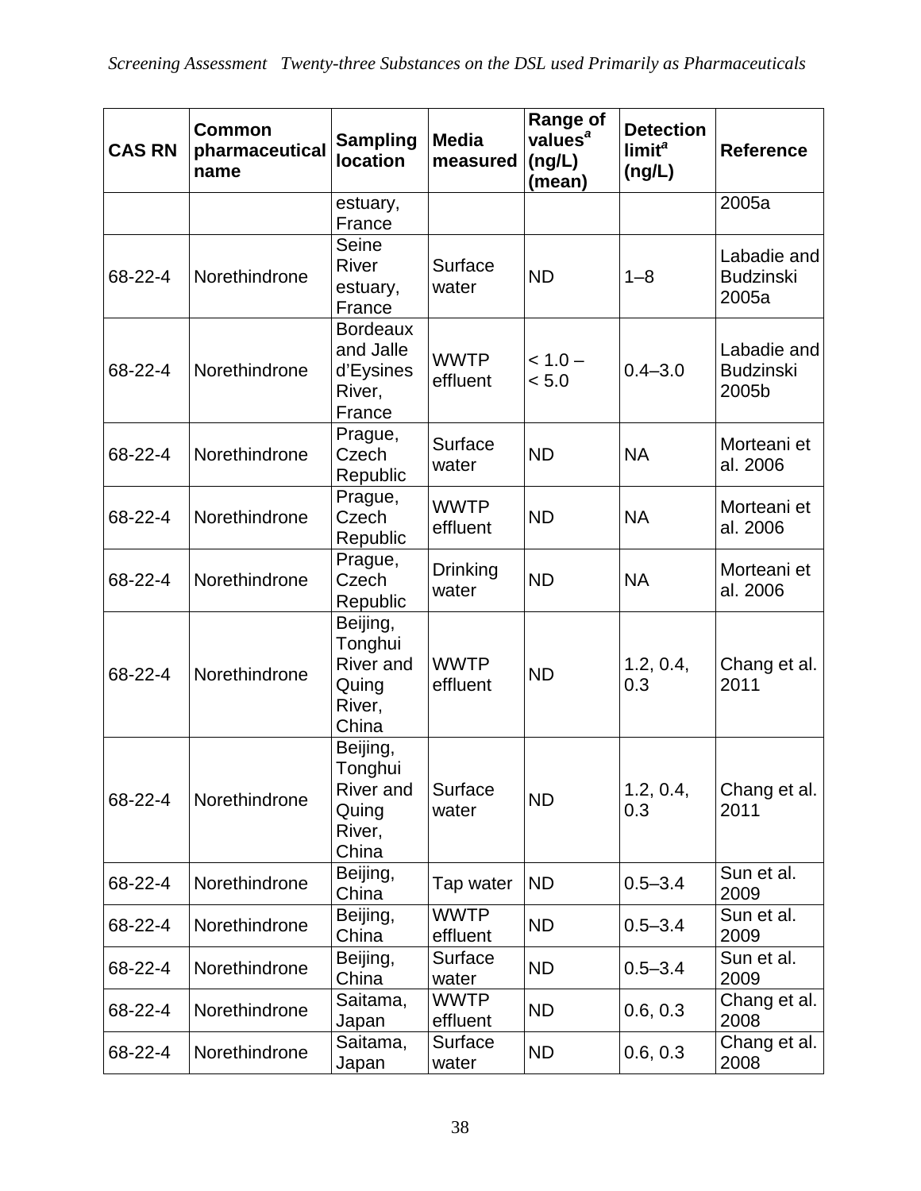| CAS RN | Common pharmaceutical name | Sampling location | Media measured | Range of values[a] (ng/L) (mean) | Detection limit[a] (ng/L) | Reference |
|---|---|---|---|---|---|---|
| | | estuary, France | | | | 2005a |
| 68-22-4 | Norethindrone | Seine River estuary, France | Surface water | ND | 1–8 | Labadie and Budzinski 2005a |
| 68-22-4 | Norethindrone | Bordeaux and Jalle d'Eysines River, France | WWTP effluent | < 1.0 – < 5.0 | 0.4–3.0 | Labadie and Budzinski 2005b |
| 68-22-4 | Norethindrone | Prague, Czech Republic | Surface water | ND | NA | Morteani et al. 2006 |
| 68-22-4 | Norethindrone | Prague, Czech Republic | WWTP effluent | ND | NA | Morteani et al. 2006 |
| 68-22-4 | Norethindrone | Prague, Czech Republic | Drinking water | ND | NA | Morteani et al. 2006 |
| 68-22-4 | Norethindrone | Beijing, Tonghui River and Quing River, China | WWTP effluent | ND | 1.2, 0.4, 0.3 | Chang et al. 2011 |
| 68-22-4 | Norethindrone | Beijing, Tonghui River and Quing River, China | Surface water | ND | 1.2, 0.4, 0.3 | Chang et al. 2011 |
| 68-22-4 | Norethindrone | Beijing, China | Tap water | ND | 0.5–3.4 | Sun et al. 2009 |
| 68-22-4 | Norethindrone | Beijing, China | WWTP effluent | ND | 0.5–3.4 | Sun et al. 2009 |
| 68-22-4 | Norethindrone | Beijing, China | Surface water | ND | 0.5–3.4 | Sun et al. 2009 |
| 68-22-4 | Norethindrone | Saitama, Japan | WWTP effluent | ND | 0.6, 0.3 | Chang et al. 2008 |
| 68-22-4 | Norethindrone | Saitama, Japan | Surface water | ND | 0.6, 0.3 | Chang et al. 2008 |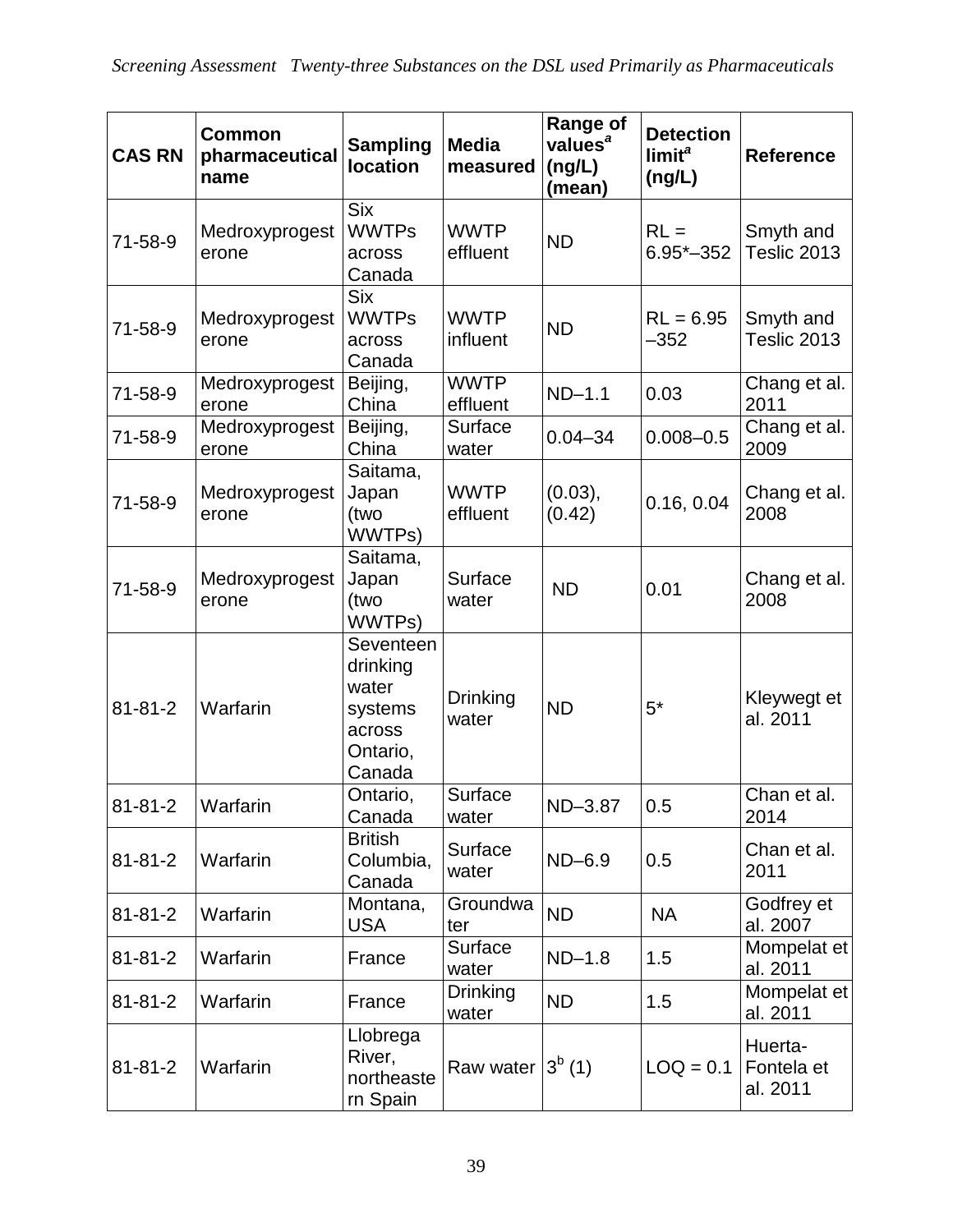| CAS RN | Common pharmaceutical name | Sampling location | Media measured | Range of values[a] (ng/L) (mean) | Detection limit[a] (ng/L) | Reference |
|---|---|---|---|---|---|---|
| 71-58-9 | Medroxyprogesterone | Six WWTPs across Canada | WWTP effluent | ND | RL = 6.95*–352 | Smyth and Teslic 2013 |
| 71-58-9 | Medroxyprogesterone | Six WWTPs across Canada | WWTP influent | ND | RL = 6.95 –352 | Smyth and Teslic 2013 |
| 71-58-9 | Medroxyprogesterone | Beijing, China | WWTP effluent | ND–1.1 | 0.03 | Chang et al. 2011 |
| 71-58-9 | Medroxyprogesterone | Beijing, China | Surface water | 0.04–34 | 0.008–0.5 | Chang et al. 2009 |
| 71-58-9 | Medroxyprogesterone | Saitama, Japan (two WWTPs) | WWTP effluent | (0.03), (0.42) | 0.16, 0.04 | Chang et al. 2008 |
| 71-58-9 | Medroxyprogesterone | Saitama, Japan (two WWTPs) | Surface water | ND | 0.01 | Chang et al. 2008 |
| 81-81-2 | Warfarin | Seventeen drinking water systems across Ontario, Canada | Drinking water | ND | 5* | Kleywegt et al. 2011 |
| 81-81-2 | Warfarin | Ontario, Canada | Surface water | ND–3.87 | 0.5 | Chan et al. 2014 |
| 81-81-2 | Warfarin | British Columbia, Canada | Surface water | ND–6.9 | 0.5 | Chan et al. 2011 |
| 81-81-2 | Warfarin | Montana, USA | Groundwater | ND | NA | Godfrey et al. 2007 |
| 81-81-2 | Warfarin | France | Surface water | ND–1.8 | 1.5 | Mompelat et al. 2011 |
| 81-81-2 | Warfarin | France | Drinking water | ND | 1.5 | Mompelat et al. 2011 |
| 81-81-2 | Warfarin | Llobrega River, northeastern Spain | Raw water | 3[b] (1) | LOQ = 0.1 | Huerta-Fontela et al. 2011 |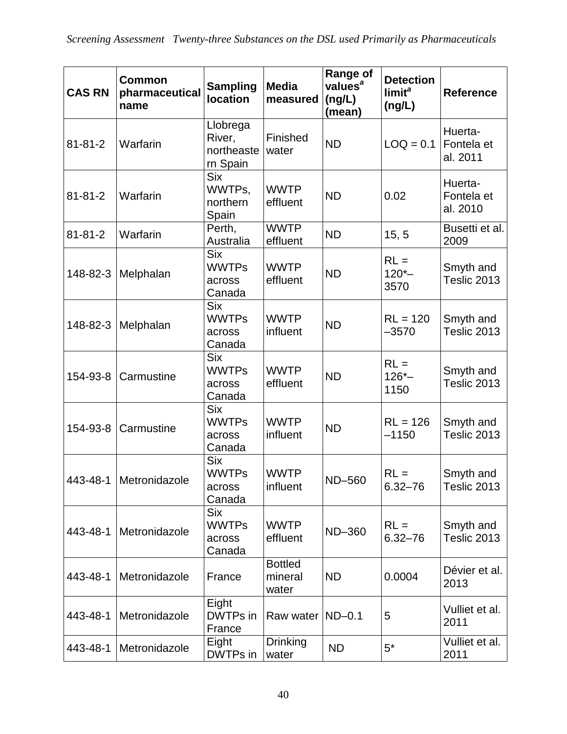| CAS RN | Common pharmaceutical name | Sampling location | Media measured | Range of values[a] (ng/L) (mean) | Detection limit[a] (ng/L) | Reference |
|---|---|---|---|---|---|---|
| 81-81-2 | Warfarin | Llobrega River, northeastern Spain | Finished water | ND | LOQ = 0.1 | Huerta-Fontela et al. 2011 |
| 81-81-2 | Warfarin | Six WWTPs, northern Spain | WWTP effluent | ND | 0.02 | Huerta-Fontela et al. 2010 |
| 81-81-2 | Warfarin | Perth, Australia | WWTP effluent | ND | 15, 5 | Busetti et al. 2009 |
| 148-82-3 | Melphalan | Six WWTPs across Canada | WWTP effluent | ND | RL = 120*–3570 | Smyth and Teslic 2013 |
| 148-82-3 | Melphalan | Six WWTPs across Canada | WWTP influent | ND | RL = 120–3570 | Smyth and Teslic 2013 |
| 154-93-8 | Carmustine | Six WWTPs across Canada | WWTP effluent | ND | RL = 126*–1150 | Smyth and Teslic 2013 |
| 154-93-8 | Carmustine | Six WWTPs across Canada | WWTP influent | ND | RL = 126–1150 | Smyth and Teslic 2013 |
| 443-48-1 | Metronidazole | Six WWTPs across Canada | WWTP influent | ND–560 | RL = 6.32–76 | Smyth and Teslic 2013 |
| 443-48-1 | Metronidazole | Six WWTPs across Canada | WWTP effluent | ND–360 | RL = 6.32–76 | Smyth and Teslic 2013 |
| 443-48-1 | Metronidazole | France | Bottled mineral water | ND | 0.0004 | Dévier et al. 2013 |
| 443-48-1 | Metronidazole | Eight DWTPs in France | Raw water | ND–0.1 | 5 | Vulliet et al. 2011 |
| 443-48-1 | Metronidazole | Eight DWTPs in | Drinking water | ND | 5* | Vulliet et al. 2011 |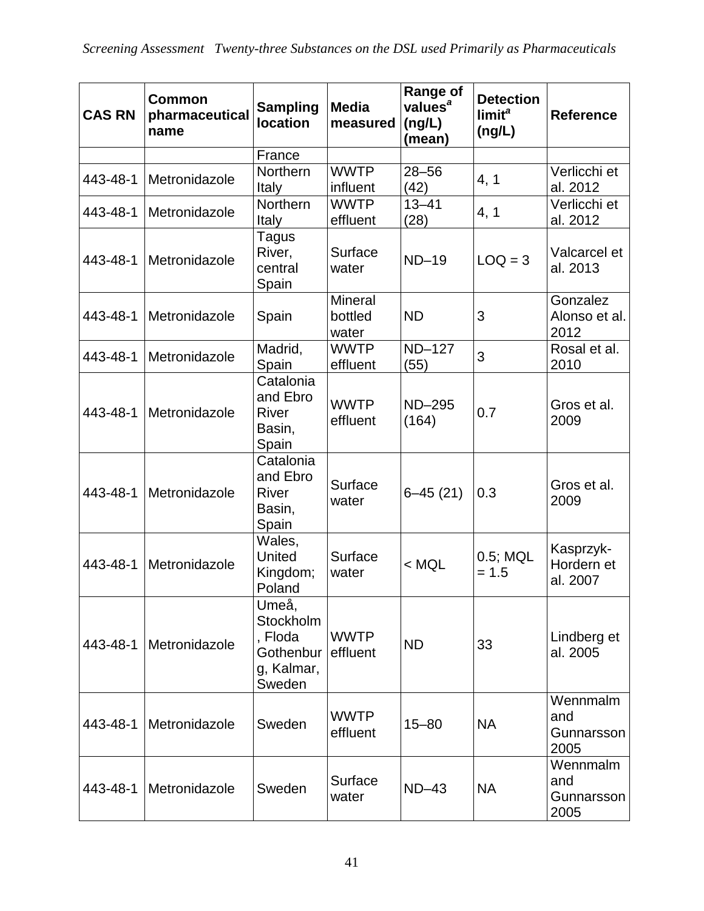| CAS RN | Common pharmaceutical name | Sampling location | Media measured | Range of values[a] (ng/L) (mean) | Detection limit[a] (ng/L) | Reference |
|---|---|---|---|---|---|---|
| | | France | | | | |
| 443-48-1 | Metronidazole | Northern Italy | WWTP influent | 28–56 (42) | 4, 1 | Verlicchi et al. 2012 |
| 443-48-1 | Metronidazole | Northern Italy | WWTP effluent | 13–41 (28) | 4, 1 | Verlicchi et al. 2012 |
| 443-48-1 | Metronidazole | Tagus River, central Spain | Surface water | ND–19 | LOQ = 3 | Valcarcel et al. 2013 |
| 443-48-1 | Metronidazole | Spain | Mineral bottled water | ND | 3 | Gonzalez Alonso et al. 2012 |
| 443-48-1 | Metronidazole | Madrid, Spain | WWTP effluent | ND–127 (55) | 3 | Rosal et al. 2010 |
| 443-48-1 | Metronidazole | Catalonia and Ebro River Basin, Spain | WWTP effluent | ND–295 (164) | 0.7 | Gros et al. 2009 |
| 443-48-1 | Metronidazole | Catalonia and Ebro River Basin, Spain | Surface water | 6–45 (21) | 0.3 | Gros et al. 2009 |
| 443-48-1 | Metronidazole | Wales, United Kingdom; Poland | Surface water | < MQL | 0.5; MQL = 1.5 | Kasprzyk-Hordern et al. 2007 |
| 443-48-1 | Metronidazole | Umeå, Stockholm, Floda Gothenburg, Kalmar, Sweden | WWTP effluent | ND | 33 | Lindberg et al. 2005 |
| 443-48-1 | Metronidazole | Sweden | WWTP effluent | 15–80 | NA | Wennmalm and Gunnarsson 2005 |
| 443-48-1 | Metronidazole | Sweden | Surface water | ND–43 | NA | Wennmalm and Gunnarsson 2005 |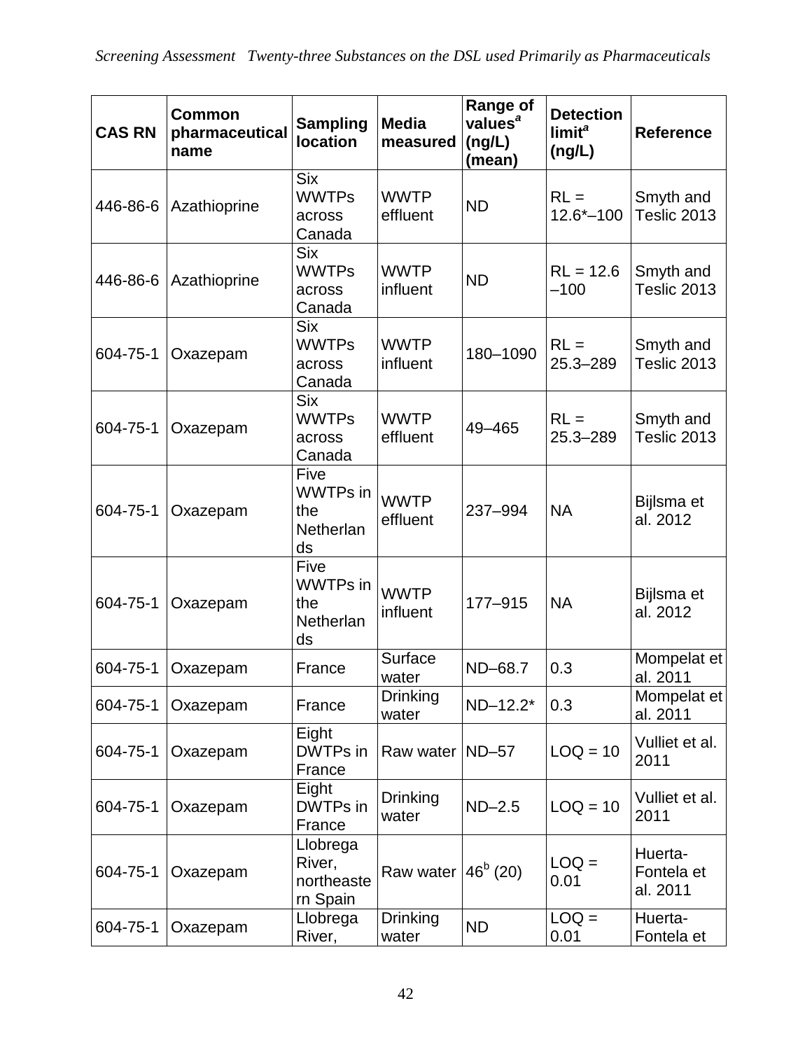| CAS RN | Common pharmaceutical name | Sampling location | Media measured | Range of values[a] (ng/L) (mean) | Detection limit[a] (ng/L) | Reference |
| --- | --- | --- | --- | --- | --- | --- |
| 446-86-6 | Azathioprine | Six WWTPs across Canada | WWTP effluent | ND | RL = 12.6*–100 | Smyth and Teslic 2013 |
| 446-86-6 | Azathioprine | Six WWTPs across Canada | WWTP influent | ND | RL = 12.6 –100 | Smyth and Teslic 2013 |
| 604-75-1 | Oxazepam | Six WWTPs across Canada | WWTP influent | 180–1090 | RL = 25.3–289 | Smyth and Teslic 2013 |
| 604-75-1 | Oxazepam | Six WWTPs across Canada | WWTP effluent | 49–465 | RL = 25.3–289 | Smyth and Teslic 2013 |
| 604-75-1 | Oxazepam | Five WWTPs in the Netherlands | WWTP effluent | 237–994 | NA | Bijlsma et al. 2012 |
| 604-75-1 | Oxazepam | Five WWTPs in the Netherlands | WWTP influent | 177–915 | NA | Bijlsma et al. 2012 |
| 604-75-1 | Oxazepam | France | Surface water | ND–68.7 | 0.3 | Mompelat et al. 2011 |
| 604-75-1 | Oxazepam | France | Drinking water | ND–12.2* | 0.3 | Mompelat et al. 2011 |
| 604-75-1 | Oxazepam | Eight DWTPs in France | Raw water | ND–57 | LOQ = 10 | Vulliet et al. 2011 |
| 604-75-1 | Oxazepam | Eight DWTPs in France | Drinking water | ND–2.5 | LOQ = 10 | Vulliet et al. 2011 |
| 604-75-1 | Oxazepam | Llobrega River, northeastern Spain | Raw water | 46[b] (20) | LOQ = 0.01 | Huerta-Fontela et al. 2011 |
| 604-75-1 | Oxazepam | Llobrega River, | Drinking water | ND | LOQ = 0.01 | Huerta-Fontela et |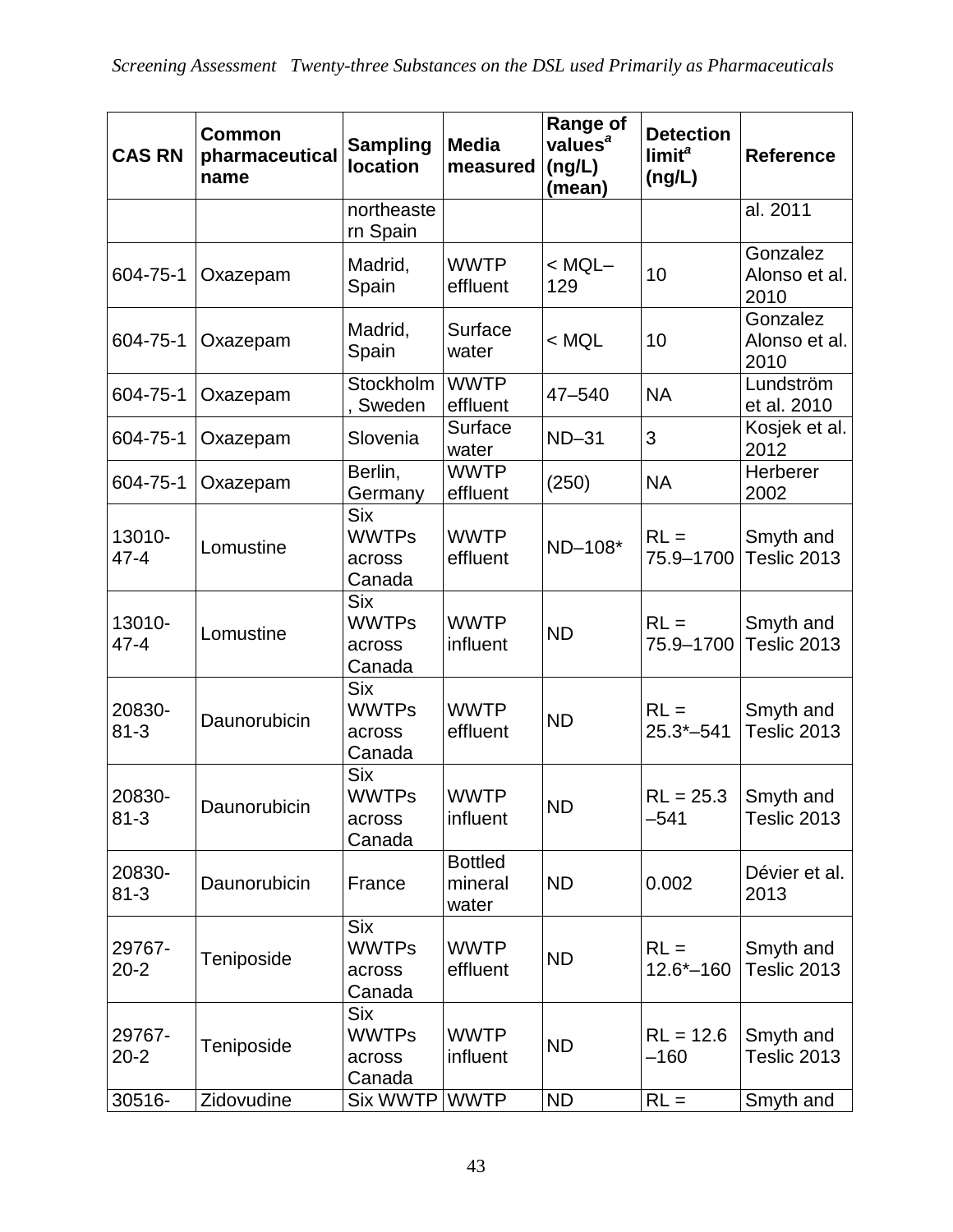| CAS RN | Common pharmaceutical name | Sampling location | Media measured | Range of values[a] (ng/L) (mean) | Detection limit[a] (ng/L) | Reference |
|---|---|---|---|---|---|---|
| | | northeastern Spain | | | | al. 2011 |
| 604-75-1 | Oxazepam | Madrid, Spain | WWTP effluent | < MQL–129 | 10 | Gonzalez Alonso et al. 2010 |
| 604-75-1 | Oxazepam | Madrid, Spain | Surface water | < MQL | 10 | Gonzalez Alonso et al. 2010 |
| 604-75-1 | Oxazepam | Stockholm, Sweden | WWTP effluent | 47–540 | NA | Lundström et al. 2010 |
| 604-75-1 | Oxazepam | Slovenia | Surface water | ND–31 | 3 | Kosjek et al. 2012 |
| 604-75-1 | Oxazepam | Berlin, Germany | WWTP effluent | (250) | NA | Herberer 2002 |
| 13010-47-4 | Lomustine | Six WWTPs across Canada | WWTP effluent | ND–108* | RL = 75.9–1700 | Smyth and Teslic 2013 |
| 13010-47-4 | Lomustine | Six WWTPs across Canada | WWTP influent | ND | RL = 75.9–1700 | Smyth and Teslic 2013 |
| 20830-81-3 | Daunorubicin | Six WWTPs across Canada | WWTP effluent | ND | RL = 25.3*–541 | Smyth and Teslic 2013 |
| 20830-81-3 | Daunorubicin | Six WWTPs across Canada | WWTP influent | ND | RL = 25.3–541 | Smyth and Teslic 2013 |
| 20830-81-3 | Daunorubicin | France | Bottled mineral water | ND | 0.002 | Dévier et al. 2013 |
| 29767-20-2 | Teniposide | Six WWTPs across Canada | WWTP effluent | ND | RL = 12.6*–160 | Smyth and Teslic 2013 |
| 29767-20-2 | Teniposide | Six WWTPs across Canada | WWTP influent | ND | RL = 12.6–160 | Smyth and Teslic 2013 |
| 30516- | Zidovudine | Six WWTP | WWTP | ND | RL = | Smyth and |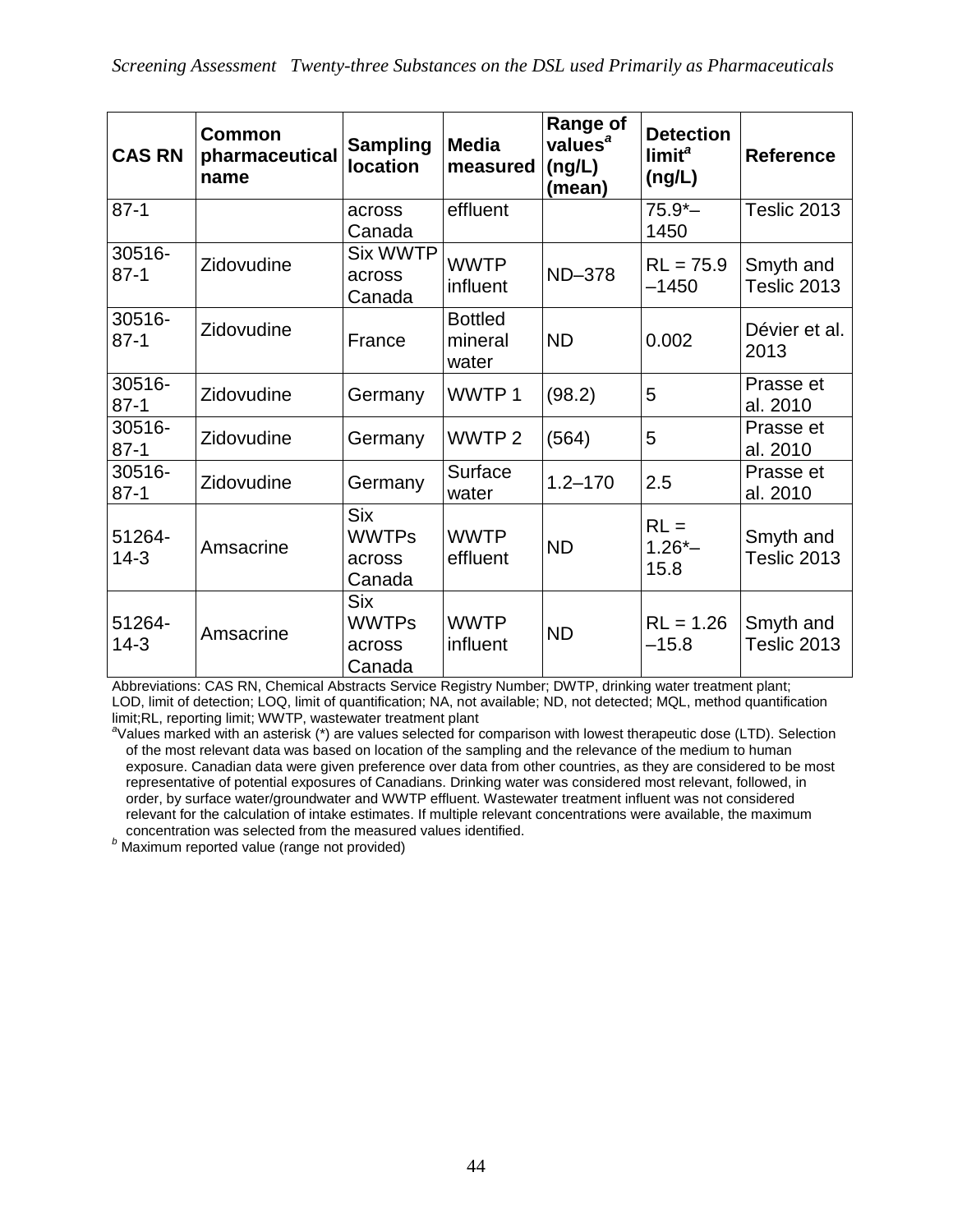| CAS RN | Common pharmaceutical name | Sampling location | Media measured | Range of values[a] (ng/L) (mean) | Detection limit[a] (ng/L) | Reference |
|---|---|---|---|---|---|---|
| 87-1 | | across Canada | effluent | | 75.9*–1450 | Teslic 2013 |
| 30516-87-1 | Zidovudine | Six WWTP across Canada | WWTP influent | ND–378 | RL = 75.9 –1450 | Smyth and Teslic 2013 |
| 30516-87-1 | Zidovudine | France | Bottled mineral water | ND | 0.002 | Dévier et al. 2013 |
| 30516-87-1 | Zidovudine | Germany | WWTP 1 | (98.2) | 5 | Prasse et al. 2010 |
| 30516-87-1 | Zidovudine | Germany | WWTP 2 | (564) | 5 | Prasse et al. 2010 |
| 30516-87-1 | Zidovudine | Germany | Surface water | 1.2–170 | 2.5 | Prasse et al. 2010 |
| 51264-14-3 | Amsacrine | Six WWTPs across Canada | WWTP effluent | ND | RL = 1.26*–15.8 | Smyth and Teslic 2013 |
| 51264-14-3 | Amsacrine | Six WWTPs across Canada | WWTP influent | ND | RL = 1.26 –15.8 | Smyth and Teslic 2013 |

Abbreviations: CAS RN, Chemical Abstracts Service Registry Number; DWTP, drinking water treatment plant; LOD, limit of detection; LOQ, limit of quantification; NA, not available; ND, not detected; MQL, method quantification limit;RL, reporting limit; WWTP, wastewater treatment plant

[a]Values marked with an asterisk (*) are values selected for comparison with lowest therapeutic dose (LTD). Selection of the most relevant data was based on location of the sampling and the relevance of the medium to human exposure. Canadian data were given preference over data from other countries, as they are considered to be most representative of potential exposures of Canadians. Drinking water was considered most relevant, followed, in order, by surface water/groundwater and WWTP effluent. Wastewater treatment influent was not considered relevant for the calculation of intake estimates. If multiple relevant concentrations were available, the maximum concentration was selected from the measured values identified.

[b] Maximum reported value (range not provided)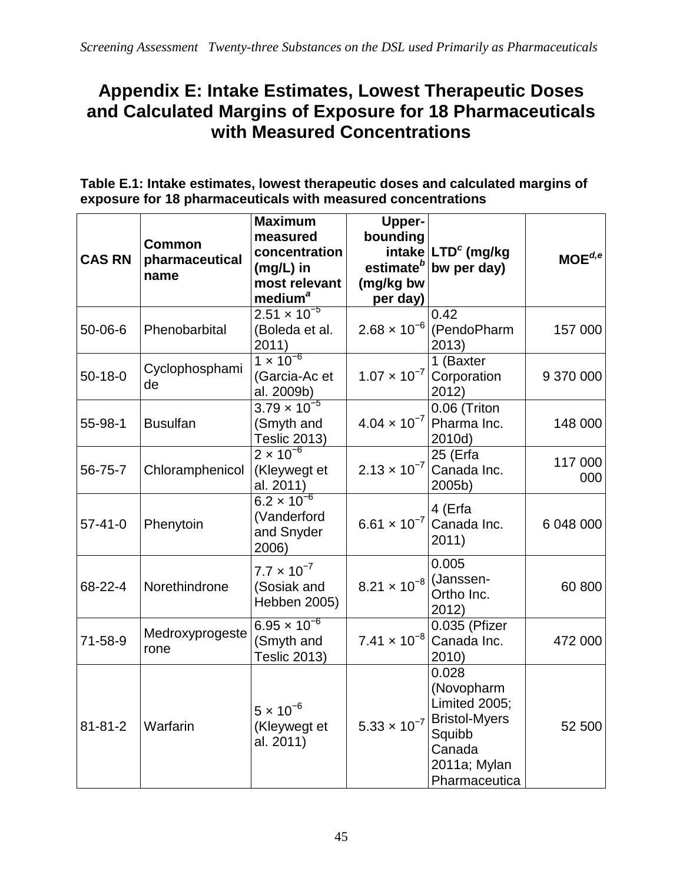# Appendix E: Intake Estimates, Lowest Therapeutic Doses and Calculated Margins of Exposure for 18 Pharmaceuticals with Measured Concentrations

**Table E.1: Intake estimates, lowest therapeutic doses and calculated margins of exposure for 18 pharmaceuticals with measured concentrations**

| CAS RN | Common pharmaceutical name | Maximum measured concentration (mg/L) in most relevant medium[a] | Upper-bounding intake estimate[b] (mg/kg bw per day) | LTD[c] (mg/kg bw per day) | MOE[d,e] |
|---|---|---|---|---|---|
| 50-06-6 | Phenobarbital | $2.51 \times 10^{-5}$ (Boleda et al. 2011) | $2.68 \times 10^{-6}$ | 0.42 (PendoPharm 2013) | 157 000 |
| 50-18-0 | Cyclophosphamide | $1 \times 10^{-6}$ (Garcia-Ac et al. 2009b) | $1.07 \times 10^{-7}$ | 1 (Baxter Corporation 2012) | 9 370 000 |
| 55-98-1 | Busulfan | $3.79 \times 10^{-5}$ (Smyth and Teslic 2013) | $4.04 \times 10^{-7}$ | 0.06 (Triton Pharma Inc. 2010d) | 148 000 |
| 56-75-7 | Chloramphenicol | $2 \times 10^{-6}$ (Kleywegt et al. 2011) | $2.13 \times 10^{-7}$ | 25 (Erfa Canada Inc. 2005b) | 117 000 000 |
| 57-41-0 | Phenytoin | $6.2 \times 10^{-6}$ (Vanderford and Snyder 2006) | $6.61 \times 10^{-7}$ | 4 (Erfa Canada Inc. 2011) | 6 048 000 |
| 68-22-4 | Norethindrone | $7.7 \times 10^{-7}$ (Sosiak and Hebben 2005) | $8.21 \times 10^{-8}$ | 0.005 (Janssen-Ortho Inc. 2012) | 60 800 |
| 71-58-9 | Medroxyprogesterone | $6.95 \times 10^{-6}$ (Smyth and Teslic 2013) | $7.41 \times 10^{-8}$ | 0.035 (Pfizer Canada Inc. 2010) | 472 000 |
| 81-81-2 | Warfarin | $5 \times 10^{-6}$ (Kleywegt et al. 2011) | $5.33 \times 10^{-7}$ | 0.028 (Novopharm Limited 2005; Bristol-Myers Squibb Canada 2011a; Mylan Pharmaceutica | 52 500 |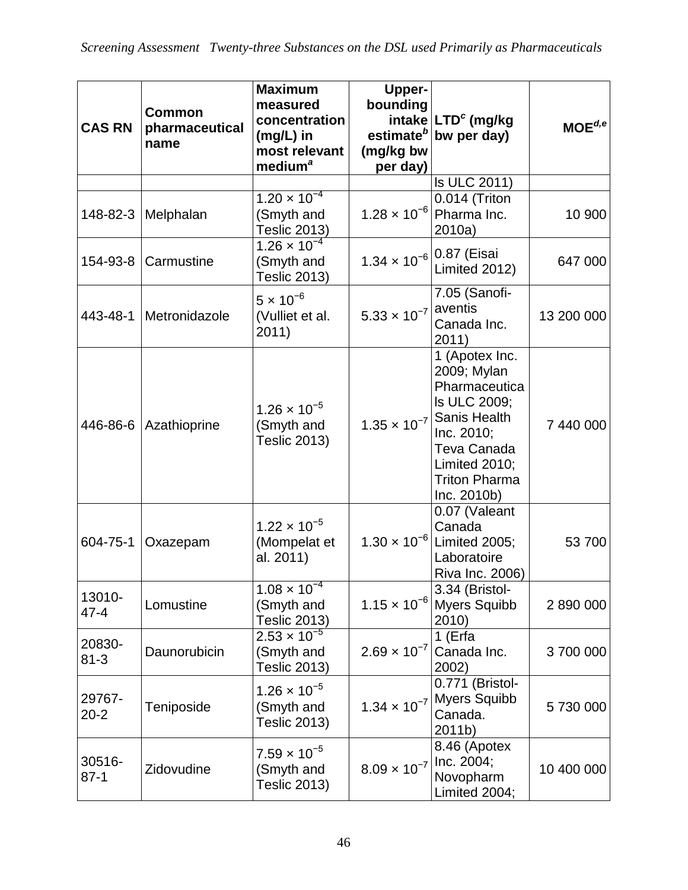| CAS RN | Common pharmaceutical name | Maximum measured concentration (mg/L) in most relevant medium[a] | Upper-bounding intake estimate[b] (mg/kg bw per day) | LTD[c] (mg/kg bw per day) | MOE[d,e] |
|---|---|---|---|---|---|
| | | | | ls ULC 2011) | |
| 148-82-3 | Melphalan | $1.20 \times 10^{-4}$ (Smyth and Teslic 2013) | $1.28 \times 10^{-6}$ | 0.014 (Triton Pharma Inc. 2010a) | 10 900 |
| 154-93-8 | Carmustine | $1.26 \times 10^{-4}$ (Smyth and Teslic 2013) | $1.34 \times 10^{-6}$ | 0.87 (Eisai Limited 2012) | 647 000 |
| 443-48-1 | Metronidazole | $5 \times 10^{-6}$ (Vulliet et al. 2011) | $5.33 \times 10^{-7}$ | 7.05 (Sanofi-aventis Canada Inc. 2011) | 13 200 000 |
| 446-86-6 | Azathioprine | $1.26 \times 10^{-5}$ (Smyth and Teslic 2013) | $1.35 \times 10^{-7}$ | 1 (Apotex Inc. 2009; Mylan Pharmaceuticals ULC 2009; Sanis Health Inc. 2010; Teva Canada Limited 2010; Triton Pharma Inc. 2010b) | 7 440 000 |
| 604-75-1 | Oxazepam | $1.22 \times 10^{-5}$ (Mompelat et al. 2011) | $1.30 \times 10^{-6}$ | 0.07 (Valeant Canada Limited 2005; Laboratoire Riva Inc. 2006) | 53 700 |
| 13010-47-4 | Lomustine | $1.08 \times 10^{-4}$ (Smyth and Teslic 2013) | $1.15 \times 10^{-6}$ | 3.34 (Bristol-Myers Squibb 2010) | 2 890 000 |
| 20830-81-3 | Daunorubicin | $2.53 \times 10^{-5}$ (Smyth and Teslic 2013) | $2.69 \times 10^{-7}$ | 1 (Erfa Canada Inc. 2002) | 3 700 000 |
| 29767-20-2 | Teniposide | $1.26 \times 10^{-5}$ (Smyth and Teslic 2013) | $1.34 \times 10^{-7}$ | 0.771 (Bristol-Myers Squibb Canada. 2011b) | 5 730 000 |
| 30516-87-1 | Zidovudine | $7.59 \times 10^{-5}$ (Smyth and Teslic 2013) | $8.09 \times 10^{-7}$ | 8.46 (Apotex Inc. 2004; Novopharm Limited 2004; | 10 400 000 |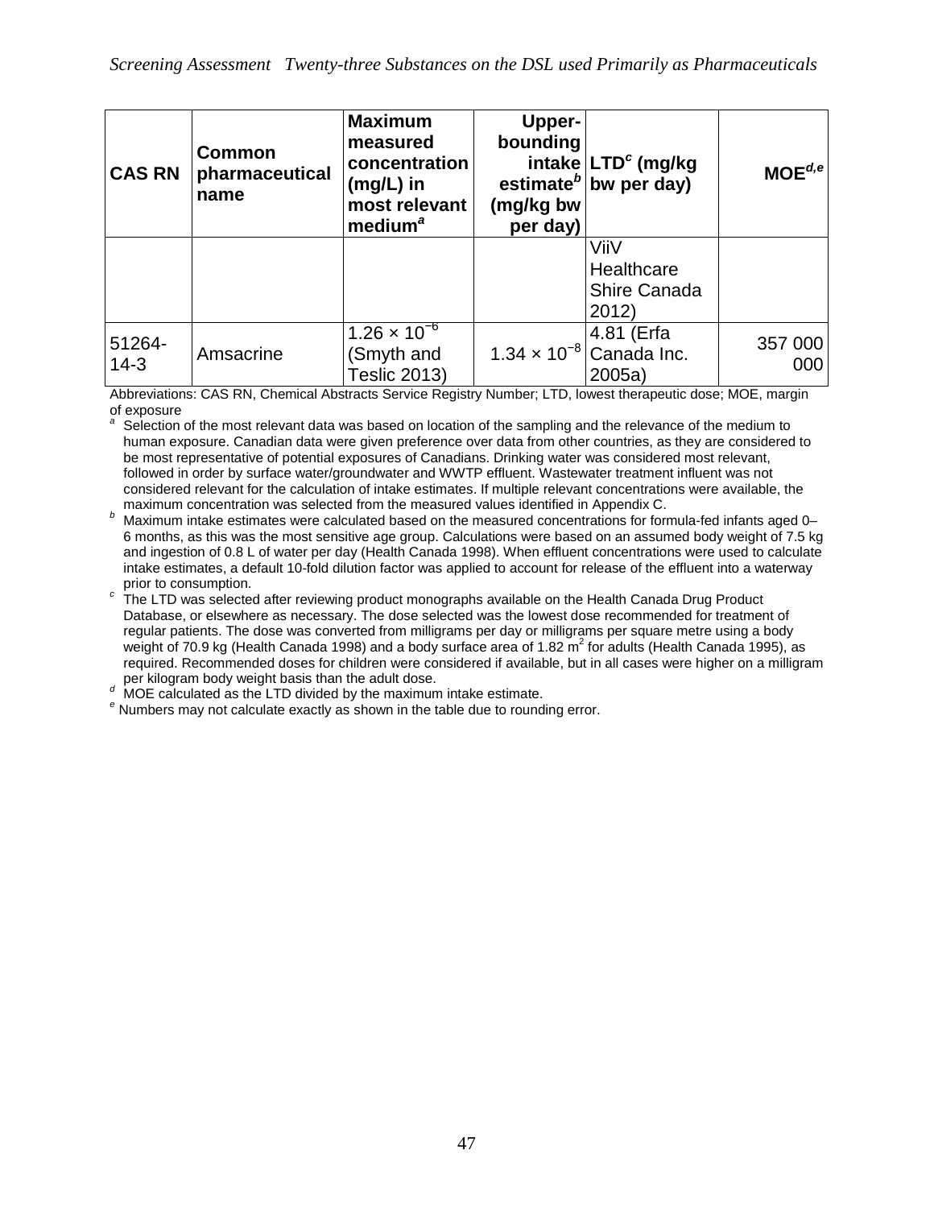| CAS RN | Common pharmaceutical name | Maximum measured concentration (mg/L) in most relevant medium[a] | Upper-bounding intake estimate[b] (mg/kg bw per day) | LTD[c] (mg/kg bw per day) | MOE[d,e] |
|---|---|---|---|---|---|
| | | | | ViiV Healthcare Shire Canada 2012) | |
| 51264-14-3 | Amsacrine | $1.26 \times 10^{-6}$ (Smyth and Teslic 2013) | $1.34 \times 10^{-8}$ | 4.81 (Erfa Canada Inc. 2005a) | 357 000 000 |

Abbreviations: CAS RN, Chemical Abstracts Service Registry Number; LTD, lowest therapeutic dose; MOE, margin of exposure

[a] Selection of the most relevant data was based on location of the sampling and the relevance of the medium to human exposure. Canadian data were given preference over data from other countries, as they are considered to be most representative of potential exposures of Canadians. Drinking water was considered most relevant, followed in order by surface water/groundwater and WWTP effluent. Wastewater treatment influent was not considered relevant for the calculation of intake estimates. If multiple relevant concentrations were available, the maximum concentration was selected from the measured values identified in Appendix C.

[b] Maximum intake estimates were calculated based on the measured concentrations for formula-fed infants aged 0–6 months, as this was the most sensitive age group. Calculations were based on an assumed body weight of 7.5 kg and ingestion of 0.8 L of water per day (Health Canada 1998). When effluent concentrations were used to calculate intake estimates, a default 10-fold dilution factor was applied to account for release of the effluent into a waterway prior to consumption.

[c] The LTD was selected after reviewing product monographs available on the Health Canada Drug Product Database, or elsewhere as necessary. The dose selected was the lowest dose recommended for treatment of regular patients. The dose was converted from milligrams per day or milligrams per square metre using a body weight of 70.9 kg (Health Canada 1998) and a body surface area of 1.82 $m^2$ for adults (Health Canada 1995), as required. Recommended doses for children were considered if available, but in all cases were higher on a milligram per kilogram body weight basis than the adult dose.

[d] MOE calculated as the LTD divided by the maximum intake estimate.

[e] Numbers may not calculate exactly as shown in the table due to rounding error.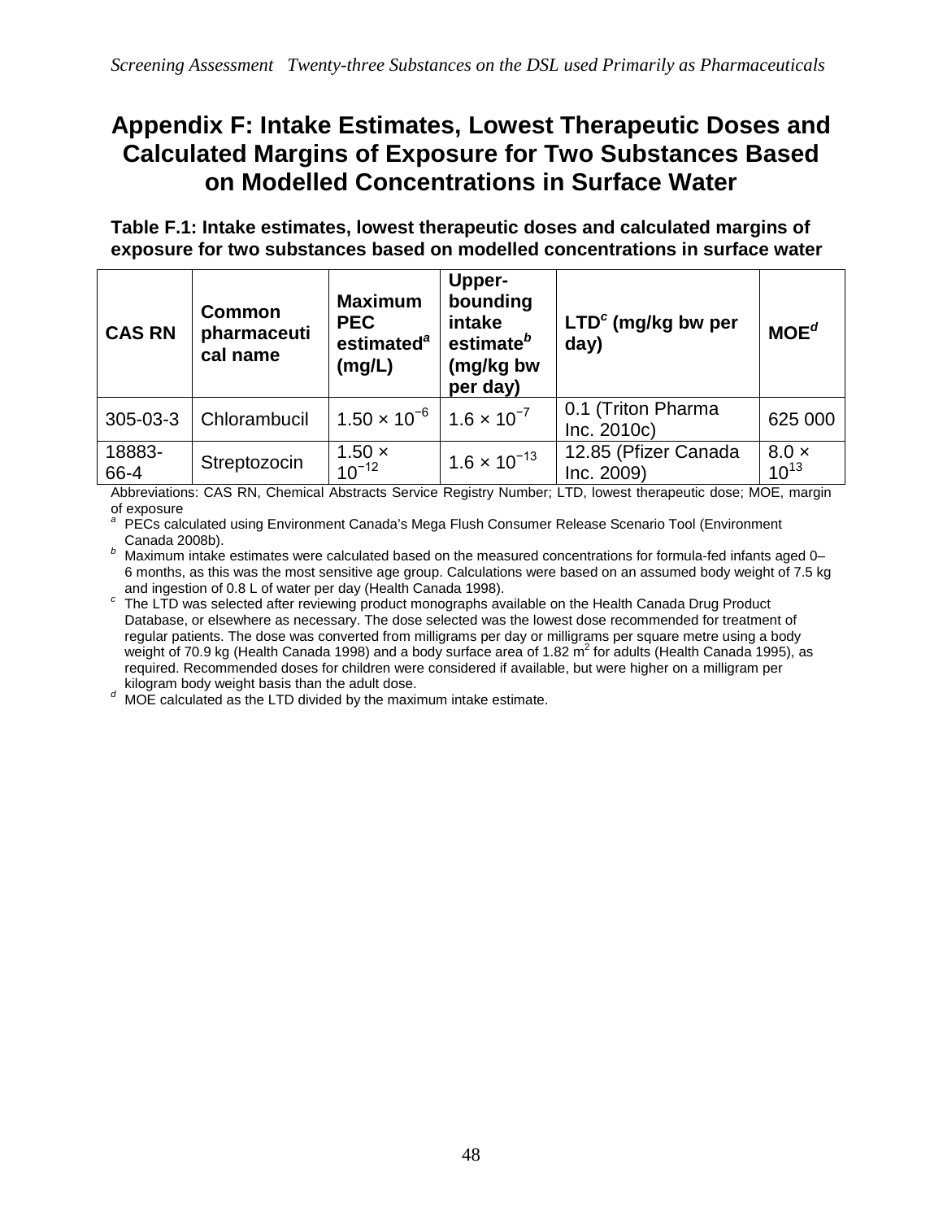# Appendix F: Intake Estimates, Lowest Therapeutic Doses and Calculated Margins of Exposure for Two Substances Based on Modelled Concentrations in Surface Water

**Table F.1: Intake estimates, lowest therapeutic doses and calculated margins of exposure for two substances based on modelled concentrations in surface water**

| CAS RN | Common pharmaceutical name | Maximum PEC estimated[a] (mg/L) | Upper-bounding intake estimate[b] (mg/kg bw per day) | LTD[c] (mg/kg bw per day) | MOE[d] |
|---|---|---|---|---|---|
| 305-03-3 | Chlorambucil | $1.50 \times 10^{-6}$ | $1.6 \times 10^{-7}$ | 0.1 (Triton Pharma Inc. 2010c) | 625 000 |
| 18883-66-4 | Streptozocin | $1.50 \times 10^{-12}$ | $1.6 \times 10^{-13}$ | 12.85 (Pfizer Canada Inc. 2009) | $8.0 \times 10^{13}$ |

Abbreviations: CAS RN, Chemical Abstracts Service Registry Number; LTD, lowest therapeutic dose; MOE, margin of exposure

[a] PECs calculated using Environment Canada's Mega Flush Consumer Release Scenario Tool (Environment Canada 2008b).

[b] Maximum intake estimates were calculated based on the measured concentrations for formula-fed infants aged 0–6 months, as this was the most sensitive age group. Calculations were based on an assumed body weight of 7.5 kg and ingestion of 0.8 L of water per day (Health Canada 1998).

[c] The LTD was selected after reviewing product monographs available on the Health Canada Drug Product Database, or elsewhere as necessary. The dose selected was the lowest dose recommended for treatment of regular patients. The dose was converted from milligrams per day or milligrams per square metre using a body weight of 70.9 kg (Health Canada 1998) and a body surface area of 1.82 $m^2$ for adults (Health Canada 1995), as required. Recommended doses for children were considered if available, but were higher on a milligram per kilogram body weight basis than the adult dose.

[d] MOE calculated as the LTD divided by the maximum intake estimate.